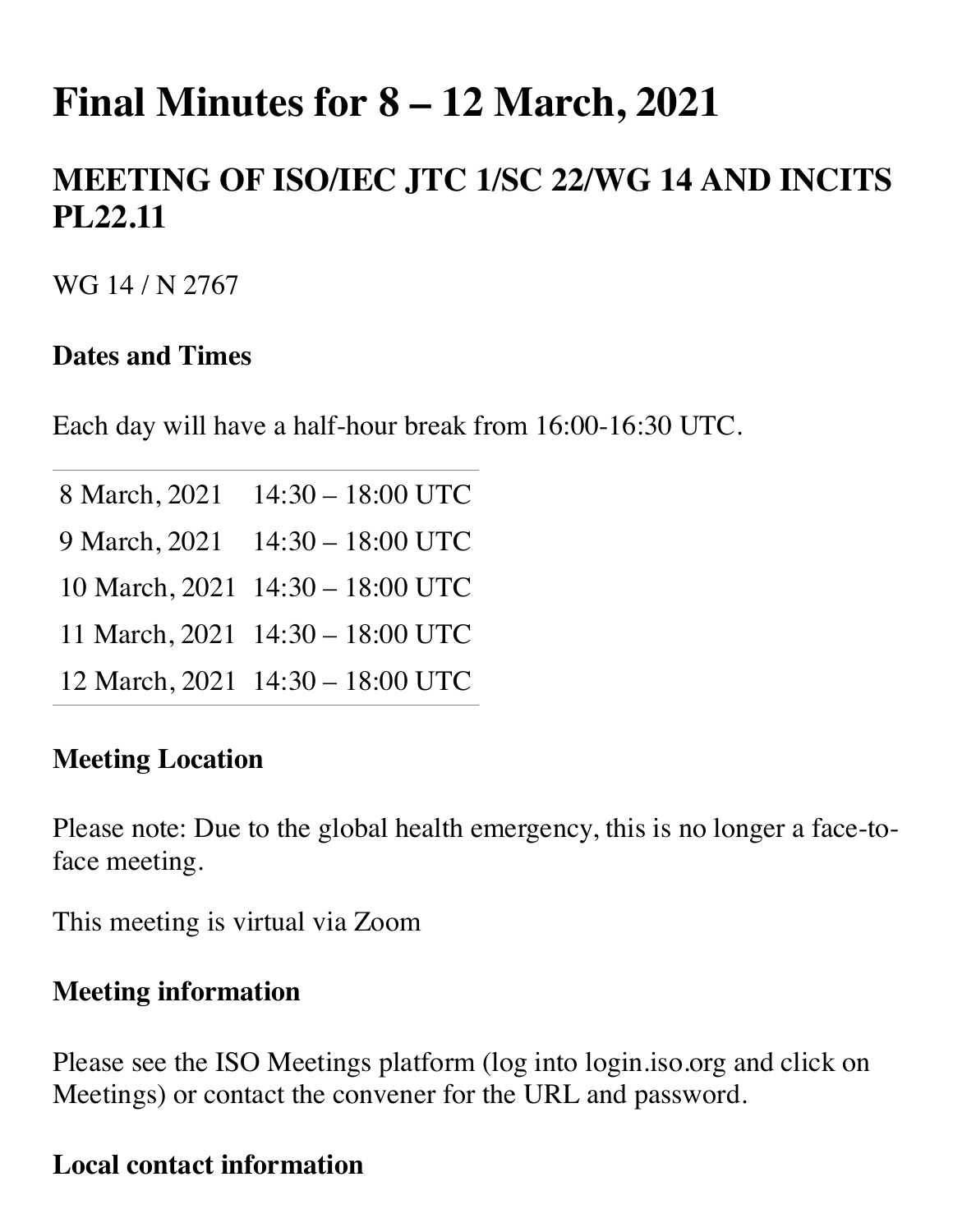# Final Minutes for 8 – 12 March, 2021

## MEETING OF ISO/IEC JTC 1/SC 22/WG 14 AND INCITS PL22.11

WG 14 / N 2767

### Dates and Times

Each day will have a half-hour break from 16:00-16:30 UTC.

| | |
|---|---|
| 8 March, 2021 | 14:30 – 18:00 UTC |
| 9 March, 2021 | 14:30 – 18:00 UTC |
| 10 March, 2021 | 14:30 – 18:00 UTC |
| 11 March, 2021 | 14:30 – 18:00 UTC |
| 12 March, 2021 | 14:30 – 18:00 UTC |

### Meeting Location

Please note: Due to the global health emergency, this is no longer a face-to-face meeting.

This meeting is virtual via Zoom

### Meeting information

Please see the ISO Meetings platform (log into login.iso.org and click on Meetings) or contact the convener for the URL and password.

### Local contact information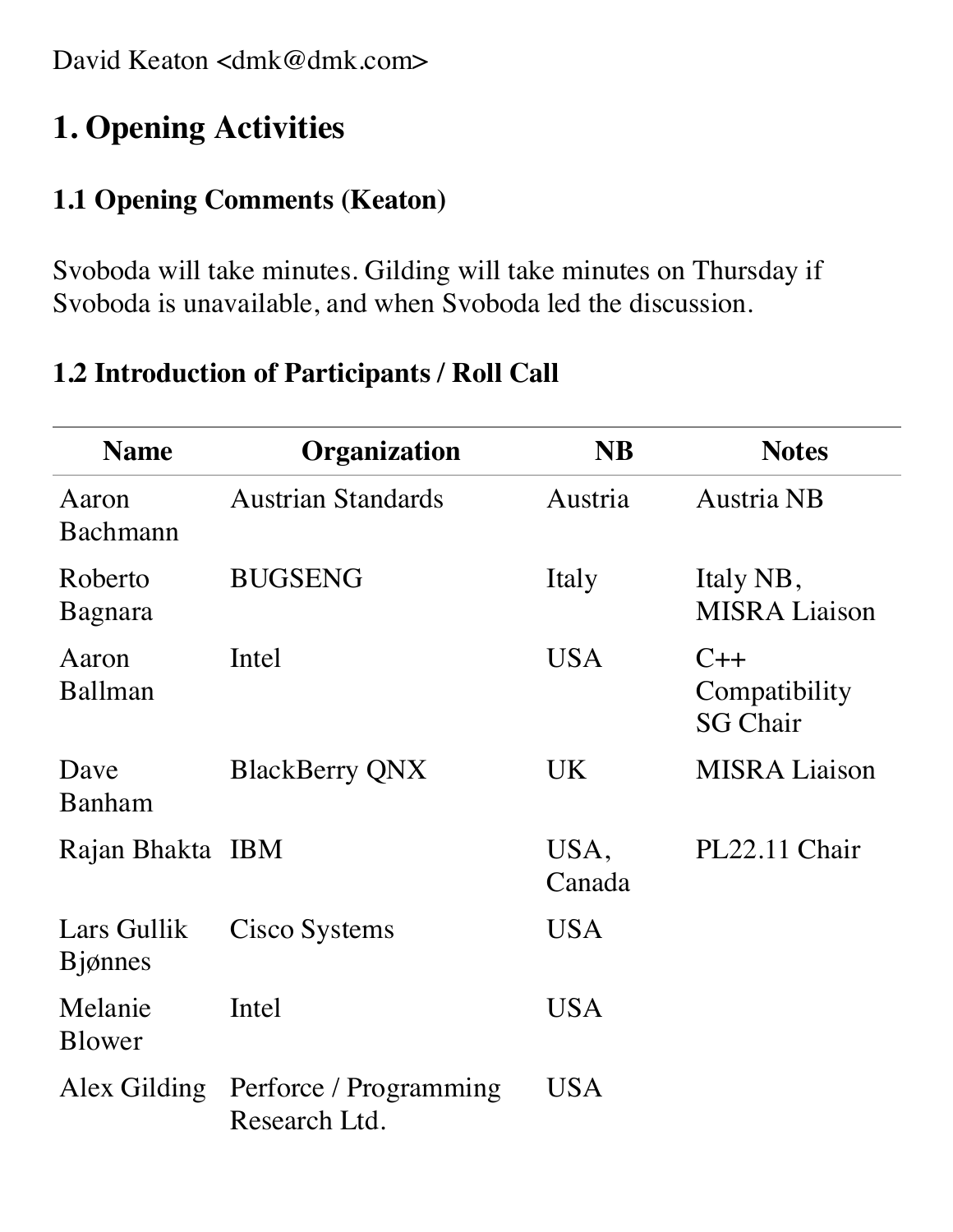David Keaton <dmk@dmk.com>

# 1. Opening Activities

## 1.1 Opening Comments (Keaton)

Svoboda will take minutes. Gilding will take minutes on Thursday if Svoboda is unavailable, and when Svoboda led the discussion.

## 1.2 Introduction of Participants / Roll Call

| Name | Organization | NB | Notes |
|---|---|---|---|
| Aaron Bachmann | Austrian Standards | Austria | Austria NB |
| Roberto Bagnara | BUGSENG | Italy | Italy NB, MISRA Liaison |
| Aaron Ballman | Intel | USA | C++ Compatibility SG Chair |
| Dave Banham | BlackBerry QNX | UK | MISRA Liaison |
| Rajan Bhakta | IBM | USA, Canada | PL22.11 Chair |
| Lars Gullik Bjønnes | Cisco Systems | USA | |
| Melanie Blower | Intel | USA | |
| Alex Gilding | Perforce / Programming Research Ltd. | USA | |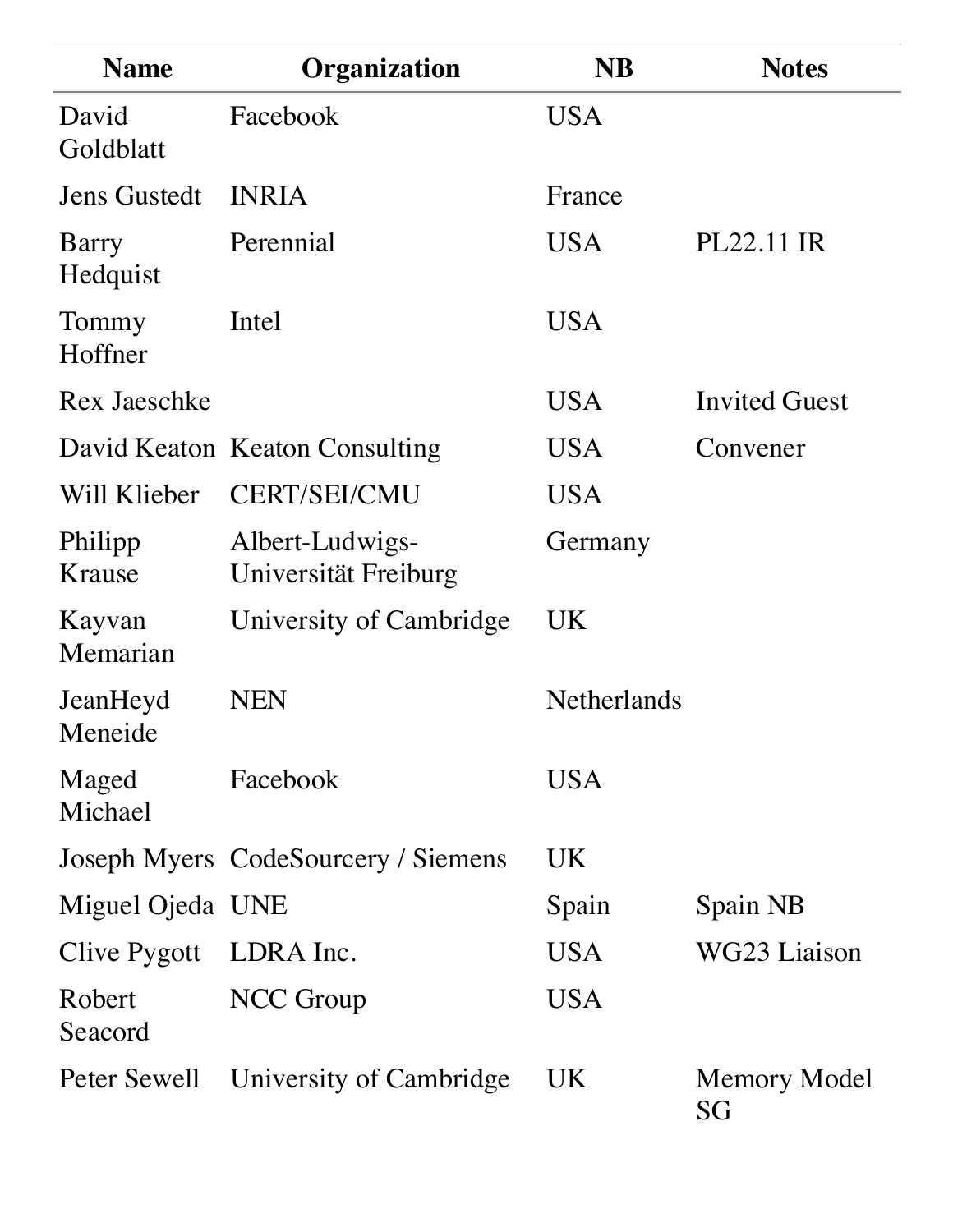| Name | Organization | NB | Notes |
|---|---|---|---|
| David Goldblatt | Facebook | USA | |
| Jens Gustedt | INRIA | France | |
| Barry Hedquist | Perennial | USA | PL22.11 IR |
| Tommy Hoffner | Intel | USA | |
| Rex Jaeschke | | USA | Invited Guest |
| David Keaton | Keaton Consulting | USA | Convener |
| Will Klieber | CERT/SEI/CMU | USA | |
| Philipp Krause | Albert-Ludwigs-Universität Freiburg | Germany | |
| Kayvan Memarian | University of Cambridge | UK | |
| JeanHeyd Meneide | NEN | Netherlands | |
| Maged Michael | Facebook | USA | |
| Joseph Myers | CodeSourcery / Siemens | UK | |
| Miguel Ojeda | UNE | Spain | Spain NB |
| Clive Pygott | LDRA Inc. | USA | WG23 Liaison |
| Robert Seacord | NCC Group | USA | |
| Peter Sewell | University of Cambridge | UK | Memory Model SG |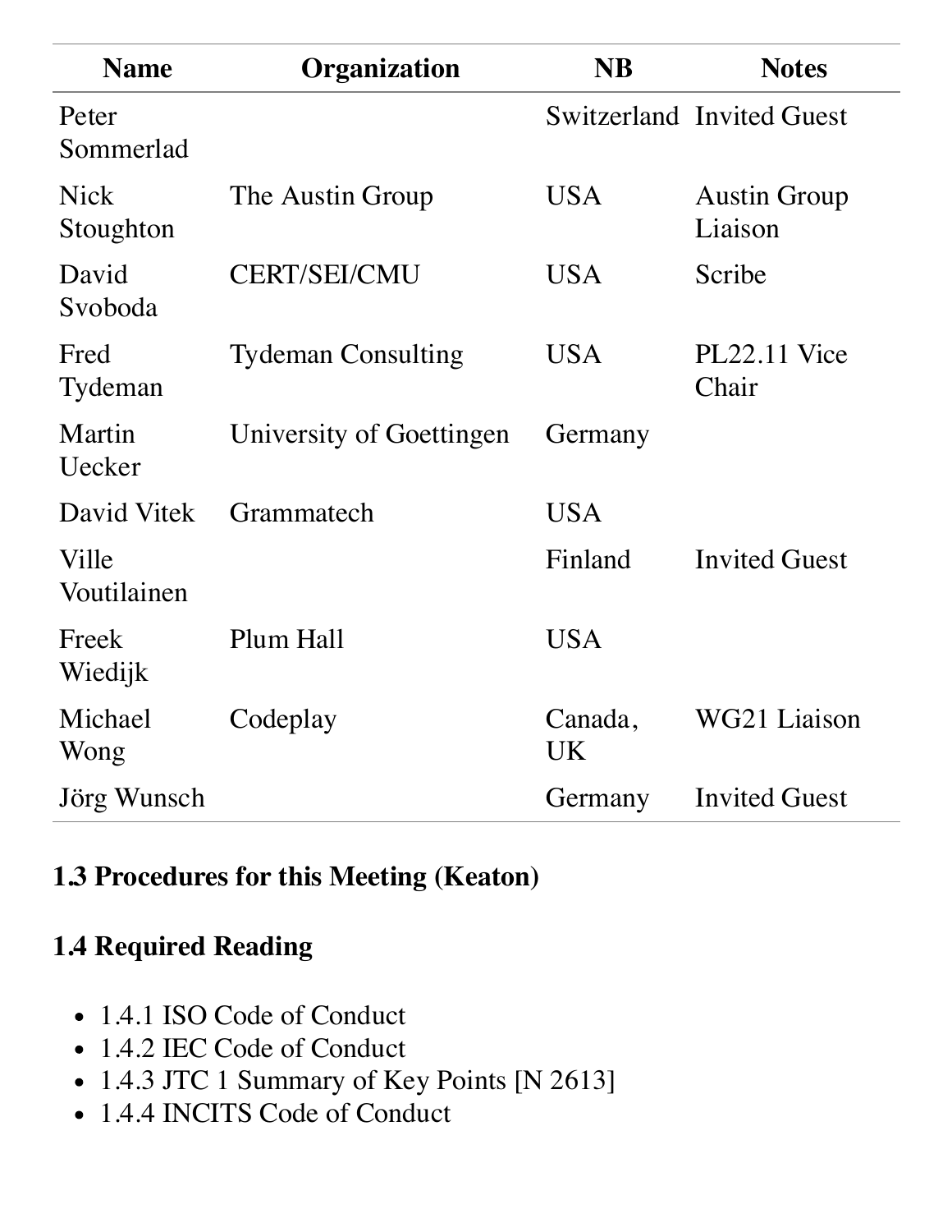| Name | Organization | NB | Notes |
| --- | --- | --- | --- |
| Peter Sommerlad | | Switzerland | Invited Guest |
| Nick Stoughton | The Austin Group | USA | Austin Group Liaison |
| David Svoboda | CERT/SEI/CMU | USA | Scribe |
| Fred Tydeman | Tydeman Consulting | USA | PL22.11 Vice Chair |
| Martin Uecker | University of Goettingen | Germany | |
| David Vitek | Grammatech | USA | |
| Ville Voutilainen | | Finland | Invited Guest |
| Freek Wiedijk | Plum Hall | USA | |
| Michael Wong | Codeplay | Canada, UK | WG21 Liaison |
| Jörg Wunsch | | Germany | Invited Guest |

### 1.3 Procedures for this Meeting (Keaton)

### 1.4 Required Reading

- 1.4.1 ISO Code of Conduct
- 1.4.2 IEC Code of Conduct
- 1.4.3 JTC 1 Summary of Key Points [N 2613]
- 1.4.4 INCITS Code of Conduct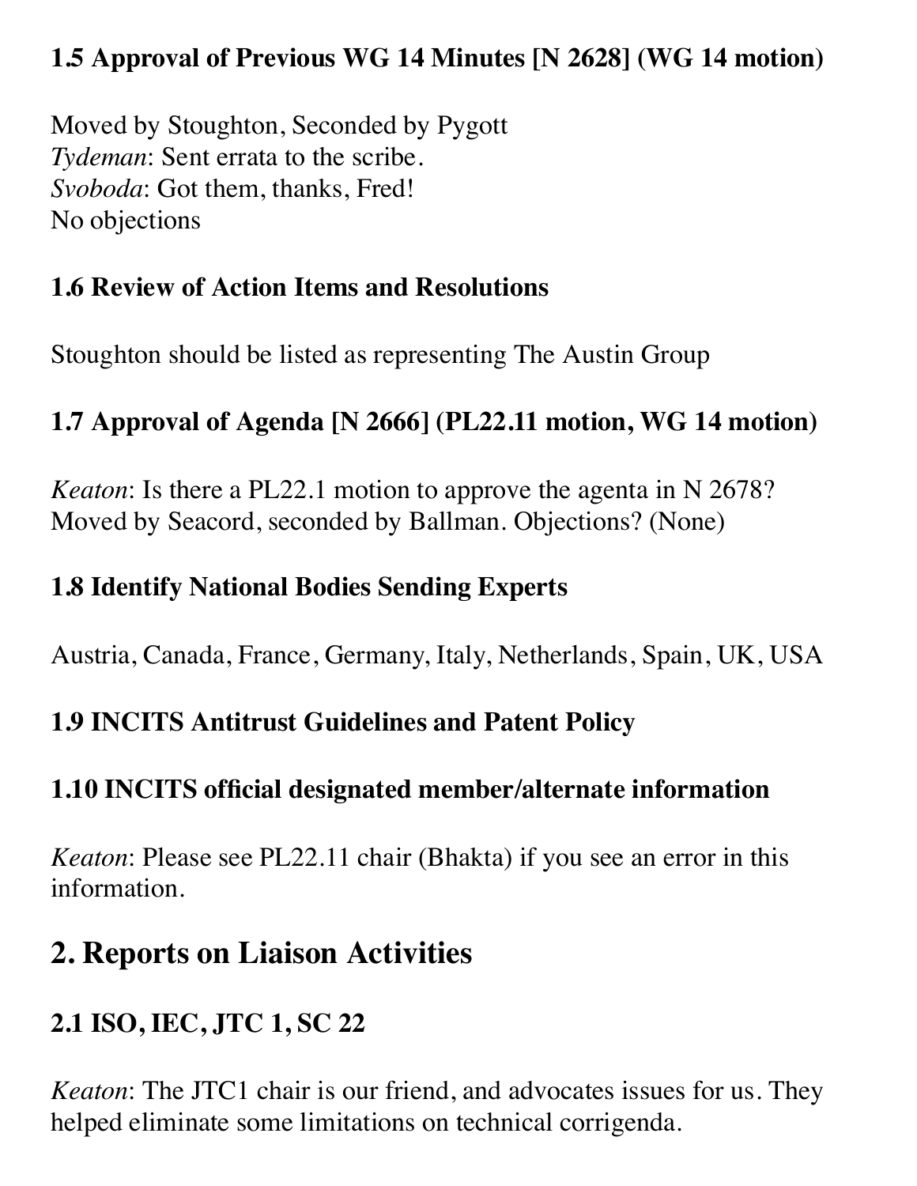### 1.5 Approval of Previous WG 14 Minutes [N 2628] (WG 14 motion)

Moved by Stoughton, Seconded by Pygott
*Tydeman*: Sent errata to the scribe.
*Svoboda*: Got them, thanks, Fred!
No objections

### 1.6 Review of Action Items and Resolutions

Stoughton should be listed as representing The Austin Group

### 1.7 Approval of Agenda [N 2666] (PL22.11 motion, WG 14 motion)

*Keaton*: Is there a PL22.1 motion to approve the agenta in N 2678?
Moved by Seacord, seconded by Ballman. Objections? (None)

### 1.8 Identify National Bodies Sending Experts

Austria, Canada, France, Germany, Italy, Netherlands, Spain, UK, USA

### 1.9 INCITS Antitrust Guidelines and Patent Policy

### 1.10 INCITS official designated member/alternate information

*Keaton*: Please see PL22.11 chair (Bhakta) if you see an error in this information.

## 2. Reports on Liaison Activities

### 2.1 ISO, IEC, JTC 1, SC 22

*Keaton*: The JTC1 chair is our friend, and advocates issues for us. They helped eliminate some limitations on technical corrigenda.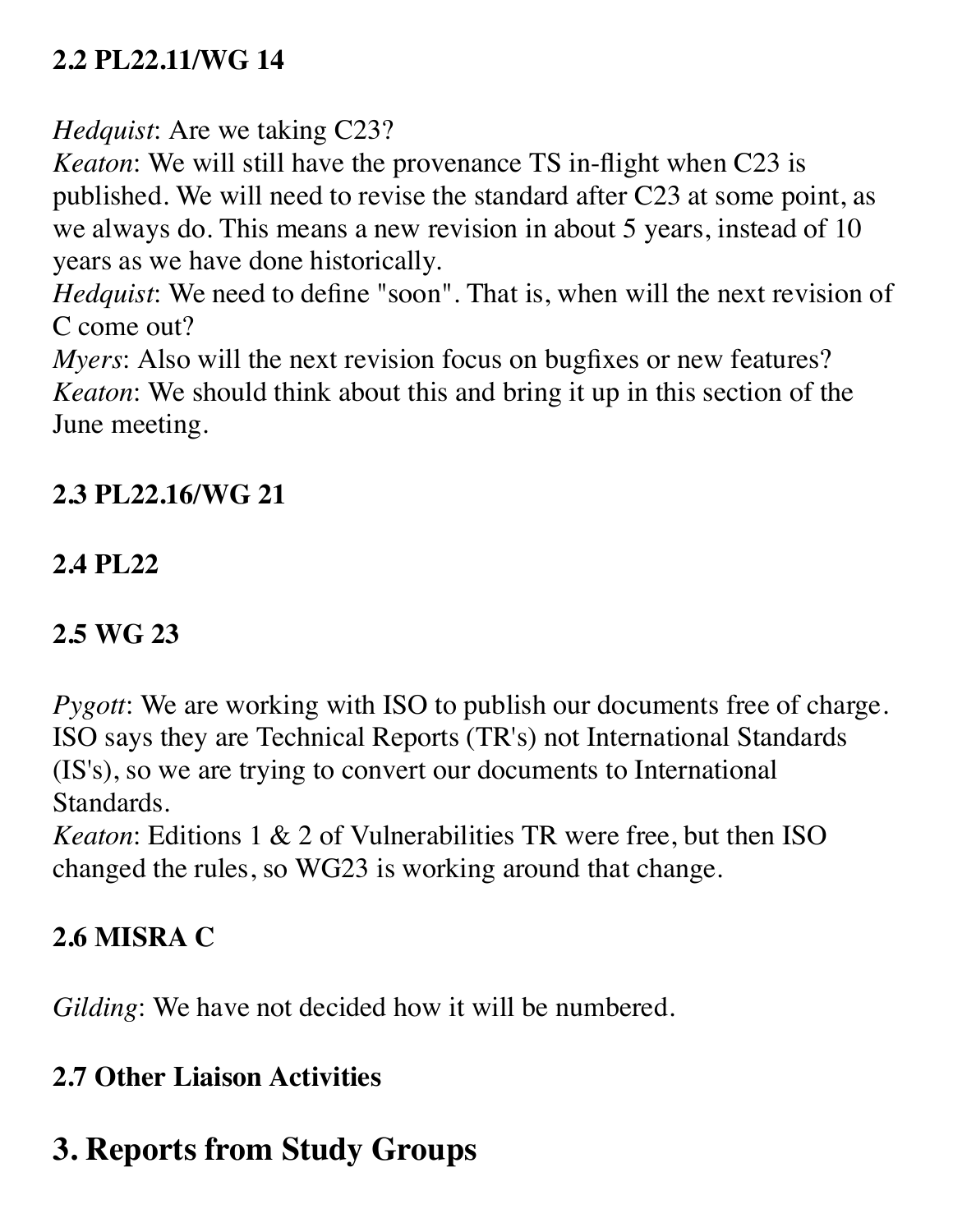### 2.2 PL22.11/WG 14

*Hedquist*: Are we taking C23?
*Keaton*: We will still have the provenance TS in-flight when C23 is published. We will need to revise the standard after C23 at some point, as we always do. This means a new revision in about 5 years, instead of 10 years as we have done historically.
*Hedquist*: We need to define "soon". That is, when will the next revision of C come out?
*Myers*: Also will the next revision focus on bugfixes or new features?
*Keaton*: We should think about this and bring it up in this section of the June meeting.

### 2.3 PL22.16/WG 21

### 2.4 PL22

### 2.5 WG 23

*Pygott*: We are working with ISO to publish our documents free of charge. ISO says they are Technical Reports (TR's) not International Standards (IS's), so we are trying to convert our documents to International Standards.
*Keaton*: Editions 1 & 2 of Vulnerabilities TR were free, but then ISO changed the rules, so WG23 is working around that change.

### 2.6 MISRA C

*Gilding*: We have not decided how it will be numbered.

### 2.7 Other Liaison Activities

## 3. Reports from Study Groups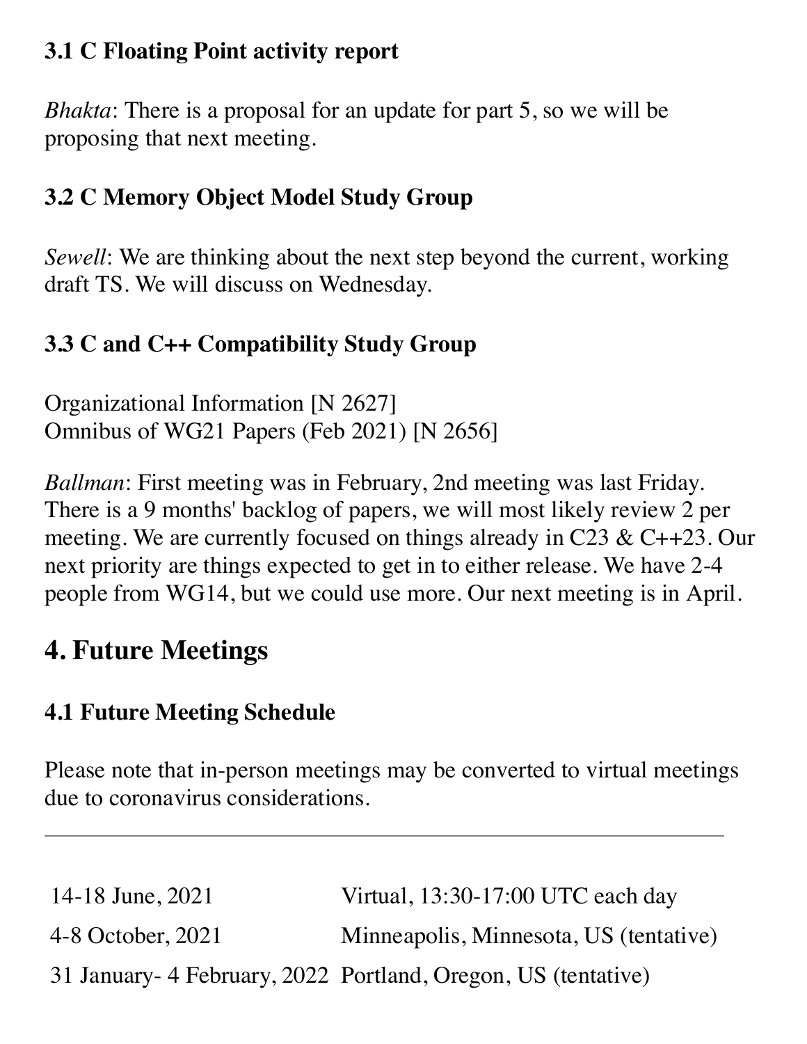### 3.1 C Floating Point activity report

*Bhakta*: There is a proposal for an update for part 5, so we will be proposing that next meeting.

### 3.2 C Memory Object Model Study Group

*Sewell*: We are thinking about the next step beyond the current, working draft TS. We will discuss on Wednesday.

### 3.3 C and C++ Compatibility Study Group

Organizational Information [N 2627]
Omnibus of WG21 Papers (Feb 2021) [N 2656]

*Ballman*: First meeting was in February, 2nd meeting was last Friday. There is a 9 months' backlog of papers, we will most likely review 2 per meeting. We are currently focused on things already in C23 & C++23. Our next priority are things expected to get in to either release. We have 2-4 people from WG14, but we could use more. Our next meeting is in April.

## 4. Future Meetings

### 4.1 Future Meeting Schedule

Please note that in-person meetings may be converted to virtual meetings due to coronavirus considerations.

---

| | |
|---|---|
| 14-18 June, 2021 | Virtual, 13:30-17:00 UTC each day |
| 4-8 October, 2021 | Minneapolis, Minnesota, US (tentative) |
| 31 January- 4 February, 2022 | Portland, Oregon, US (tentative) |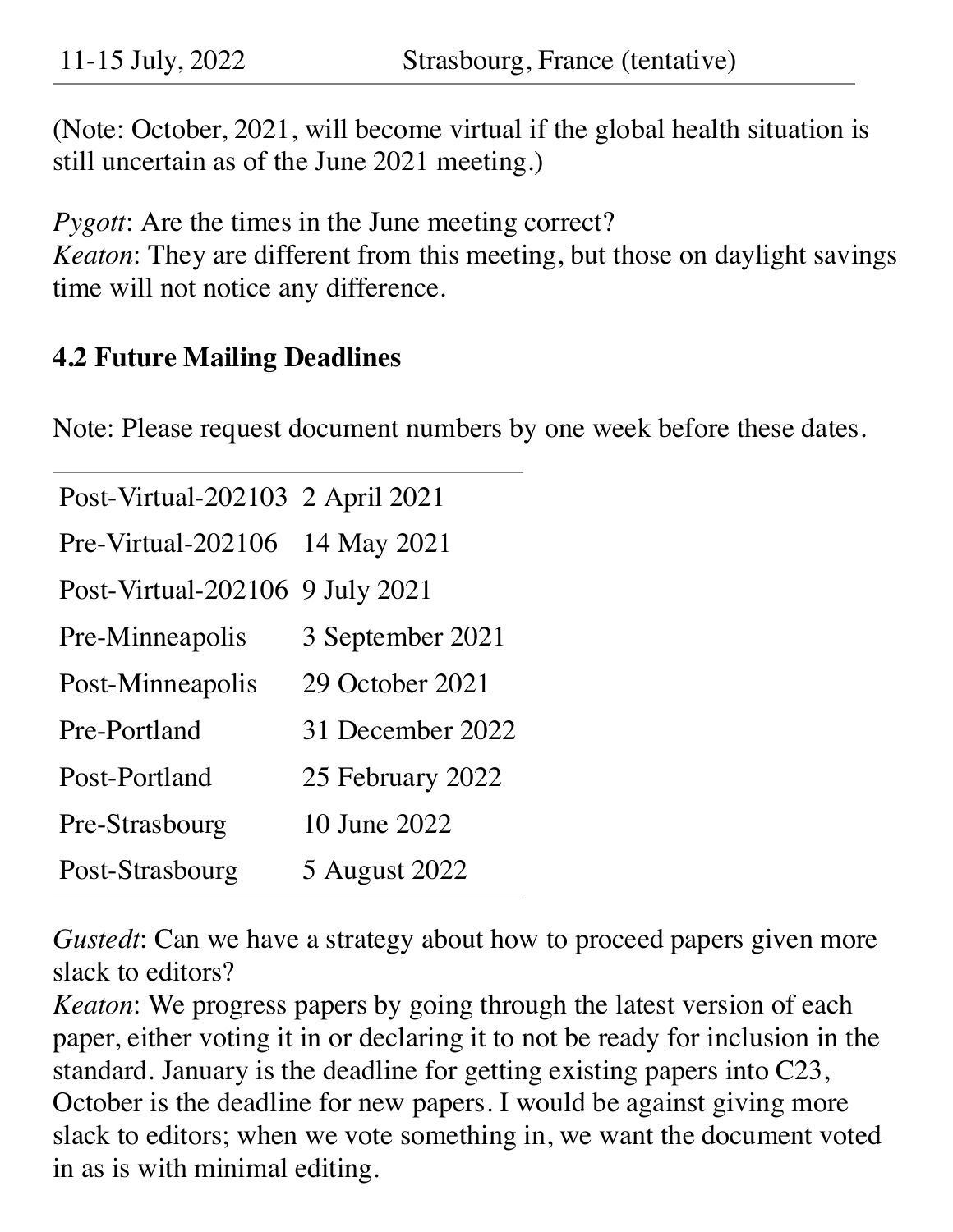| 11-15 July, 2022 | Strasbourg, France (tentative) |
|---|---|

(Note: October, 2021, will become virtual if the global health situation is still uncertain as of the June 2021 meeting.)

*Pygott*: Are the times in the June meeting correct?
*Keaton*: They are different from this meeting, but those on daylight savings time will not notice any difference.

### 4.2 Future Mailing Deadlines

Note: Please request document numbers by one week before these dates.

| | |
|---|---|
| Post-Virtual-202103 | 2 April 2021 |
| Pre-Virtual-202106 | 14 May 2021 |
| Post-Virtual-202106 | 9 July 2021 |
| Pre-Minneapolis | 3 September 2021 |
| Post-Minneapolis | 29 October 2021 |
| Pre-Portland | 31 December 2022 |
| Post-Portland | 25 February 2022 |
| Pre-Strasbourg | 10 June 2022 |
| Post-Strasbourg | 5 August 2022 |

*Gustedt*: Can we have a strategy about how to proceed papers given more slack to editors?
*Keaton*: We progress papers by going through the latest version of each paper, either voting it in or declaring it to not be ready for inclusion in the standard. January is the deadline for getting existing papers into C23, October is the deadline for new papers. I would be against giving more slack to editors; when we vote something in, we want the document voted in as is with minimal editing.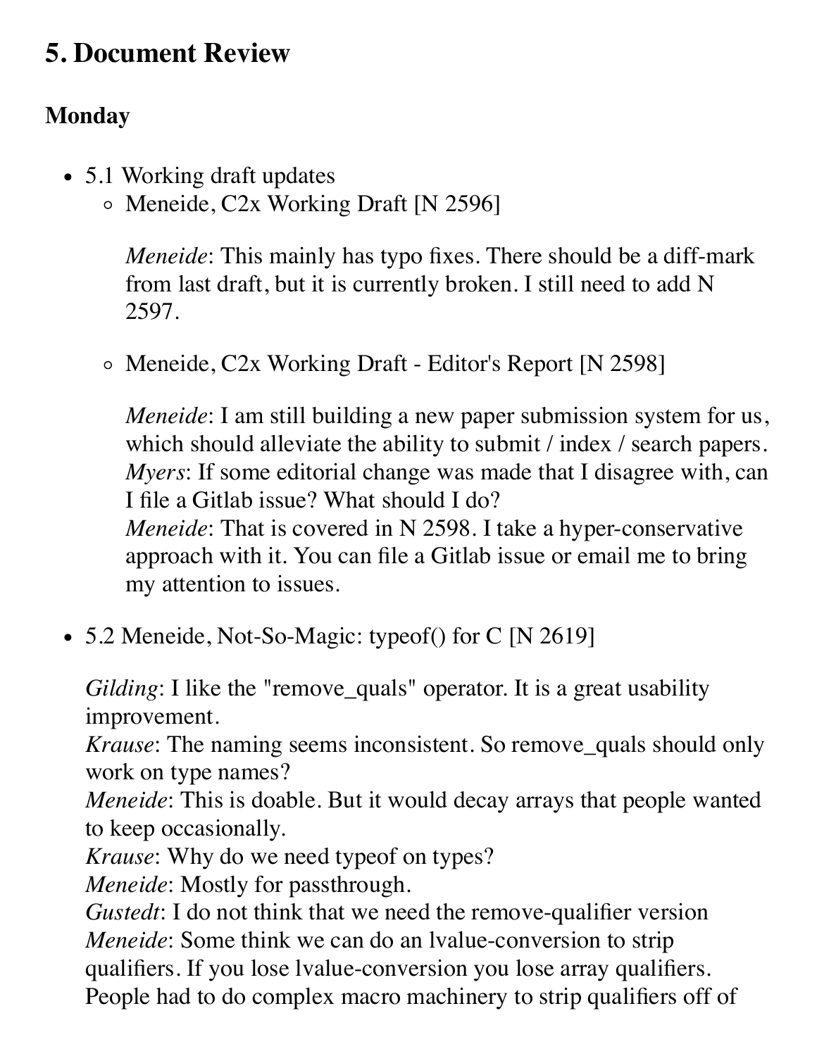## 5. Document Review

### Monday

- 5.1 Working draft updates
  - Meneide, C2x Working Draft [N 2596]

    *Meneide*: This mainly has typo fixes. There should be a diff-mark from last draft, but it is currently broken. I still need to add N 2597.

  - Meneide, C2x Working Draft - Editor's Report [N 2598]

    *Meneide*: I am still building a new paper submission system for us, which should alleviate the ability to submit / index / search papers.
    *Myers*: If some editorial change was made that I disagree with, can I file a Gitlab issue? What should I do?
    *Meneide*: That is covered in N 2598. I take a hyper-conservative approach with it. You can file a Gitlab issue or email me to bring my attention to issues.

- 5.2 Meneide, Not-So-Magic: typeof() for C [N 2619]

  *Gilding*: I like the "remove_quals" operator. It is a great usability improvement.
  *Krause*: The naming seems inconsistent. So remove_quals should only work on type names?
  *Meneide*: This is doable. But it would decay arrays that people wanted to keep occasionally.
  *Krause*: Why do we need typeof on types?
  *Meneide*: Mostly for passthrough.
  *Gustedt*: I do not think that we need the remove-qualifier version
  *Meneide*: Some think we can do an lvalue-conversion to strip qualifiers. If you lose lvalue-conversion you lose array qualifiers. People had to do complex macro machinery to strip qualifiers off of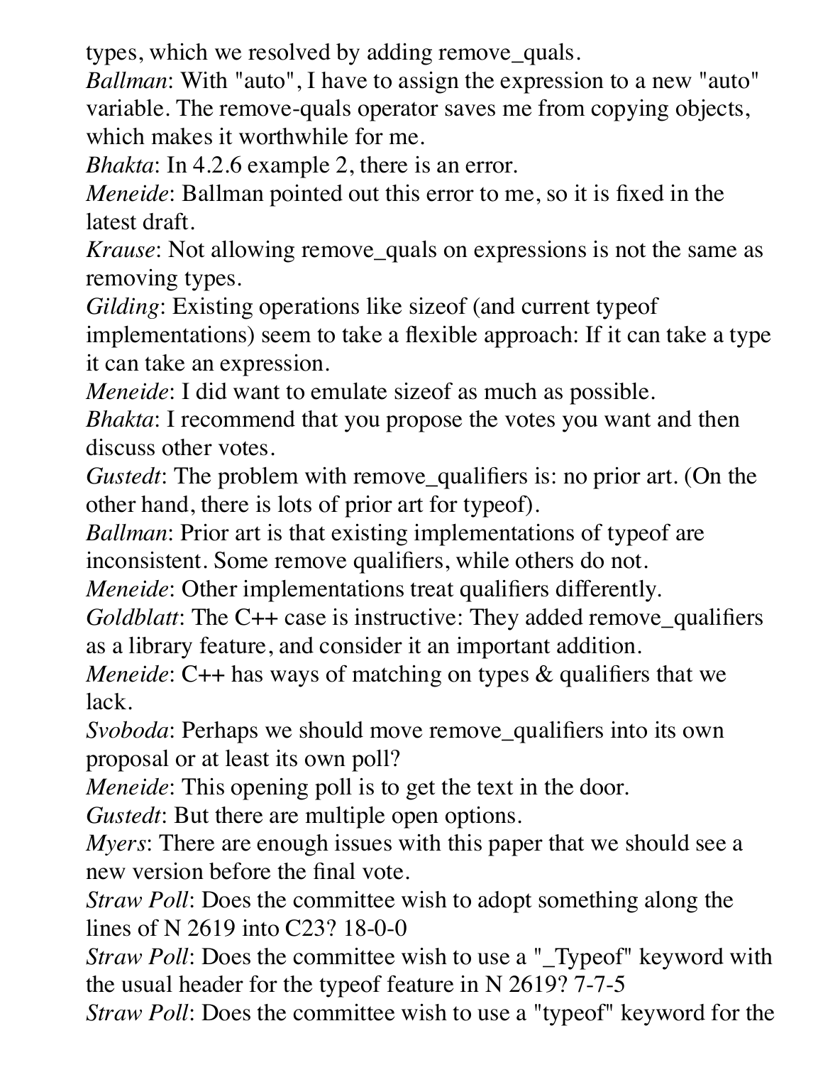types, which we resolved by adding remove_quals.

*Ballman*: With "auto", I have to assign the expression to a new "auto" variable. The remove-quals operator saves me from copying objects, which makes it worthwhile for me.

*Bhakta*: In 4.2.6 example 2, there is an error.

*Meneide*: Ballman pointed out this error to me, so it is fixed in the latest draft.

*Krause*: Not allowing remove_quals on expressions is not the same as removing types.

*Gilding*: Existing operations like sizeof (and current typeof implementations) seem to take a flexible approach: If it can take a type it can take an expression.

*Meneide*: I did want to emulate sizeof as much as possible.

*Bhakta*: I recommend that you propose the votes you want and then discuss other votes.

*Gustedt*: The problem with remove_qualifiers is: no prior art. (On the other hand, there is lots of prior art for typeof).

*Ballman*: Prior art is that existing implementations of typeof are inconsistent. Some remove qualifiers, while others do not.

*Meneide*: Other implementations treat qualifiers differently.

*Goldblatt*: The C++ case is instructive: They added remove_qualifiers as a library feature, and consider it an important addition.

*Meneide*: C++ has ways of matching on types & qualifiers that we lack.

*Svoboda*: Perhaps we should move remove_qualifiers into its own proposal or at least its own poll?

*Meneide*: This opening poll is to get the text in the door.

*Gustedt*: But there are multiple open options.

*Myers*: There are enough issues with this paper that we should see a new version before the final vote.

*Straw Poll*: Does the committee wish to adopt something along the lines of N 2619 into C23? 18-0-0

*Straw Poll*: Does the committee wish to use a "_Typeof" keyword with the usual header for the typeof feature in N 2619? 7-7-5

*Straw Poll*: Does the committee wish to use a "typeof" keyword for the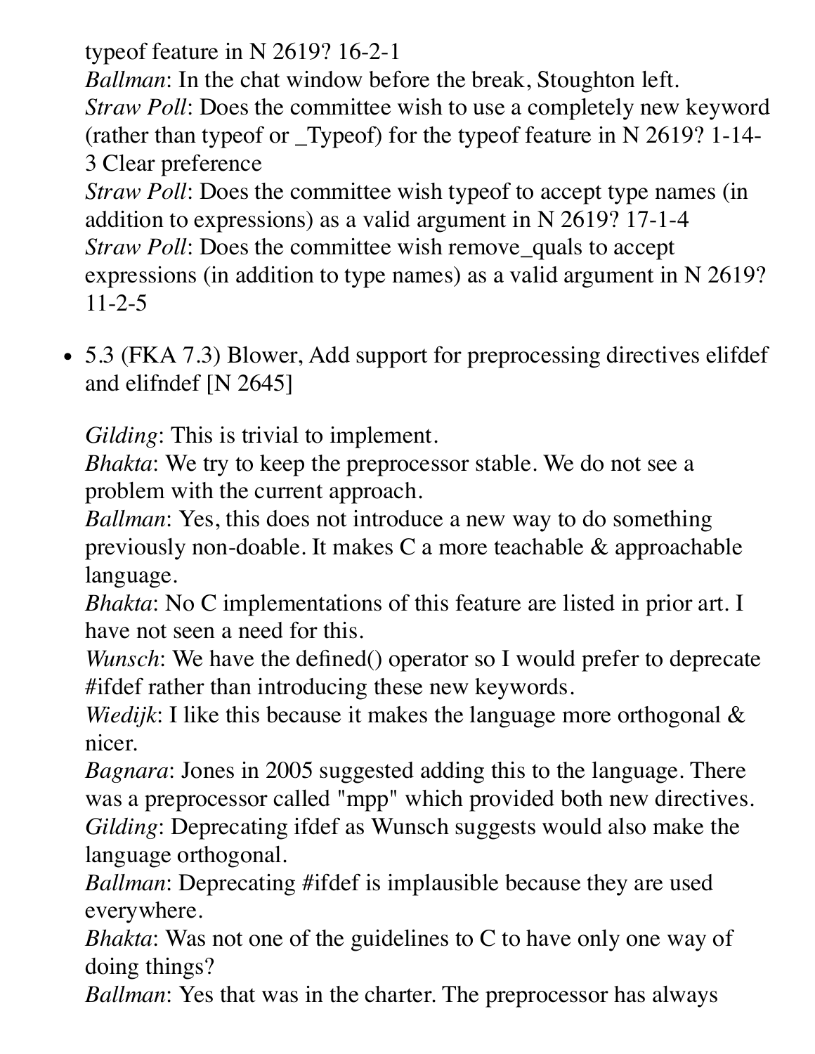typeof feature in N 2619? 16-2-1

*Ballman*: In the chat window before the break, Stoughton left.

*Straw Poll*: Does the committee wish to use a completely new keyword (rather than typeof or _Typeof) for the typeof feature in N 2619? 1-14-3 Clear preference

*Straw Poll*: Does the committee wish typeof to accept type names (in addition to expressions) as a valid argument in N 2619? 17-1-4

*Straw Poll*: Does the committee wish remove_quals to accept expressions (in addition to type names) as a valid argument in N 2619? 11-2-5

- 5.3 (FKA 7.3) Blower, Add support for preprocessing directives elifdef and elifndef [N 2645]

  *Gilding*: This is trivial to implement.
  *Bhakta*: We try to keep the preprocessor stable. We do not see a problem with the current approach.
  *Ballman*: Yes, this does not introduce a new way to do something previously non-doable. It makes C a more teachable & approachable language.
  *Bhakta*: No C implementations of this feature are listed in prior art. I have not seen a need for this.
  *Wunsch*: We have the defined() operator so I would prefer to deprecate #ifdef rather than introducing these new keywords.
  *Wiedijk*: I like this because it makes the language more orthogonal & nicer.
  *Bagnara*: Jones in 2005 suggested adding this to the language. There was a preprocessor called "mpp" which provided both new directives.
  *Gilding*: Deprecating ifdef as Wunsch suggests would also make the language orthogonal.
  *Ballman*: Deprecating #ifdef is implausible because they are used everywhere.
  *Bhakta*: Was not one of the guidelines to C to have only one way of doing things?
  *Ballman*: Yes that was in the charter. The preprocessor has always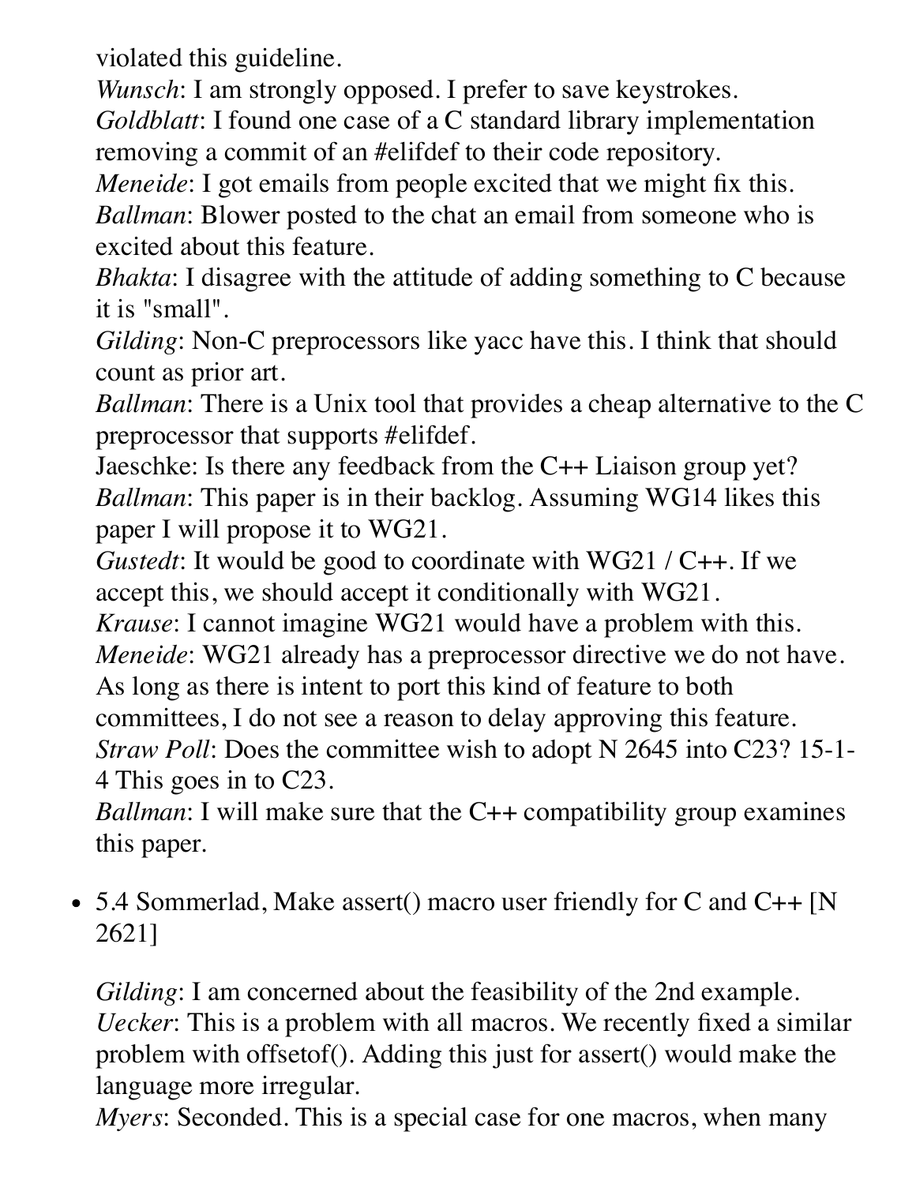violated this guideline.
*Wunsch*: I am strongly opposed. I prefer to save keystrokes.
*Goldblatt*: I found one case of a C standard library implementation removing a commit of an #elifdef to their code repository.
*Meneide*: I got emails from people excited that we might fix this.
*Ballman*: Blower posted to the chat an email from someone who is excited about this feature.
*Bhakta*: I disagree with the attitude of adding something to C because it is "small".
*Gilding*: Non-C preprocessors like yacc have this. I think that should count as prior art.
*Ballman*: There is a Unix tool that provides a cheap alternative to the C preprocessor that supports #elifdef.
Jaeschke: Is there any feedback from the C++ Liaison group yet?
*Ballman*: This paper is in their backlog. Assuming WG14 likes this paper I will propose it to WG21.
*Gustedt*: It would be good to coordinate with WG21 / C++. If we accept this, we should accept it conditionally with WG21.
*Krause*: I cannot imagine WG21 would have a problem with this.
*Meneide*: WG21 already has a preprocessor directive we do not have. As long as there is intent to port this kind of feature to both committees, I do not see a reason to delay approving this feature.
*Straw Poll*: Does the committee wish to adopt N 2645 into C23? 15-1-4 This goes in to C23.
*Ballman*: I will make sure that the C++ compatibility group examines this paper.

- 5.4 Sommerlad, Make assert() macro user friendly for C and C++ [N 2621]

  *Gilding*: I am concerned about the feasibility of the 2nd example.
  *Uecker*: This is a problem with all macros. We recently fixed a similar problem with offsetof(). Adding this just for assert() would make the language more irregular.
  *Myers*: Seconded. This is a special case for one macros, when many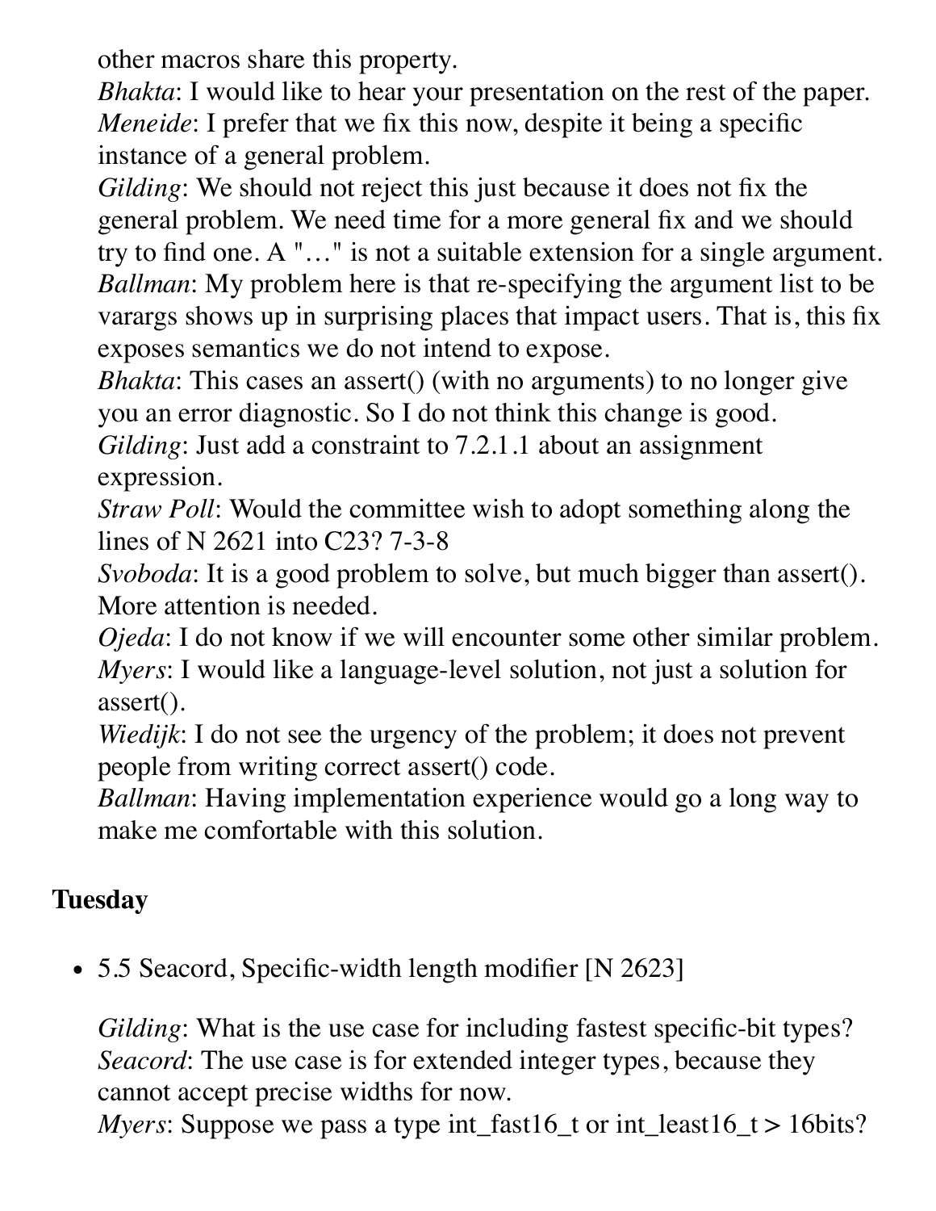other macros share this property.
*Bhakta*: I would like to hear your presentation on the rest of the paper.
*Meneide*: I prefer that we fix this now, despite it being a specific instance of a general problem.
*Gilding*: We should not reject this just because it does not fix the general problem. We need time for a more general fix and we should try to find one. A "…" is not a suitable extension for a single argument.
*Ballman*: My problem here is that re-specifying the argument list to be varargs shows up in surprising places that impact users. That is, this fix exposes semantics we do not intend to expose.
*Bhakta*: This cases an assert() (with no arguments) to no longer give you an error diagnostic. So I do not think this change is good.
*Gilding*: Just add a constraint to 7.2.1.1 about an assignment expression.
*Straw Poll*: Would the committee wish to adopt something along the lines of N 2621 into C23? 7-3-8
*Svoboda*: It is a good problem to solve, but much bigger than assert(). More attention is needed.
*Ojeda*: I do not know if we will encounter some other similar problem.
*Myers*: I would like a language-level solution, not just a solution for assert().
*Wiedijk*: I do not see the urgency of the problem; it does not prevent people from writing correct assert() code.
*Ballman*: Having implementation experience would go a long way to make me comfortable with this solution.

## Tuesday

- 5.5 Seacord, Specific-width length modifier [N 2623]

  *Gilding*: What is the use case for including fastest specific-bit types?
  *Seacord*: The use case is for extended integer types, because they cannot accept precise widths for now.
  *Myers*: Suppose we pass a type int_fast16_t or int_least16_t > 16bits?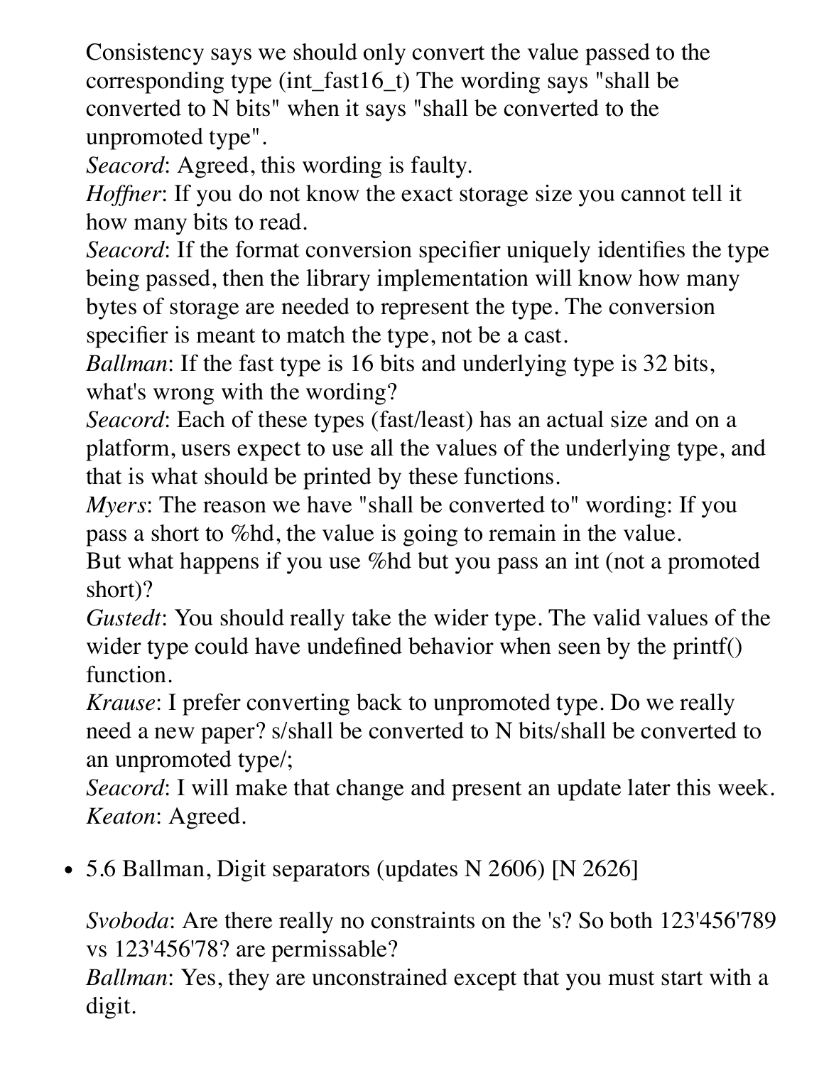Consistency says we should only convert the value passed to the corresponding type (int_fast16_t) The wording says "shall be converted to N bits" when it says "shall be converted to the unpromoted type".

*Seacord*: Agreed, this wording is faulty.

*Hoffner*: If you do not know the exact storage size you cannot tell it how many bits to read.

*Seacord*: If the format conversion specifier uniquely identifies the type being passed, then the library implementation will know how many bytes of storage are needed to represent the type. The conversion specifier is meant to match the type, not be a cast.

*Ballman*: If the fast type is 16 bits and underlying type is 32 bits, what's wrong with the wording?

*Seacord*: Each of these types (fast/least) has an actual size and on a platform, users expect to use all the values of the underlying type, and that is what should be printed by these functions.

*Myers*: The reason we have "shall be converted to" wording: If you pass a short to %hd, the value is going to remain in the value.
But what happens if you use %hd but you pass an int (not a promoted short)?

*Gustedt*: You should really take the wider type. The valid values of the wider type could have undefined behavior when seen by the printf() function.

*Krause*: I prefer converting back to unpromoted type. Do we really need a new paper? s/shall be converted to N bits/shall be converted to an unpromoted type/;

*Seacord*: I will make that change and present an update later this week.

*Keaton*: Agreed.

- 5.6 Ballman, Digit separators (updates N 2606) [N 2626]

  *Svoboda*: Are there really no constraints on the 's? So both 123'456'789 vs 123'456'78? are permissable?

  *Ballman*: Yes, they are unconstrained except that you must start with a digit.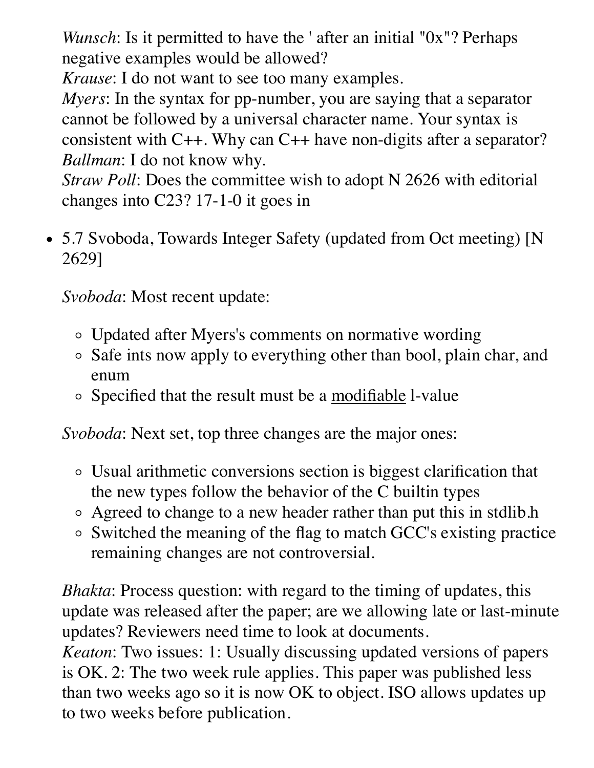*Wunsch*: Is it permitted to have the ' after an initial "0x"? Perhaps negative examples would be allowed?
*Krause*: I do not want to see too many examples.
*Myers*: In the syntax for pp-number, you are saying that a separator cannot be followed by a universal character name. Your syntax is consistent with C++. Why can C++ have non-digits after a separator?
*Ballman*: I do not know why.
*Straw Poll*: Does the committee wish to adopt N 2626 with editorial changes into C23? 17-1-0 it goes in

- 5.7 Svoboda, Towards Integer Safety (updated from Oct meeting) [N 2629]

  *Svoboda*: Most recent update:

  - Updated after Myers's comments on normative wording
  - Safe ints now apply to everything other than bool, plain char, and enum
  - Specified that the result must be a modifiable l-value

  *Svoboda*: Next set, top three changes are the major ones:

  - Usual arithmetic conversions section is biggest clarification that the new types follow the behavior of the C builtin types
  - Agreed to change to a new header rather than put this in stdlib.h
  - Switched the meaning of the flag to match GCC's existing practice remaining changes are not controversial.

  *Bhakta*: Process question: with regard to the timing of updates, this update was released after the paper; are we allowing late or last-minute updates? Reviewers need time to look at documents.
  *Keaton*: Two issues: 1: Usually discussing updated versions of papers is OK. 2: The two week rule applies. This paper was published less than two weeks ago so it is now OK to object. ISO allows updates up to two weeks before publication.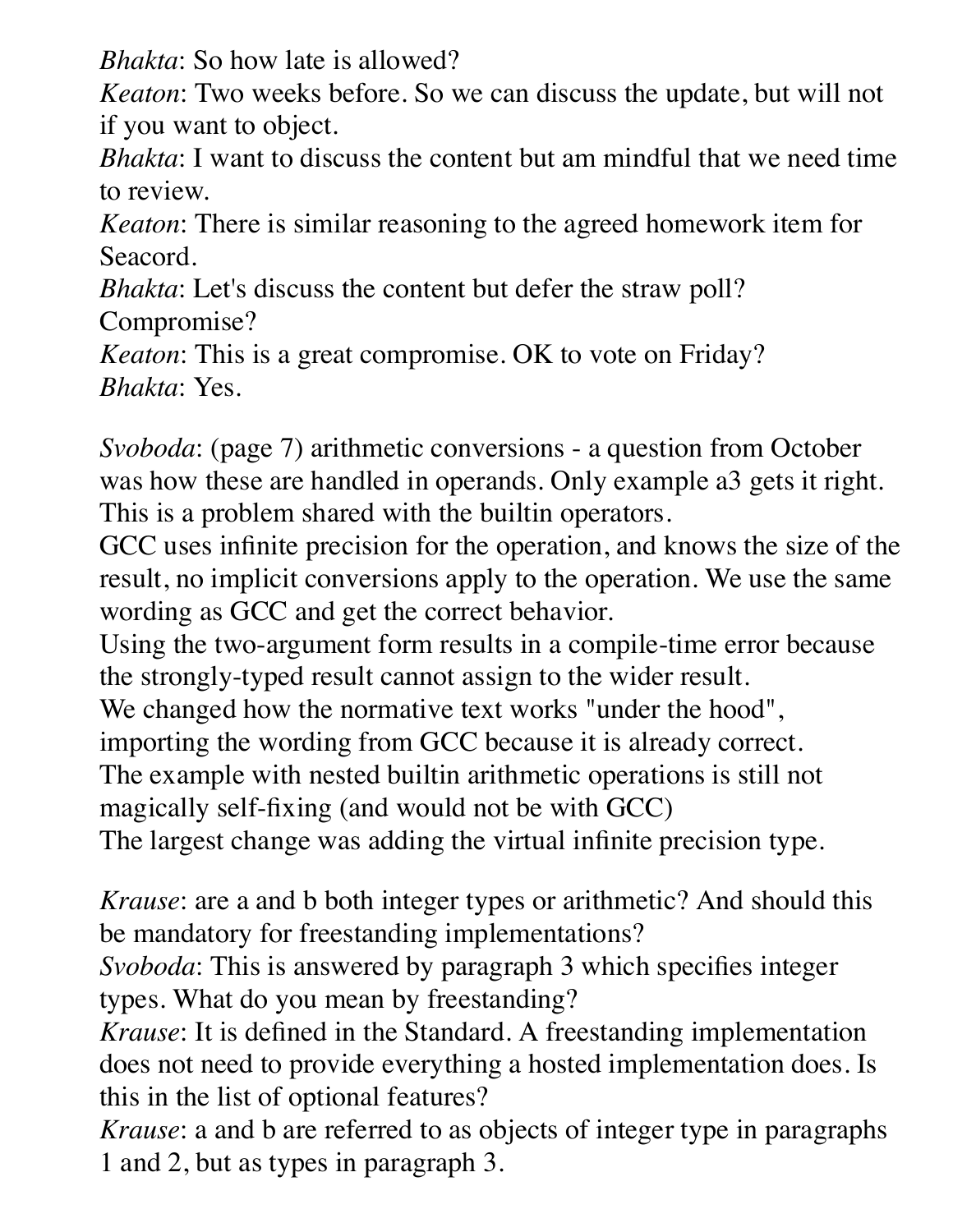*Bhakta*: So how late is allowed?
*Keaton*: Two weeks before. So we can discuss the update, but will not if you want to object.
*Bhakta*: I want to discuss the content but am mindful that we need time to review.
*Keaton*: There is similar reasoning to the agreed homework item for Seacord.
*Bhakta*: Let's discuss the content but defer the straw poll? Compromise?
*Keaton*: This is a great compromise. OK to vote on Friday?
*Bhakta*: Yes.

*Svoboda*: (page 7) arithmetic conversions - a question from October was how these are handled in operands. Only example a3 gets it right. This is a problem shared with the builtin operators.
GCC uses infinite precision for the operation, and knows the size of the result, no implicit conversions apply to the operation. We use the same wording as GCC and get the correct behavior.
Using the two-argument form results in a compile-time error because the strongly-typed result cannot assign to the wider result.
We changed how the normative text works "under the hood", importing the wording from GCC because it is already correct.
The example with nested builtin arithmetic operations is still not magically self-fixing (and would not be with GCC)
The largest change was adding the virtual infinite precision type.

*Krause*: are a and b both integer types or arithmetic? And should this be mandatory for freestanding implementations?
*Svoboda*: This is answered by paragraph 3 which specifies integer types. What do you mean by freestanding?
*Krause*: It is defined in the Standard. A freestanding implementation does not need to provide everything a hosted implementation does. Is this in the list of optional features?
*Krause*: a and b are referred to as objects of integer type in paragraphs 1 and 2, but as types in paragraph 3.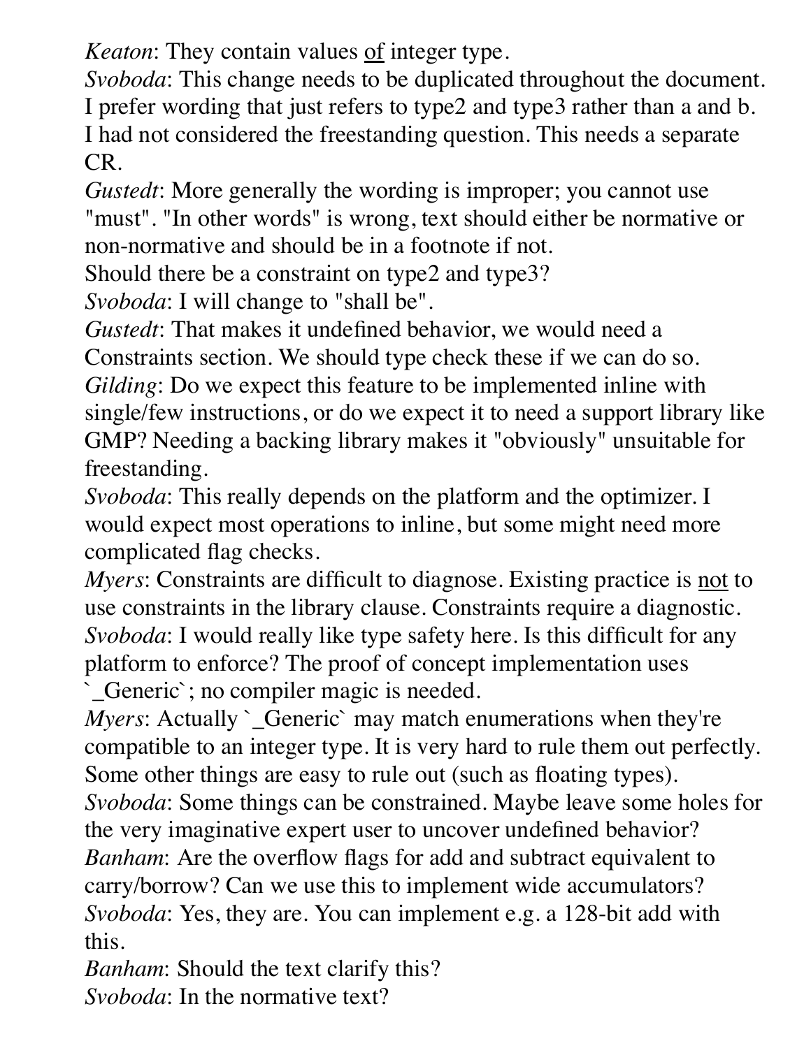*Keaton*: They contain values <u>of</u> integer type.
*Svoboda*: This change needs to be duplicated throughout the document. I prefer wording that just refers to type2 and type3 rather than a and b. I had not considered the freestanding question. This needs a separate CR.
*Gustedt*: More generally the wording is improper; you cannot use "must". "In other words" is wrong, text should either be normative or non-normative and should be in a footnote if not.
Should there be a constraint on type2 and type3?
*Svoboda*: I will change to "shall be".
*Gustedt*: That makes it undefined behavior, we would need a Constraints section. We should type check these if we can do so.
*Gilding*: Do we expect this feature to be implemented inline with single/few instructions, or do we expect it to need a support library like GMP? Needing a backing library makes it "obviously" unsuitable for freestanding.
*Svoboda*: This really depends on the platform and the optimizer. I would expect most operations to inline, but some might need more complicated flag checks.
*Myers*: Constraints are difficult to diagnose. Existing practice is <u>not</u> to use constraints in the library clause. Constraints require a diagnostic.
*Svoboda*: I would really like type safety here. Is this difficult for any platform to enforce? The proof of concept implementation uses `_Generic`; no compiler magic is needed.
*Myers*: Actually `_Generic` may match enumerations when they're compatible to an integer type. It is very hard to rule them out perfectly. Some other things are easy to rule out (such as floating types).
*Svoboda*: Some things can be constrained. Maybe leave some holes for the very imaginative expert user to uncover undefined behavior?
*Banham*: Are the overflow flags for add and subtract equivalent to carry/borrow? Can we use this to implement wide accumulators?
*Svoboda*: Yes, they are. You can implement e.g. a 128-bit add with this.
*Banham*: Should the text clarify this?
*Svoboda*: In the normative text?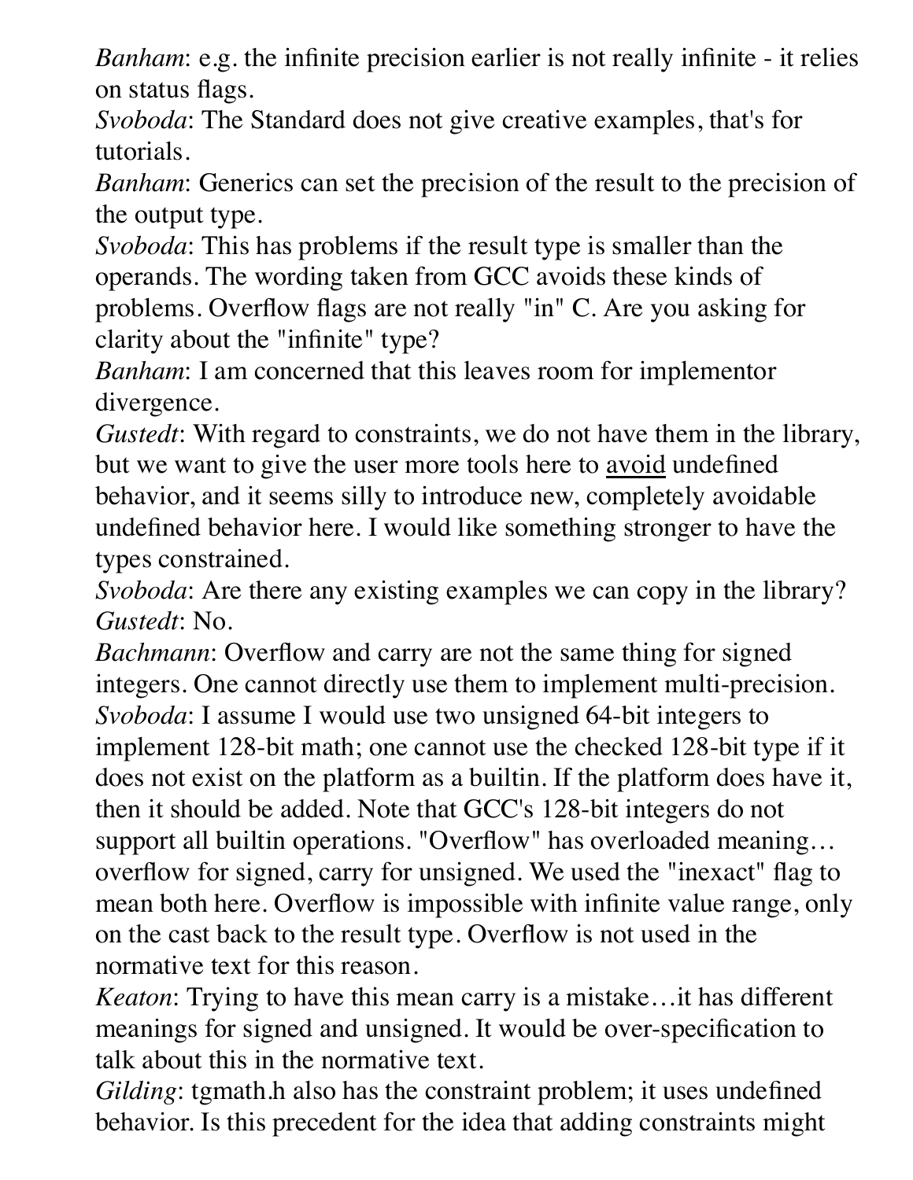*Banham*: e.g. the infinite precision earlier is not really infinite - it relies on status flags.
*Svoboda*: The Standard does not give creative examples, that's for tutorials.
*Banham*: Generics can set the precision of the result to the precision of the output type.
*Svoboda*: This has problems if the result type is smaller than the operands. The wording taken from GCC avoids these kinds of problems. Overflow flags are not really "in" C. Are you asking for clarity about the "infinite" type?
*Banham*: I am concerned that this leaves room for implementor divergence.
*Gustedt*: With regard to constraints, we do not have them in the library, but we want to give the user more tools here to <u>avoid</u> undefined behavior, and it seems silly to introduce new, completely avoidable undefined behavior here. I would like something stronger to have the types constrained.
*Svoboda*: Are there any existing examples we can copy in the library?
*Gustedt*: No.
*Bachmann*: Overflow and carry are not the same thing for signed integers. One cannot directly use them to implement multi-precision.
*Svoboda*: I assume I would use two unsigned 64-bit integers to implement 128-bit math; one cannot use the checked 128-bit type if it does not exist on the platform as a builtin. If the platform does have it, then it should be added. Note that GCC's 128-bit integers do not support all builtin operations. "Overflow" has overloaded meaning… overflow for signed, carry for unsigned. We used the "inexact" flag to mean both here. Overflow is impossible with infinite value range, only on the cast back to the result type. Overflow is not used in the normative text for this reason.
*Keaton*: Trying to have this mean carry is a mistake…it has different meanings for signed and unsigned. It would be over-specification to talk about this in the normative text.
*Gilding*: tgmath.h also has the constraint problem; it uses undefined behavior. Is this precedent for the idea that adding constraints might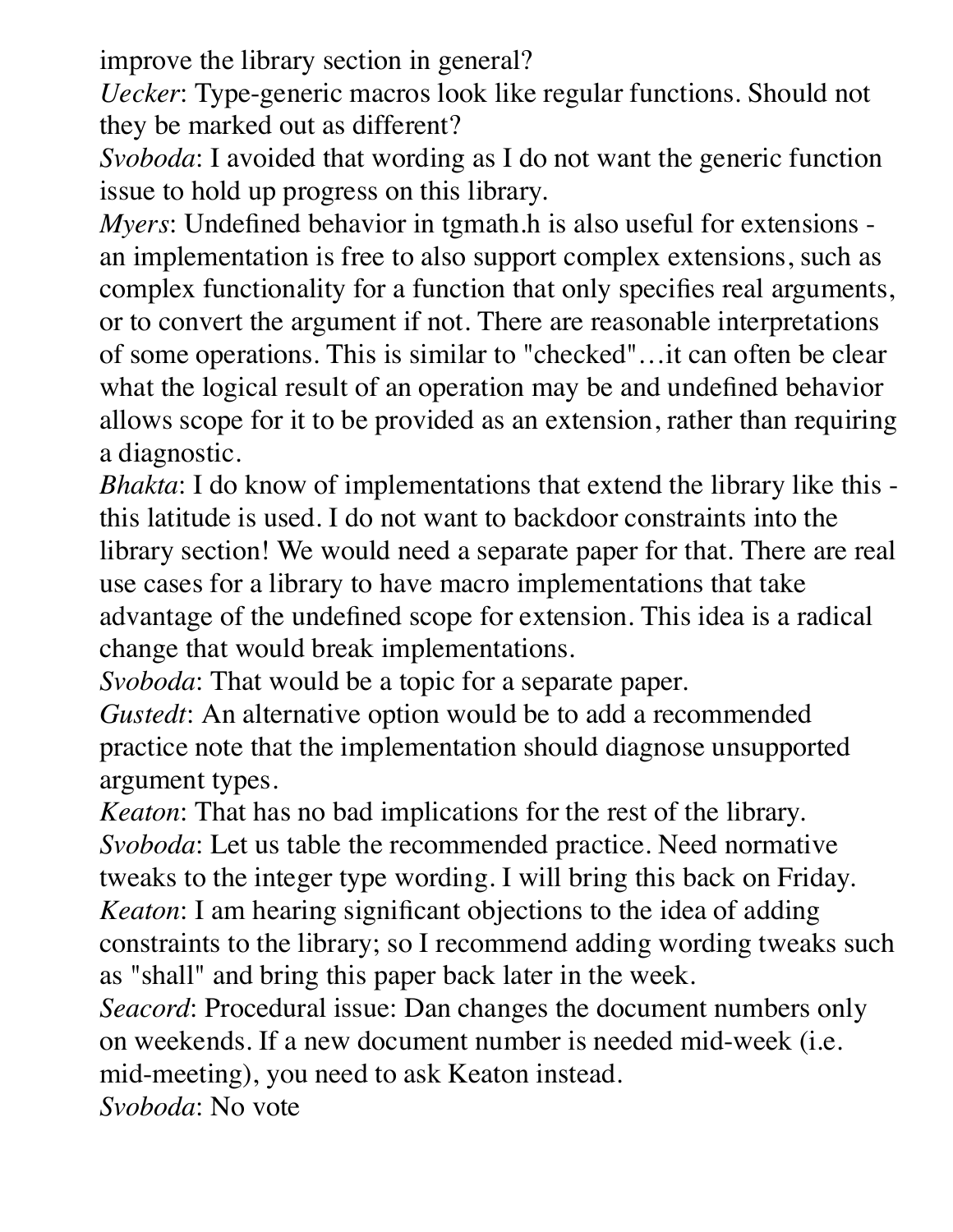improve the library section in general?

*Uecker*: Type-generic macros look like regular functions. Should not they be marked out as different?

*Svoboda*: I avoided that wording as I do not want the generic function issue to hold up progress on this library.

*Myers*: Undefined behavior in tgmath.h is also useful for extensions - an implementation is free to also support complex extensions, such as complex functionality for a function that only specifies real arguments, or to convert the argument if not. There are reasonable interpretations of some operations. This is similar to "checked"…it can often be clear what the logical result of an operation may be and undefined behavior allows scope for it to be provided as an extension, rather than requiring a diagnostic.

*Bhakta*: I do know of implementations that extend the library like this - this latitude is used. I do not want to backdoor constraints into the library section! We would need a separate paper for that. There are real use cases for a library to have macro implementations that take advantage of the undefined scope for extension. This idea is a radical change that would break implementations.

*Svoboda*: That would be a topic for a separate paper.

*Gustedt*: An alternative option would be to add a recommended practice note that the implementation should diagnose unsupported argument types.

*Keaton*: That has no bad implications for the rest of the library.

*Svoboda*: Let us table the recommended practice. Need normative tweaks to the integer type wording. I will bring this back on Friday.

*Keaton*: I am hearing significant objections to the idea of adding constraints to the library; so I recommend adding wording tweaks such as "shall" and bring this paper back later in the week.

*Seacord*: Procedural issue: Dan changes the document numbers only on weekends. If a new document number is needed mid-week (i.e. mid-meeting), you need to ask Keaton instead.

*Svoboda*: No vote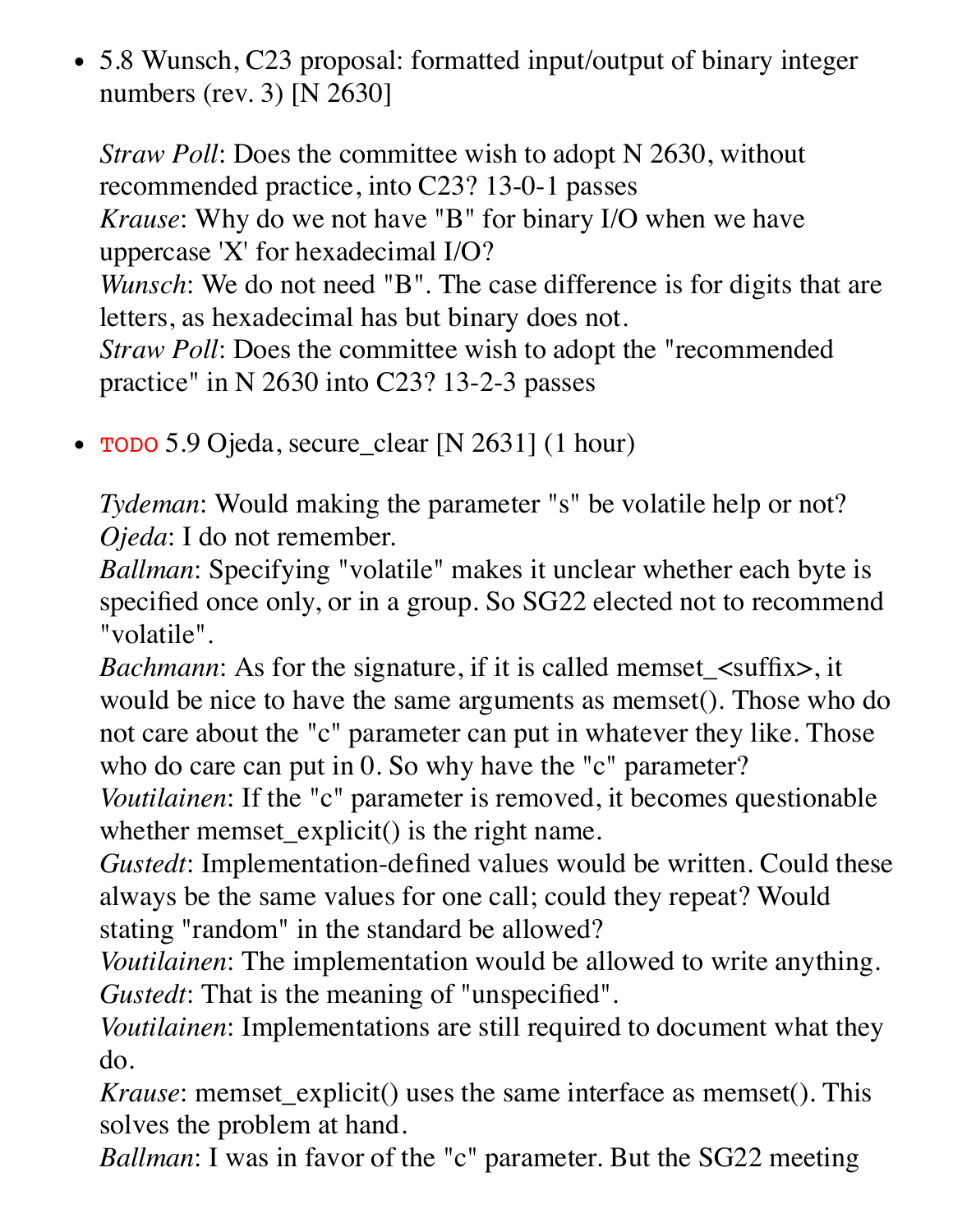- 5.8 Wunsch, C23 proposal: formatted input/output of binary integer numbers (rev. 3) [N 2630]

  *Straw Poll*: Does the committee wish to adopt N 2630, without recommended practice, into C23? 13-0-1 passes
  *Krause*: Why do we not have "B" for binary I/O when we have uppercase 'X' for hexadecimal I/O?
  *Wunsch*: We do not need "B". The case difference is for digits that are letters, as hexadecimal has but binary does not.
  *Straw Poll*: Does the committee wish to adopt the "recommended practice" in N 2630 into C23? 13-2-3 passes

- TODO 5.9 Ojeda, secure_clear [N 2631] (1 hour)

  *Tydeman*: Would making the parameter "s" be volatile help or not?
  *Ojeda*: I do not remember.
  *Ballman*: Specifying "volatile" makes it unclear whether each byte is specified once only, or in a group. So SG22 elected not to recommend "volatile".
  *Bachmann*: As for the signature, if it is called memset_<suffix>, it would be nice to have the same arguments as memset(). Those who do not care about the "c" parameter can put in whatever they like. Those who do care can put in 0. So why have the "c" parameter?
  *Voutilainen*: If the "c" parameter is removed, it becomes questionable whether memset_explicit() is the right name.
  *Gustedt*: Implementation-defined values would be written. Could these always be the same values for one call; could they repeat? Would stating "random" in the standard be allowed?
  *Voutilainen*: The implementation would be allowed to write anything.
  *Gustedt*: That is the meaning of "unspecified".
  *Voutilainen*: Implementations are still required to document what they do.
  *Krause*: memset_explicit() uses the same interface as memset(). This solves the problem at hand.
  *Ballman*: I was in favor of the "c" parameter. But the SG22 meeting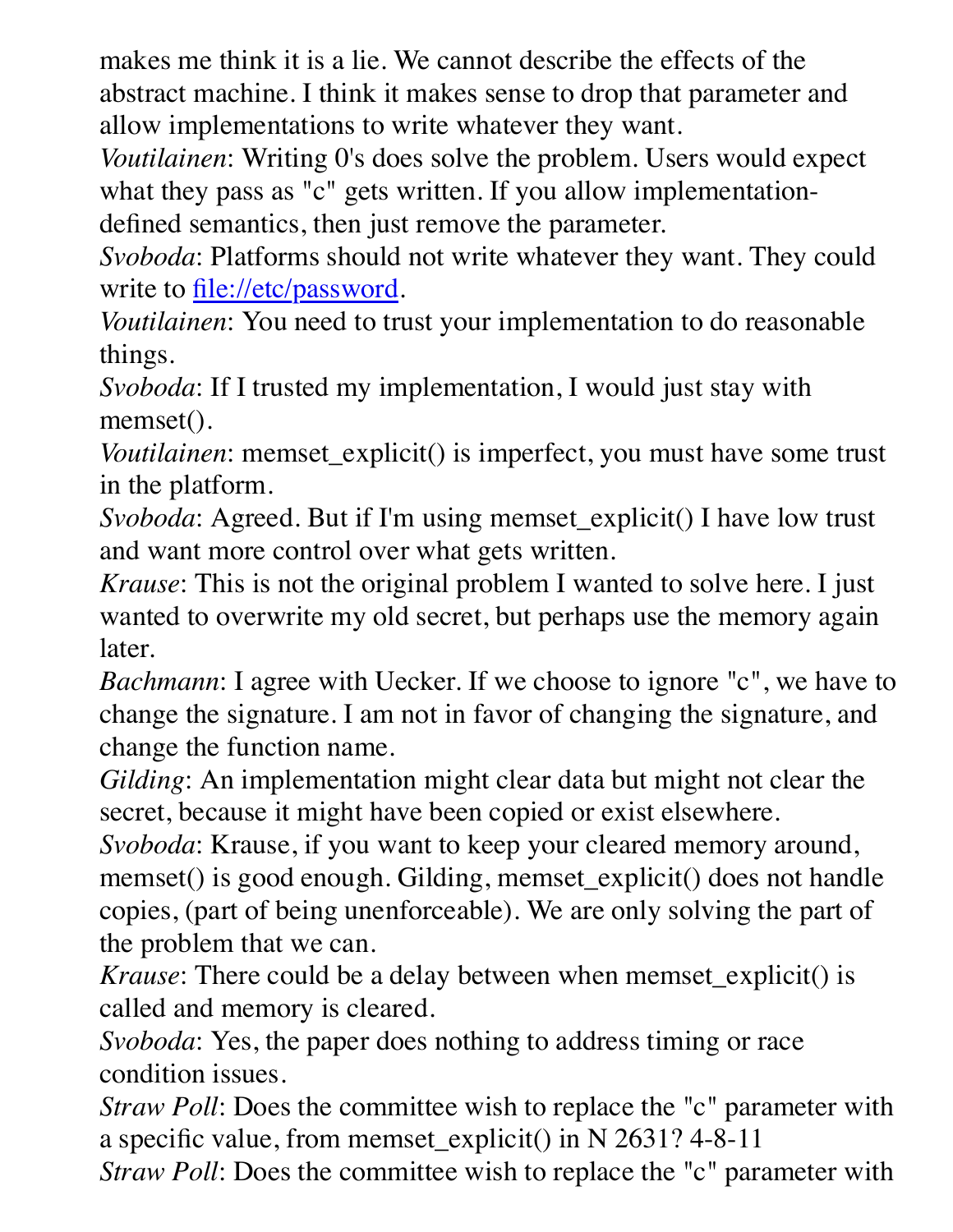makes me think it is a lie. We cannot describe the effects of the abstract machine. I think it makes sense to drop that parameter and allow implementations to write whatever they want.

*Voutilainen*: Writing 0's does solve the problem. Users would expect what they pass as "c" gets written. If you allow implementation-defined semantics, then just remove the parameter.

*Svoboda*: Platforms should not write whatever they want. They could write to [file://etc/password](file://etc/password).

*Voutilainen*: You need to trust your implementation to do reasonable things.

*Svoboda*: If I trusted my implementation, I would just stay with memset().

*Voutilainen*: memset_explicit() is imperfect, you must have some trust in the platform.

*Svoboda*: Agreed. But if I'm using memset_explicit() I have low trust and want more control over what gets written.

*Krause*: This is not the original problem I wanted to solve here. I just wanted to overwrite my old secret, but perhaps use the memory again later.

*Bachmann*: I agree with Uecker. If we choose to ignore "c", we have to change the signature. I am not in favor of changing the signature, and change the function name.

*Gilding*: An implementation might clear data but might not clear the secret, because it might have been copied or exist elsewhere.

*Svoboda*: Krause, if you want to keep your cleared memory around, memset() is good enough. Gilding, memset_explicit() does not handle copies, (part of being unenforceable). We are only solving the part of the problem that we can.

*Krause*: There could be a delay between when memset_explicit() is called and memory is cleared.

*Svoboda*: Yes, the paper does nothing to address timing or race condition issues.

*Straw Poll*: Does the committee wish to replace the "c" parameter with a specific value, from memset_explicit() in N 2631? 4-8-11

*Straw Poll*: Does the committee wish to replace the "c" parameter with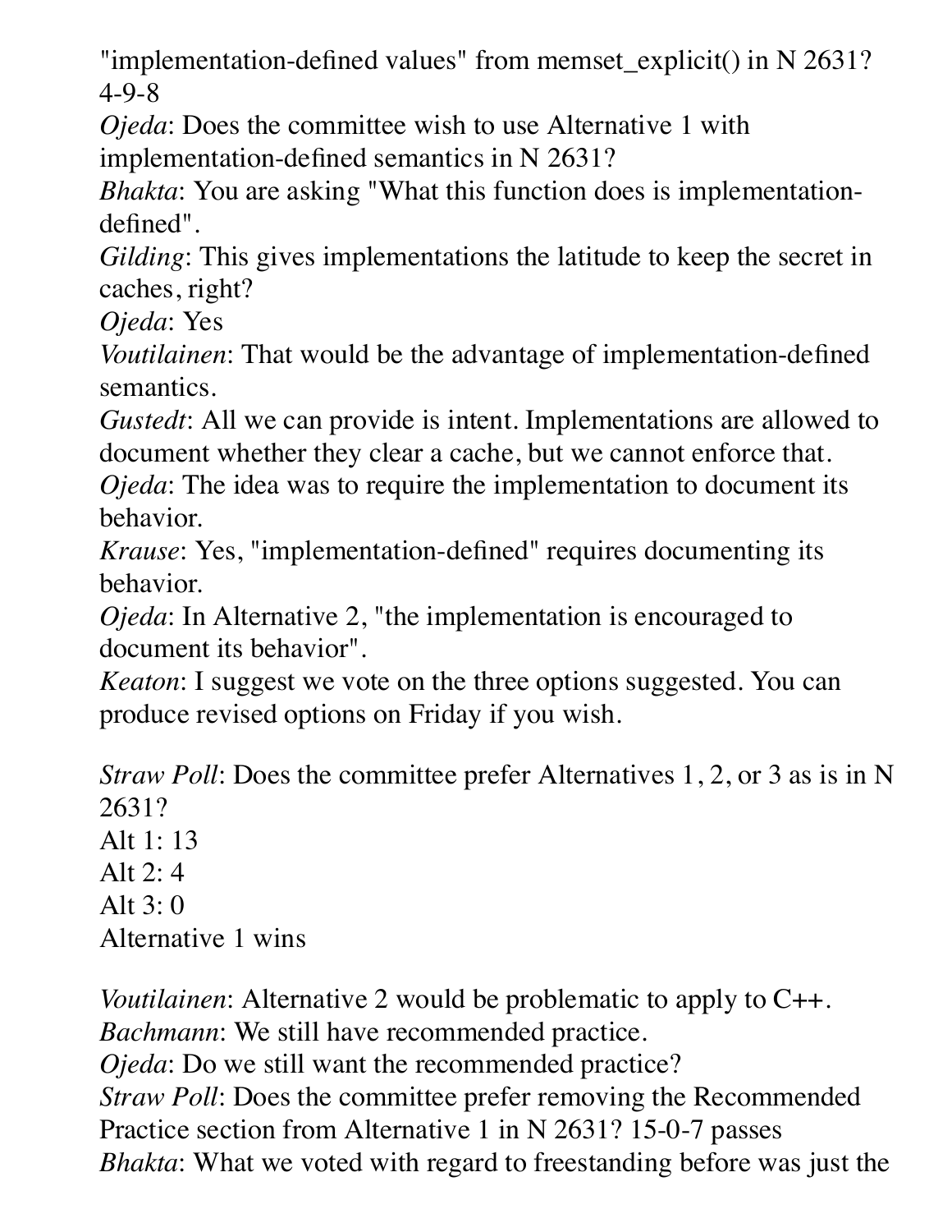"implementation-defined values" from memset_explicit() in N 2631? 4-9-8

*Ojeda*: Does the committee wish to use Alternative 1 with implementation-defined semantics in N 2631?

*Bhakta*: You are asking "What this function does is implementation-defined".

*Gilding*: This gives implementations the latitude to keep the secret in caches, right?

*Ojeda*: Yes

*Voutilainen*: That would be the advantage of implementation-defined semantics.

*Gustedt*: All we can provide is intent. Implementations are allowed to document whether they clear a cache, but we cannot enforce that.

*Ojeda*: The idea was to require the implementation to document its behavior.

*Krause*: Yes, "implementation-defined" requires documenting its behavior.

*Ojeda*: In Alternative 2, "the implementation is encouraged to document its behavior".

*Keaton*: I suggest we vote on the three options suggested. You can produce revised options on Friday if you wish.

*Straw Poll*: Does the committee prefer Alternatives 1, 2, or 3 as is in N 2631?
Alt 1: 13
Alt 2: 4
Alt 3: 0
Alternative 1 wins

*Voutilainen*: Alternative 2 would be problematic to apply to C++.

*Bachmann*: We still have recommended practice.

*Ojeda*: Do we still want the recommended practice?

*Straw Poll*: Does the committee prefer removing the Recommended Practice section from Alternative 1 in N 2631? 15-0-7 passes

*Bhakta*: What we voted with regard to freestanding before was just the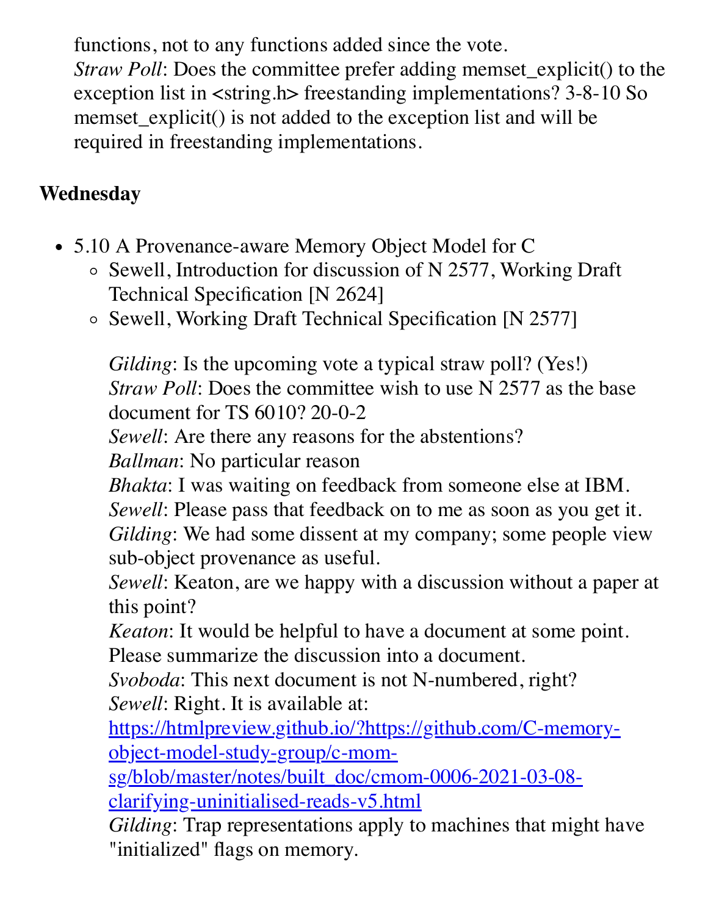functions, not to any functions added since the vote.
*Straw Poll*: Does the committee prefer adding memset_explicit() to the exception list in <string.h> freestanding implementations? 3-8-10 So memset_explicit() is not added to the exception list and will be required in freestanding implementations.

### Wednesday

- 5.10 A Provenance-aware Memory Object Model for C
  - Sewell, Introduction for discussion of N 2577, Working Draft Technical Specification [N 2624]
  - Sewell, Working Draft Technical Specification [N 2577]

    *Gilding*: Is the upcoming vote a typical straw poll? (Yes!)
    *Straw Poll*: Does the committee wish to use N 2577 as the base document for TS 6010? 20-0-2
    *Sewell*: Are there any reasons for the abstentions?
    *Ballman*: No particular reason
    *Bhakta*: I was waiting on feedback from someone else at IBM.
    *Sewell*: Please pass that feedback on to me as soon as you get it.
    *Gilding*: We had some dissent at my company; some people view sub-object provenance as useful.
    *Sewell*: Keaton, are we happy with a discussion without a paper at this point?
    *Keaton*: It would be helpful to have a document at some point. Please summarize the discussion into a document.
    *Svoboda*: This next document is not N-numbered, right?
    *Sewell*: Right. It is available at: [https://htmlpreview.github.io/?https://github.com/C-memory-object-model-study-group/c-mom-sg/blob/master/notes/built_doc/cmom-0006-2021-03-08-clarifying-uninitialised-reads-v5.html](https://htmlpreview.github.io/?https://github.com/C-memory-object-model-study-group/c-mom-sg/blob/master/notes/built_doc/cmom-0006-2021-03-08-clarifying-uninitialised-reads-v5.html)
    *Gilding*: Trap representations apply to machines that might have "initialized" flags on memory.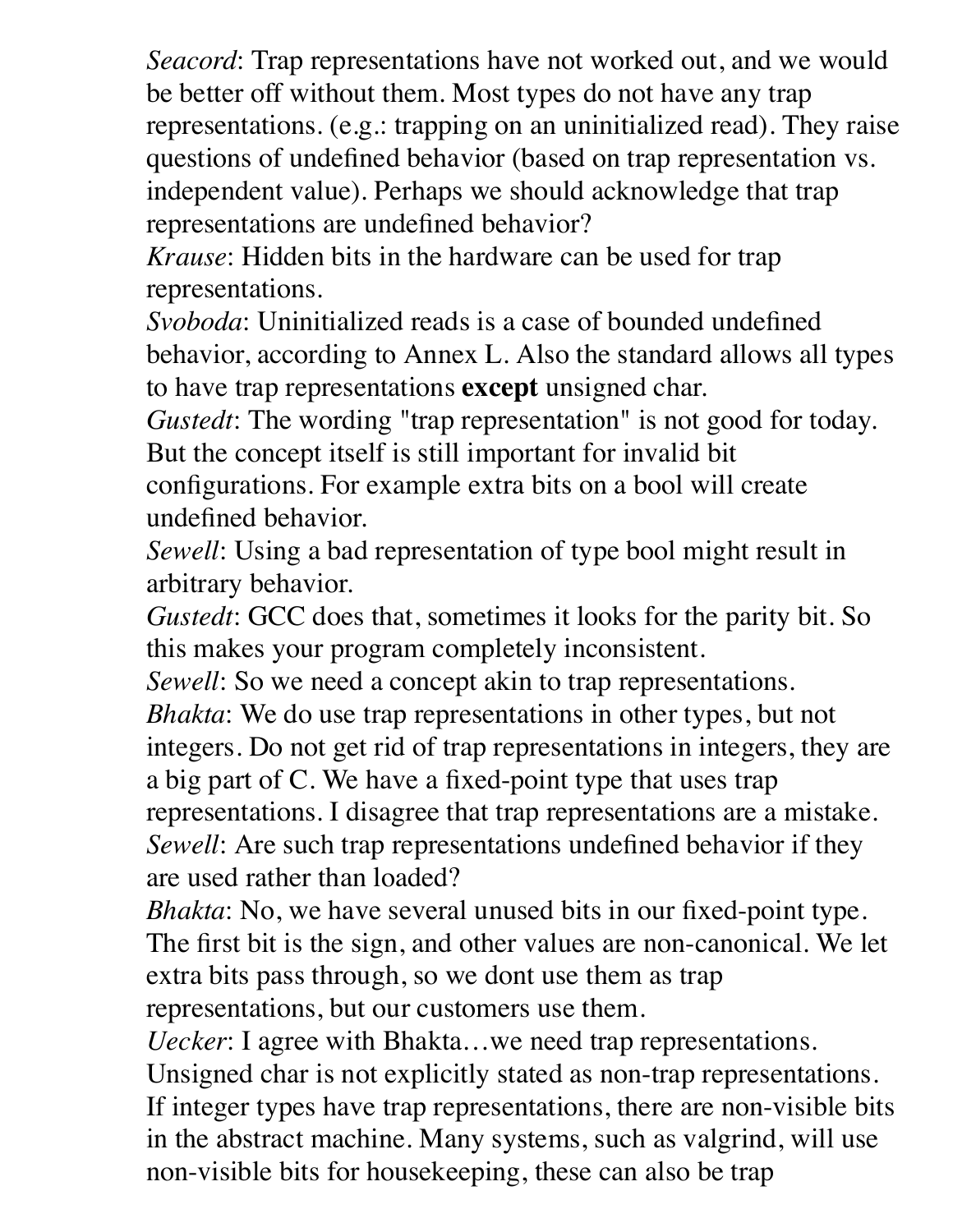*Seacord*: Trap representations have not worked out, and we would be better off without them. Most types do not have any trap representations. (e.g.: trapping on an uninitialized read). They raise questions of undefined behavior (based on trap representation vs. independent value). Perhaps we should acknowledge that trap representations are undefined behavior?

*Krause*: Hidden bits in the hardware can be used for trap representations.

*Svoboda*: Uninitialized reads is a case of bounded undefined behavior, according to Annex L. Also the standard allows all types to have trap representations **except** unsigned char.

*Gustedt*: The wording "trap representation" is not good for today. But the concept itself is still important for invalid bit configurations. For example extra bits on a bool will create undefined behavior.

*Sewell*: Using a bad representation of type bool might result in arbitrary behavior.

*Gustedt*: GCC does that, sometimes it looks for the parity bit. So this makes your program completely inconsistent.

*Sewell*: So we need a concept akin to trap representations.

*Bhakta*: We do use trap representations in other types, but not integers. Do not get rid of trap representations in integers, they are a big part of C. We have a fixed-point type that uses trap representations. I disagree that trap representations are a mistake.

*Sewell*: Are such trap representations undefined behavior if they are used rather than loaded?

*Bhakta*: No, we have several unused bits in our fixed-point type. The first bit is the sign, and other values are non-canonical. We let extra bits pass through, so we dont use them as trap representations, but our customers use them.

*Uecker*: I agree with Bhakta…we need trap representations. Unsigned char is not explicitly stated as non-trap representations. If integer types have trap representations, there are non-visible bits in the abstract machine. Many systems, such as valgrind, will use non-visible bits for housekeeping, these can also be trap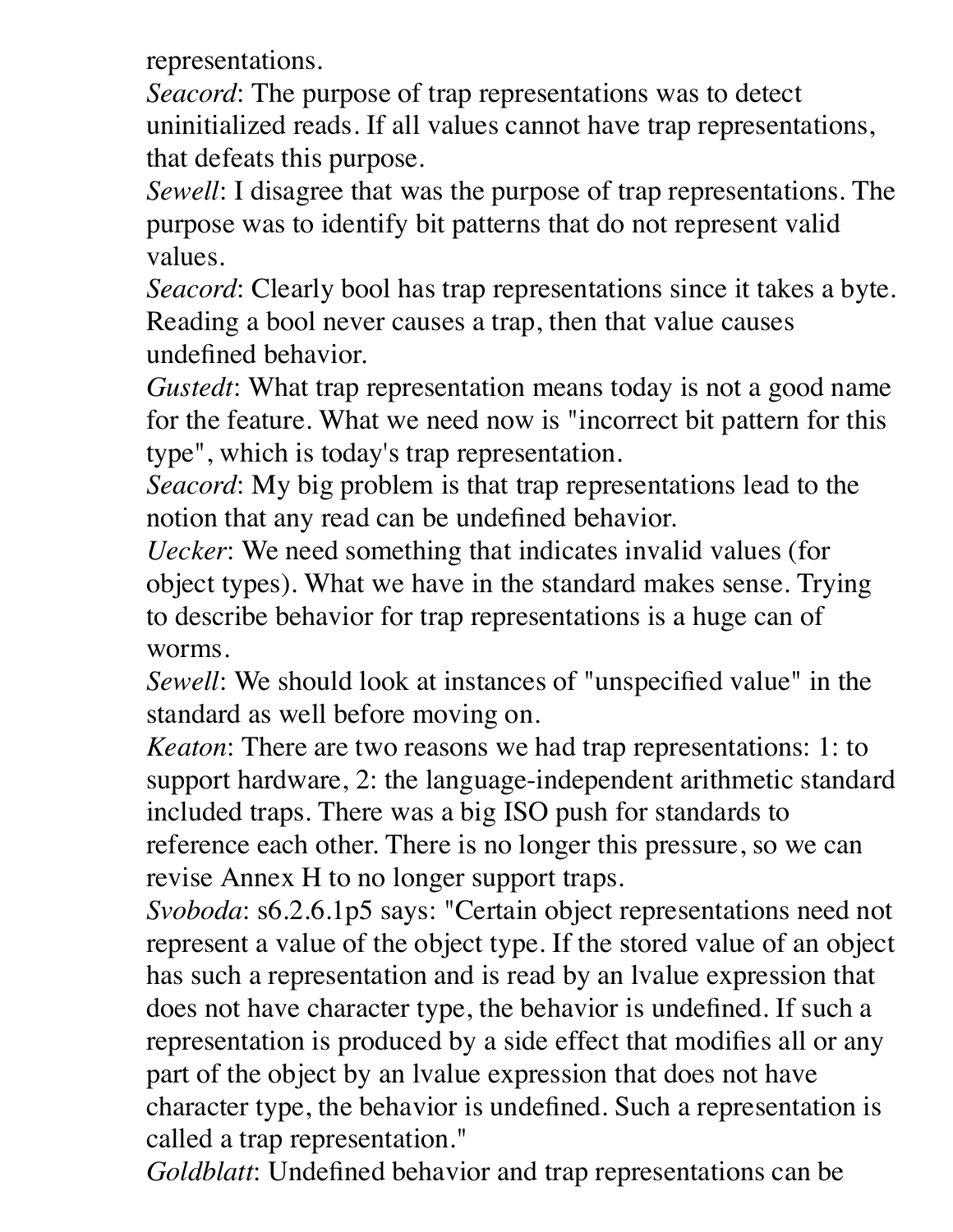representations.

*Seacord*: The purpose of trap representations was to detect uninitialized reads. If all values cannot have trap representations, that defeats this purpose.

*Sewell*: I disagree that was the purpose of trap representations. The purpose was to identify bit patterns that do not represent valid values.

*Seacord*: Clearly bool has trap representations since it takes a byte. Reading a bool never causes a trap, then that value causes undefined behavior.

*Gustedt*: What trap representation means today is not a good name for the feature. What we need now is "incorrect bit pattern for this type", which is today's trap representation.

*Seacord*: My big problem is that trap representations lead to the notion that any read can be undefined behavior.

*Uecker*: We need something that indicates invalid values (for object types). What we have in the standard makes sense. Trying to describe behavior for trap representations is a huge can of worms.

*Sewell*: We should look at instances of "unspecified value" in the standard as well before moving on.

*Keaton*: There are two reasons we had trap representations: 1: to support hardware, 2: the language-independent arithmetic standard included traps. There was a big ISO push for standards to reference each other. There is no longer this pressure, so we can revise Annex H to no longer support traps.

*Svoboda*: s6.2.6.1p5 says: "Certain object representations need not represent a value of the object type. If the stored value of an object has such a representation and is read by an lvalue expression that does not have character type, the behavior is undefined. If such a representation is produced by a side effect that modifies all or any part of the object by an lvalue expression that does not have character type, the behavior is undefined. Such a representation is called a trap representation."

*Goldblatt*: Undefined behavior and trap representations can be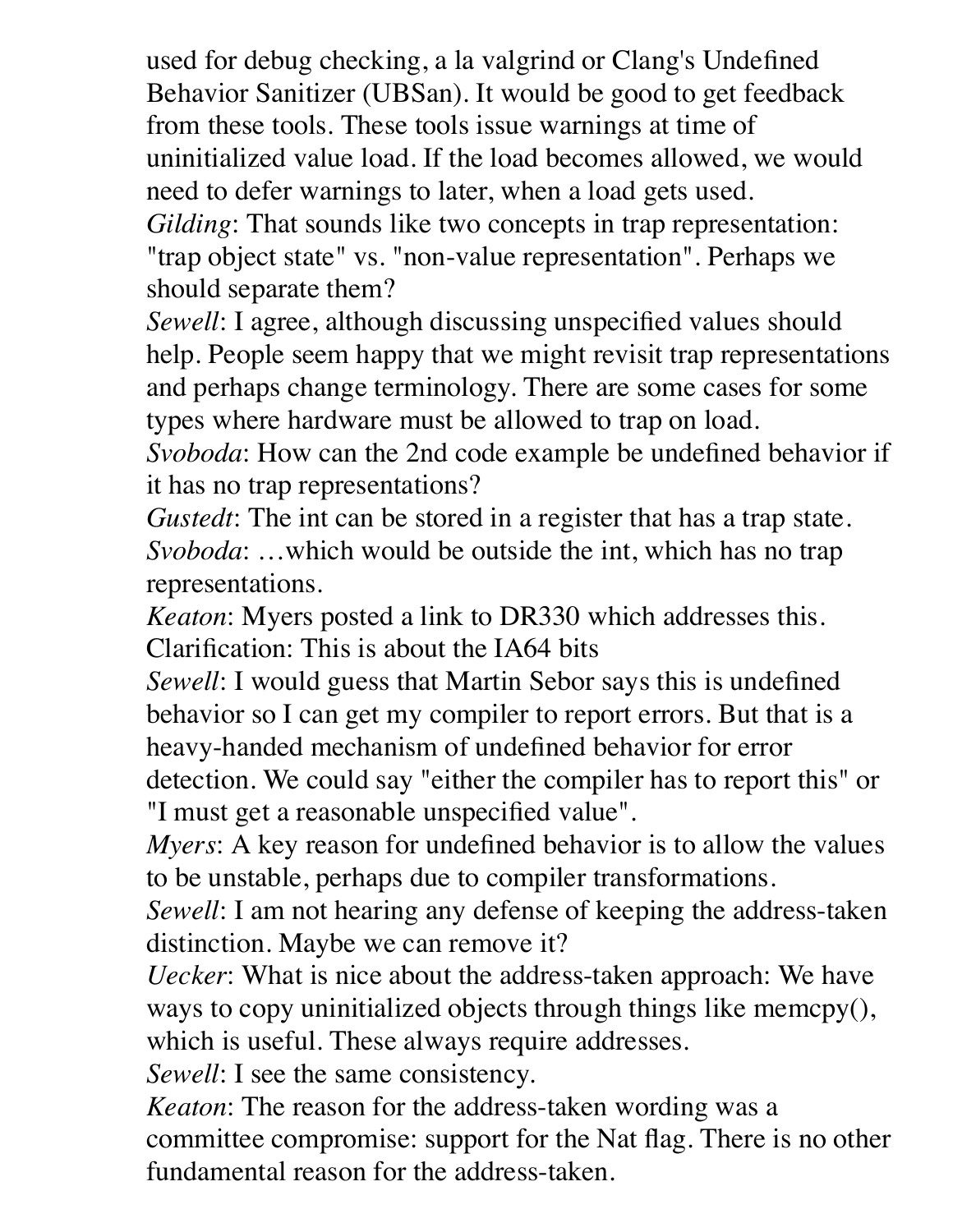used for debug checking, a la valgrind or Clang's Undefined Behavior Sanitizer (UBSan). It would be good to get feedback from these tools. These tools issue warnings at time of uninitialized value load. If the load becomes allowed, we would need to defer warnings to later, when a load gets used.

*Gilding*: That sounds like two concepts in trap representation: "trap object state" vs. "non-value representation". Perhaps we should separate them?

*Sewell*: I agree, although discussing unspecified values should help. People seem happy that we might revisit trap representations and perhaps change terminology. There are some cases for some types where hardware must be allowed to trap on load.

*Svoboda*: How can the 2nd code example be undefined behavior if it has no trap representations?

*Gustedt*: The int can be stored in a register that has a trap state.

*Svoboda*: …which would be outside the int, which has no trap representations.

*Keaton*: Myers posted a link to DR330 which addresses this. Clarification: This is about the IA64 bits

*Sewell*: I would guess that Martin Sebor says this is undefined behavior so I can get my compiler to report errors. But that is a heavy-handed mechanism of undefined behavior for error detection. We could say "either the compiler has to report this" or "I must get a reasonable unspecified value".

*Myers*: A key reason for undefined behavior is to allow the values to be unstable, perhaps due to compiler transformations.

*Sewell*: I am not hearing any defense of keeping the address-taken distinction. Maybe we can remove it?

*Uecker*: What is nice about the address-taken approach: We have ways to copy uninitialized objects through things like memcpy(), which is useful. These always require addresses.

*Sewell*: I see the same consistency.

*Keaton*: The reason for the address-taken wording was a committee compromise: support for the Nat flag. There is no other fundamental reason for the address-taken.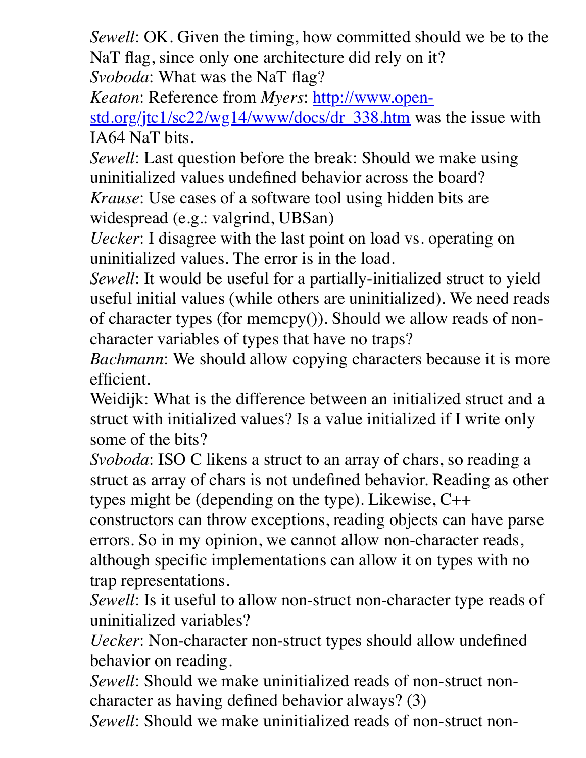*Sewell*: OK. Given the timing, how committed should we be to the NaT flag, since only one architecture did rely on it?

*Svoboda*: What was the NaT flag?

*Keaton*: Reference from *Myers*: [http://www.open-std.org/jtc1/sc22/wg14/www/docs/dr_338.htm](http://www.open-std.org/jtc1/sc22/wg14/www/docs/dr_338.htm) was the issue with IA64 NaT bits.

*Sewell*: Last question before the break: Should we make using uninitialized values undefined behavior across the board?

*Krause*: Use cases of a software tool using hidden bits are widespread (e.g.: valgrind, UBSan)

*Uecker*: I disagree with the last point on load vs. operating on uninitialized values. The error is in the load.

*Sewell*: It would be useful for a partially-initialized struct to yield useful initial values (while others are uninitialized). We need reads of character types (for memcpy()). Should we allow reads of non-character variables of types that have no traps?

*Bachmann*: We should allow copying characters because it is more efficient.

Weidijk: What is the difference between an initialized struct and a struct with initialized values? Is a value initialized if I write only some of the bits?

*Svoboda*: ISO C likens a struct to an array of chars, so reading a struct as array of chars is not undefined behavior. Reading as other types might be (depending on the type). Likewise, C++ constructors can throw exceptions, reading objects can have parse errors. So in my opinion, we cannot allow non-character reads, although specific implementations can allow it on types with no trap representations.

*Sewell*: Is it useful to allow non-struct non-character type reads of uninitialized variables?

*Uecker*: Non-character non-struct types should allow undefined behavior on reading.

*Sewell*: Should we make uninitialized reads of non-struct non-character as having defined behavior always? (3)

*Sewell*: Should we make uninitialized reads of non-struct non-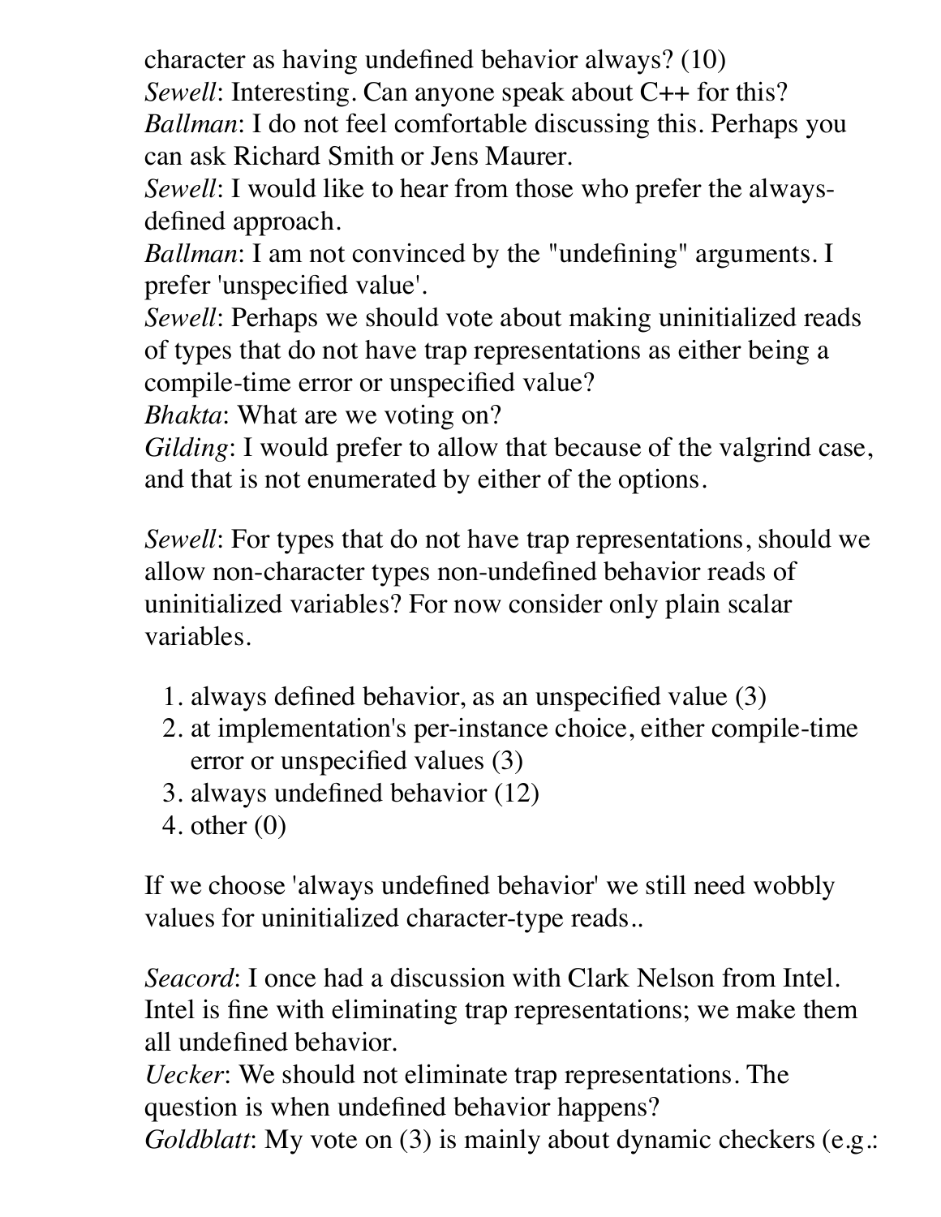character as having undefined behavior always? (10)
*Sewell*: Interesting. Can anyone speak about C++ for this?
*Ballman*: I do not feel comfortable discussing this. Perhaps you can ask Richard Smith or Jens Maurer.
*Sewell*: I would like to hear from those who prefer the always-defined approach.
*Ballman*: I am not convinced by the "undefining" arguments. I prefer 'unspecified value'.
*Sewell*: Perhaps we should vote about making uninitialized reads of types that do not have trap representations as either being a compile-time error or unspecified value?
*Bhakta*: What are we voting on?
*Gilding*: I would prefer to allow that because of the valgrind case, and that is not enumerated by either of the options.

*Sewell*: For types that do not have trap representations, should we allow non-character types non-undefined behavior reads of uninitialized variables? For now consider only plain scalar variables.

1. always defined behavior, as an unspecified value (3)
2. at implementation's per-instance choice, either compile-time error or unspecified values (3)
3. always undefined behavior (12)
4. other (0)

If we choose 'always undefined behavior' we still need wobbly values for uninitialized character-type reads..

*Seacord*: I once had a discussion with Clark Nelson from Intel. Intel is fine with eliminating trap representations; we make them all undefined behavior.
*Uecker*: We should not eliminate trap representations. The question is when undefined behavior happens?
*Goldblatt*: My vote on (3) is mainly about dynamic checkers (e.g.: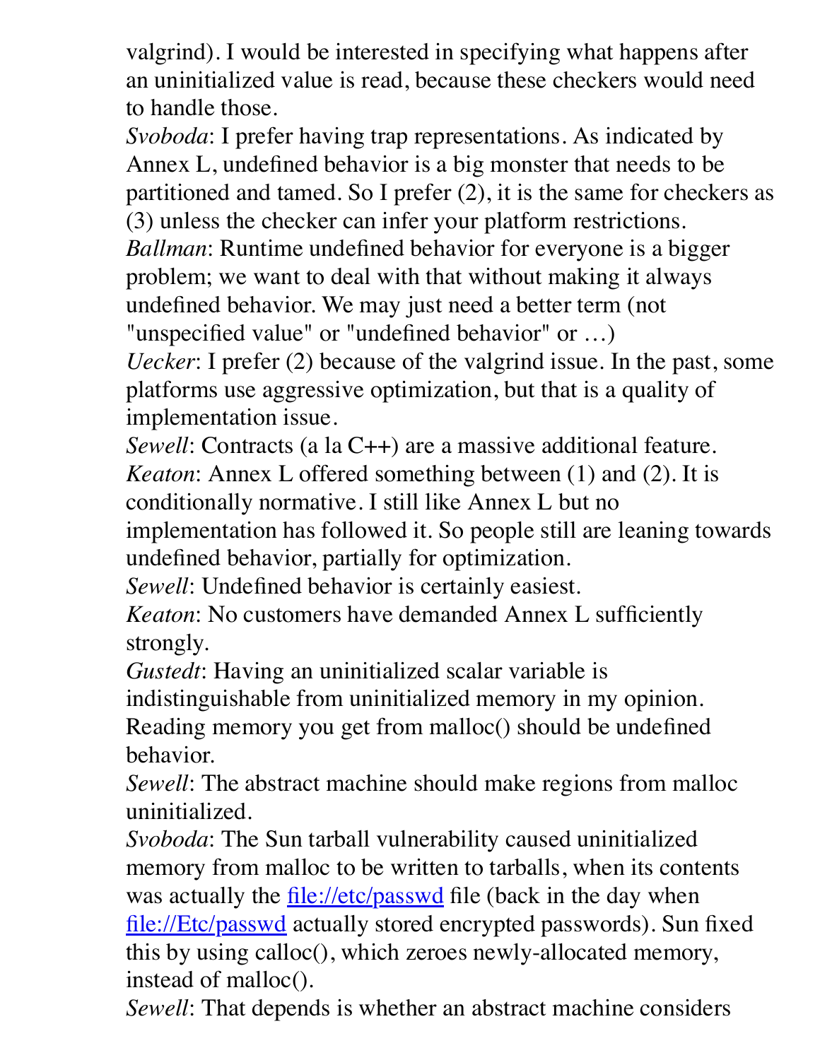valgrind). I would be interested in specifying what happens after an uninitialized value is read, because these checkers would need to handle those.

*Svoboda*: I prefer having trap representations. As indicated by Annex L, undefined behavior is a big monster that needs to be partitioned and tamed. So I prefer (2), it is the same for checkers as (3) unless the checker can infer your platform restrictions.

*Ballman*: Runtime undefined behavior for everyone is a bigger problem; we want to deal with that without making it always undefined behavior. We may just need a better term (not "unspecified value" or "undefined behavior" or …)

*Uecker*: I prefer (2) because of the valgrind issue. In the past, some platforms use aggressive optimization, but that is a quality of implementation issue.

*Sewell*: Contracts (a la C++) are a massive additional feature.

*Keaton*: Annex L offered something between (1) and (2). It is conditionally normative. I still like Annex L but no implementation has followed it. So people still are leaning towards undefined behavior, partially for optimization.

*Sewell*: Undefined behavior is certainly easiest.

*Keaton*: No customers have demanded Annex L sufficiently strongly.

*Gustedt*: Having an uninitialized scalar variable is indistinguishable from uninitialized memory in my opinion. Reading memory you get from malloc() should be undefined behavior.

*Sewell*: The abstract machine should make regions from malloc uninitialized.

*Svoboda*: The Sun tarball vulnerability caused uninitialized memory from malloc to be written to tarballs, when its contents was actually the [file://etc/passwd](file://etc/passwd) file (back in the day when [file://Etc/passwd](file://Etc/passwd) actually stored encrypted passwords). Sun fixed this by using calloc(), which zeroes newly-allocated memory, instead of malloc().

*Sewell*: That depends is whether an abstract machine considers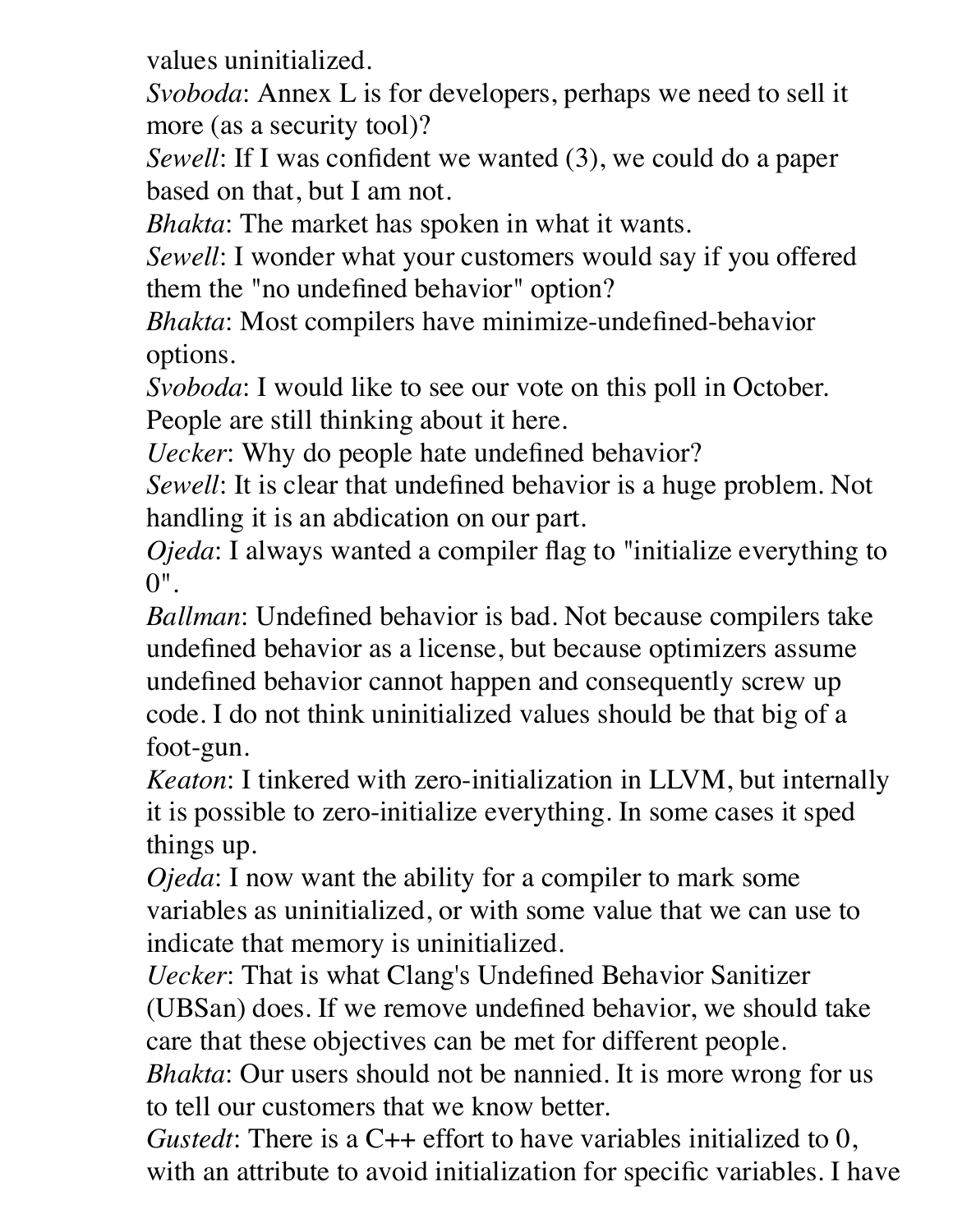values uninitialized.

*Svoboda*: Annex L is for developers, perhaps we need to sell it more (as a security tool)?

*Sewell*: If I was confident we wanted (3), we could do a paper based on that, but I am not.

*Bhakta*: The market has spoken in what it wants.

*Sewell*: I wonder what your customers would say if you offered them the "no undefined behavior" option?

*Bhakta*: Most compilers have minimize-undefined-behavior options.

*Svoboda*: I would like to see our vote on this poll in October. People are still thinking about it here.

*Uecker*: Why do people hate undefined behavior?

*Sewell*: It is clear that undefined behavior is a huge problem. Not handling it is an abdication on our part.

*Ojeda*: I always wanted a compiler flag to "initialize everything to 0".

*Ballman*: Undefined behavior is bad. Not because compilers take undefined behavior as a license, but because optimizers assume undefined behavior cannot happen and consequently screw up code. I do not think uninitialized values should be that big of a foot-gun.

*Keaton*: I tinkered with zero-initialization in LLVM, but internally it is possible to zero-initialize everything. In some cases it sped things up.

*Ojeda*: I now want the ability for a compiler to mark some variables as uninitialized, or with some value that we can use to indicate that memory is uninitialized.

*Uecker*: That is what Clang's Undefined Behavior Sanitizer (UBSan) does. If we remove undefined behavior, we should take care that these objectives can be met for different people.

*Bhakta*: Our users should not be nannied. It is more wrong for us to tell our customers that we know better.

*Gustedt*: There is a C++ effort to have variables initialized to 0, with an attribute to avoid initialization for specific variables. I have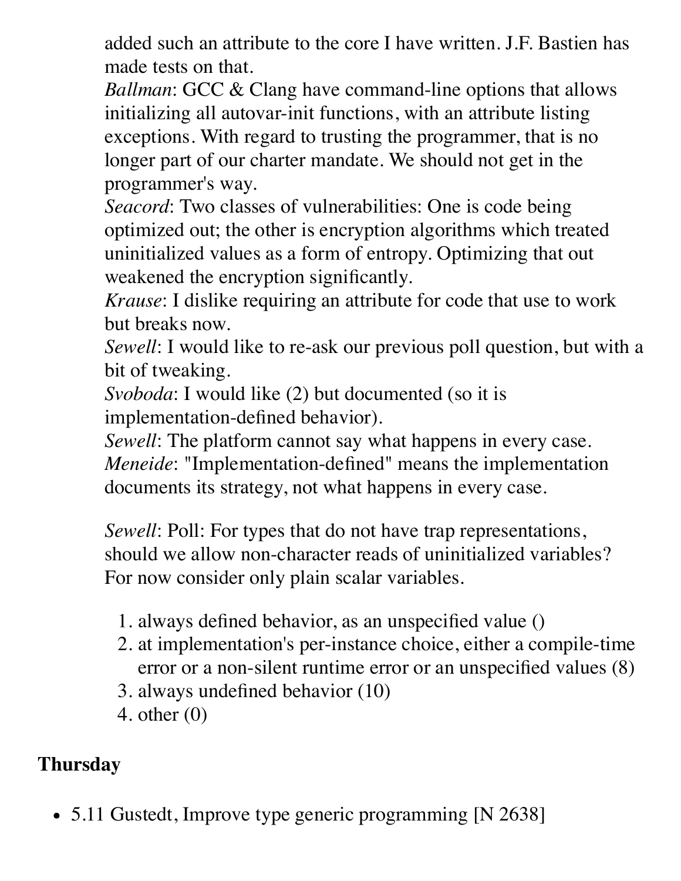added such an attribute to the core I have written. J.F. Bastien has made tests on that.
*Ballman*: GCC & Clang have command-line options that allows initializing all autovar-init functions, with an attribute listing exceptions. With regard to trusting the programmer, that is no longer part of our charter mandate. We should not get in the programmer's way.
*Seacord*: Two classes of vulnerabilities: One is code being optimized out; the other is encryption algorithms which treated uninitialized values as a form of entropy. Optimizing that out weakened the encryption significantly.
*Krause*: I dislike requiring an attribute for code that use to work but breaks now.
*Sewell*: I would like to re-ask our previous poll question, but with a bit of tweaking.
*Svoboda*: I would like (2) but documented (so it is implementation-defined behavior).
*Sewell*: The platform cannot say what happens in every case.
*Meneide*: "Implementation-defined" means the implementation documents its strategy, not what happens in every case.

*Sewell*: Poll: For types that do not have trap representations, should we allow non-character reads of uninitialized variables? For now consider only plain scalar variables.

1. always defined behavior, as an unspecified value ()
2. at implementation's per-instance choice, either a compile-time error or a non-silent runtime error or an unspecified values (8)
3. always undefined behavior (10)
4. other (0)

## Thursday

- 5.11 Gustedt, Improve type generic programming [N 2638]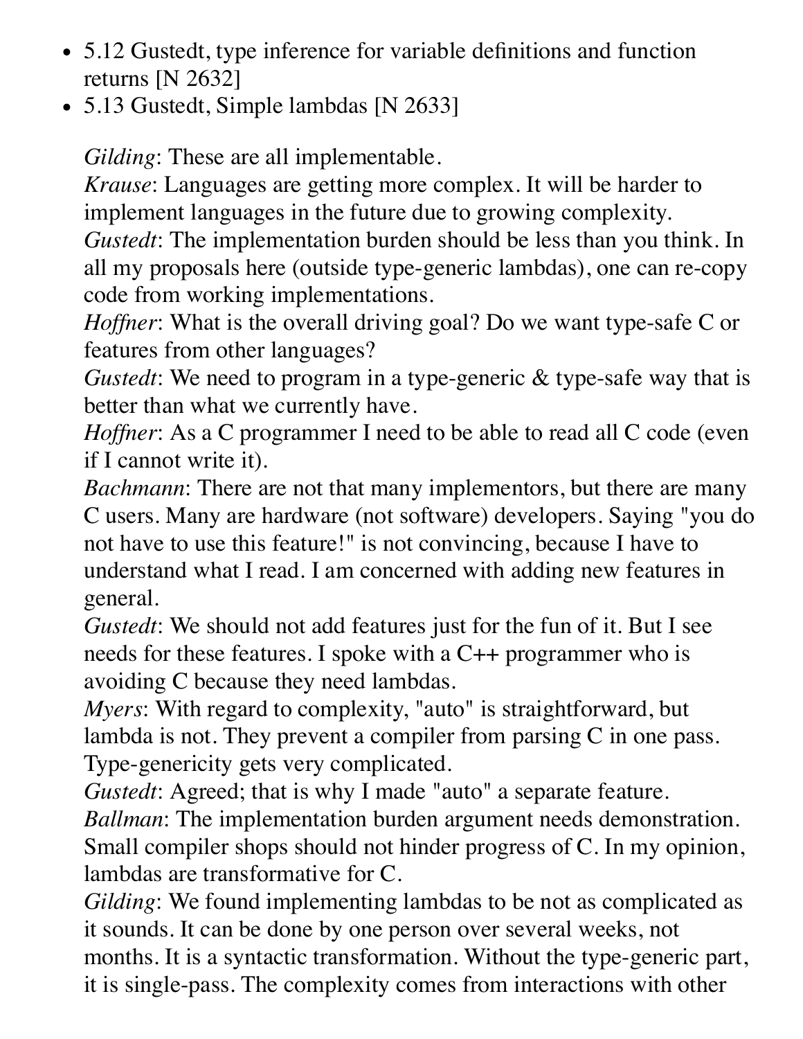- 5.12 Gustedt, type inference for variable definitions and function returns [N 2632]
- 5.13 Gustedt, Simple lambdas [N 2633]

  *Gilding*: These are all implementable.
  *Krause*: Languages are getting more complex. It will be harder to implement languages in the future due to growing complexity.
  *Gustedt*: The implementation burden should be less than you think. In all my proposals here (outside type-generic lambdas), one can re-copy code from working implementations.
  *Hoffner*: What is the overall driving goal? Do we want type-safe C or features from other languages?
  *Gustedt*: We need to program in a type-generic & type-safe way that is better than what we currently have.
  *Hoffner*: As a C programmer I need to be able to read all C code (even if I cannot write it).
  *Bachmann*: There are not that many implementors, but there are many C users. Many are hardware (not software) developers. Saying "you do not have to use this feature!" is not convincing, because I have to understand what I read. I am concerned with adding new features in general.
  *Gustedt*: We should not add features just for the fun of it. But I see needs for these features. I spoke with a C++ programmer who is avoiding C because they need lambdas.
  *Myers*: With regard to complexity, "auto" is straightforward, but lambda is not. They prevent a compiler from parsing C in one pass. Type-genericity gets very complicated.
  *Gustedt*: Agreed; that is why I made "auto" a separate feature.
  *Ballman*: The implementation burden argument needs demonstration. Small compiler shops should not hinder progress of C. In my opinion, lambdas are transformative for C.
  *Gilding*: We found implementing lambdas to be not as complicated as it sounds. It can be done by one person over several weeks, not months. It is a syntactic transformation. Without the type-generic part, it is single-pass. The complexity comes from interactions with other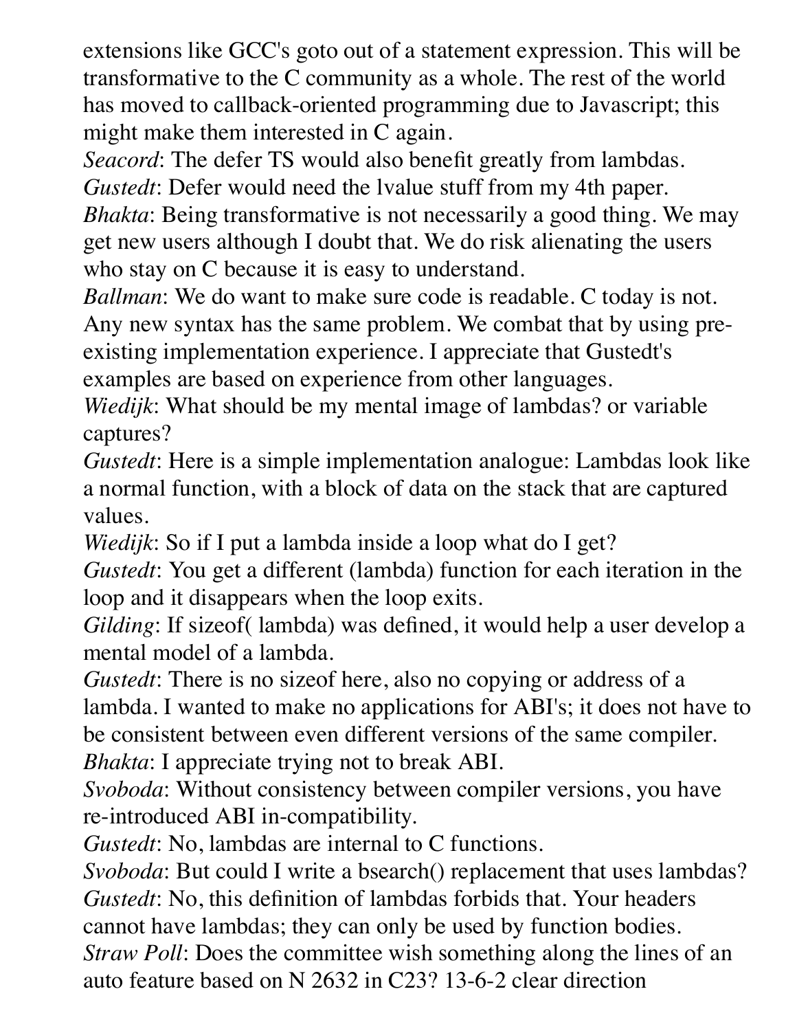extensions like GCC's goto out of a statement expression. This will be transformative to the C community as a whole. The rest of the world has moved to callback-oriented programming due to Javascript; this might make them interested in C again.

*Seacord*: The defer TS would also benefit greatly from lambdas.

*Gustedt*: Defer would need the lvalue stuff from my 4th paper.

*Bhakta*: Being transformative is not necessarily a good thing. We may get new users although I doubt that. We do risk alienating the users who stay on C because it is easy to understand.

*Ballman*: We do want to make sure code is readable. C today is not. Any new syntax has the same problem. We combat that by using pre-existing implementation experience. I appreciate that Gustedt's examples are based on experience from other languages.

*Wiedijk*: What should be my mental image of lambdas? or variable captures?

*Gustedt*: Here is a simple implementation analogue: Lambdas look like a normal function, with a block of data on the stack that are captured values.

*Wiedijk*: So if I put a lambda inside a loop what do I get?

*Gustedt*: You get a different (lambda) function for each iteration in the loop and it disappears when the loop exits.

*Gilding*: If sizeof( lambda) was defined, it would help a user develop a mental model of a lambda.

*Gustedt*: There is no sizeof here, also no copying or address of a lambda. I wanted to make no applications for ABI's; it does not have to be consistent between even different versions of the same compiler.

*Bhakta*: I appreciate trying not to break ABI.

*Svoboda*: Without consistency between compiler versions, you have re-introduced ABI in-compatibility.

*Gustedt*: No, lambdas are internal to C functions.

*Svoboda*: But could I write a bsearch() replacement that uses lambdas?

*Gustedt*: No, this definition of lambdas forbids that. Your headers cannot have lambdas; they can only be used by function bodies.

*Straw Poll*: Does the committee wish something along the lines of an auto feature based on N 2632 in C23? 13-6-2 clear direction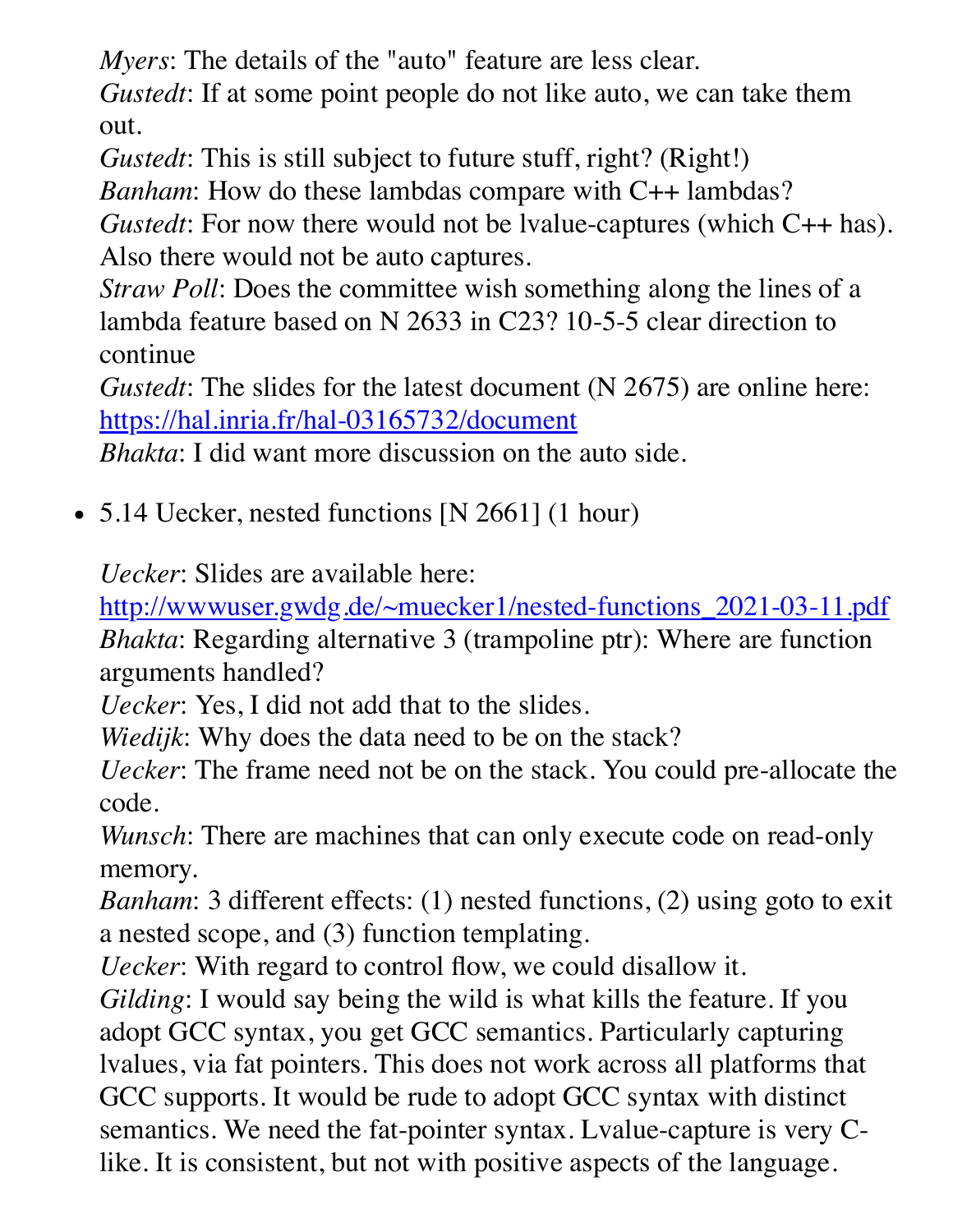*Myers*: The details of the "auto" feature are less clear.
*Gustedt*: If at some point people do not like auto, we can take them out.
*Gustedt*: This is still subject to future stuff, right? (Right!)
*Banham*: How do these lambdas compare with C++ lambdas?
*Gustedt*: For now there would not be lvalue-captures (which C++ has). Also there would not be auto captures.
*Straw Poll*: Does the committee wish something along the lines of a lambda feature based on N 2633 in C23? 10-5-5 clear direction to continue
*Gustedt*: The slides for the latest document (N 2675) are online here: [https://hal.inria.fr/hal-03165732/document](https://hal.inria.fr/hal-03165732/document)
*Bhakta*: I did want more discussion on the auto side.

- 5.14 Uecker, nested functions [N 2661] (1 hour)

  *Uecker*: Slides are available here: [http://wwwuser.gwdg.de/~muecker1/nested-functions_2021-03-11.pdf](http://wwwuser.gwdg.de/~muecker1/nested-functions_2021-03-11.pdf)
  *Bhakta*: Regarding alternative 3 (trampoline ptr): Where are function arguments handled?
  *Uecker*: Yes, I did not add that to the slides.
  *Wiedijk*: Why does the data need to be on the stack?
  *Uecker*: The frame need not be on the stack. You could pre-allocate the code.
  *Wunsch*: There are machines that can only execute code on read-only memory.
  *Banham*: 3 different effects: (1) nested functions, (2) using goto to exit a nested scope, and (3) function templating.
  *Uecker*: With regard to control flow, we could disallow it.
  *Gilding*: I would say being the wild is what kills the feature. If you adopt GCC syntax, you get GCC semantics. Particularly capturing lvalues, via fat pointers. This does not work across all platforms that GCC supports. It would be rude to adopt GCC syntax with distinct semantics. We need the fat-pointer syntax. Lvalue-capture is very C-like. It is consistent, but not with positive aspects of the language.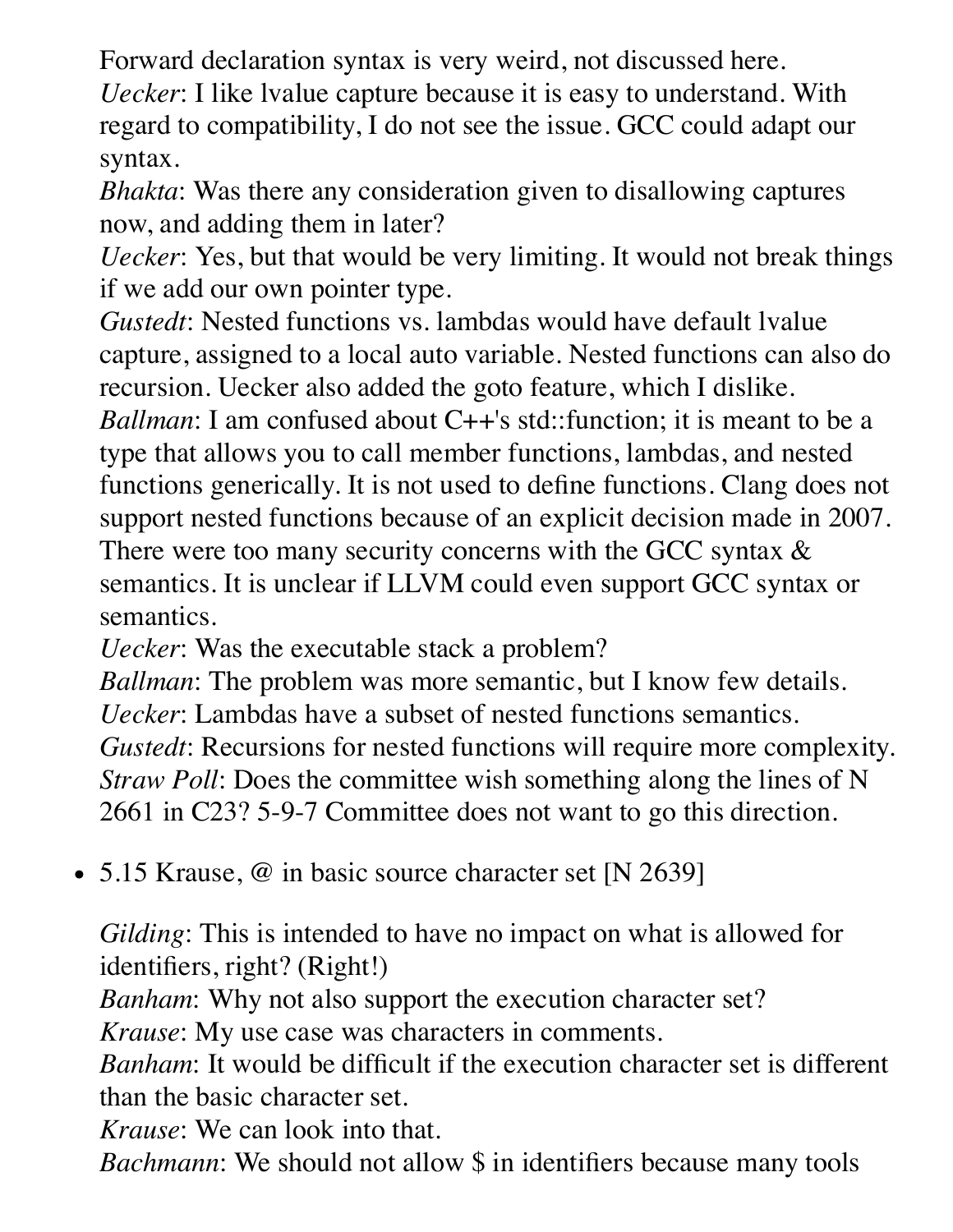Forward declaration syntax is very weird, not discussed here.
*Uecker*: I like lvalue capture because it is easy to understand. With regard to compatibility, I do not see the issue. GCC could adapt our syntax.
*Bhakta*: Was there any consideration given to disallowing captures now, and adding them in later?
*Uecker*: Yes, but that would be very limiting. It would not break things if we add our own pointer type.
*Gustedt*: Nested functions vs. lambdas would have default lvalue capture, assigned to a local auto variable. Nested functions can also do recursion. Uecker also added the goto feature, which I dislike.
*Ballman*: I am confused about C++'s std::function; it is meant to be a type that allows you to call member functions, lambdas, and nested functions generically. It is not used to define functions. Clang does not support nested functions because of an explicit decision made in 2007. There were too many security concerns with the GCC syntax & semantics. It is unclear if LLVM could even support GCC syntax or semantics.
*Uecker*: Was the executable stack a problem?
*Ballman*: The problem was more semantic, but I know few details.
*Uecker*: Lambdas have a subset of nested functions semantics.
*Gustedt*: Recursions for nested functions will require more complexity.
*Straw Poll*: Does the committee wish something along the lines of N 2661 in C23? 5-9-7 Committee does not want to go this direction.

- 5.15 Krause, @ in basic source character set [N 2639]

  *Gilding*: This is intended to have no impact on what is allowed for identifiers, right? (Right!)
  *Banham*: Why not also support the execution character set?
  *Krause*: My use case was characters in comments.
  *Banham*: It would be difficult if the execution character set is different than the basic character set.
  *Krause*: We can look into that.
  *Bachmann*: We should not allow $ in identifiers because many tools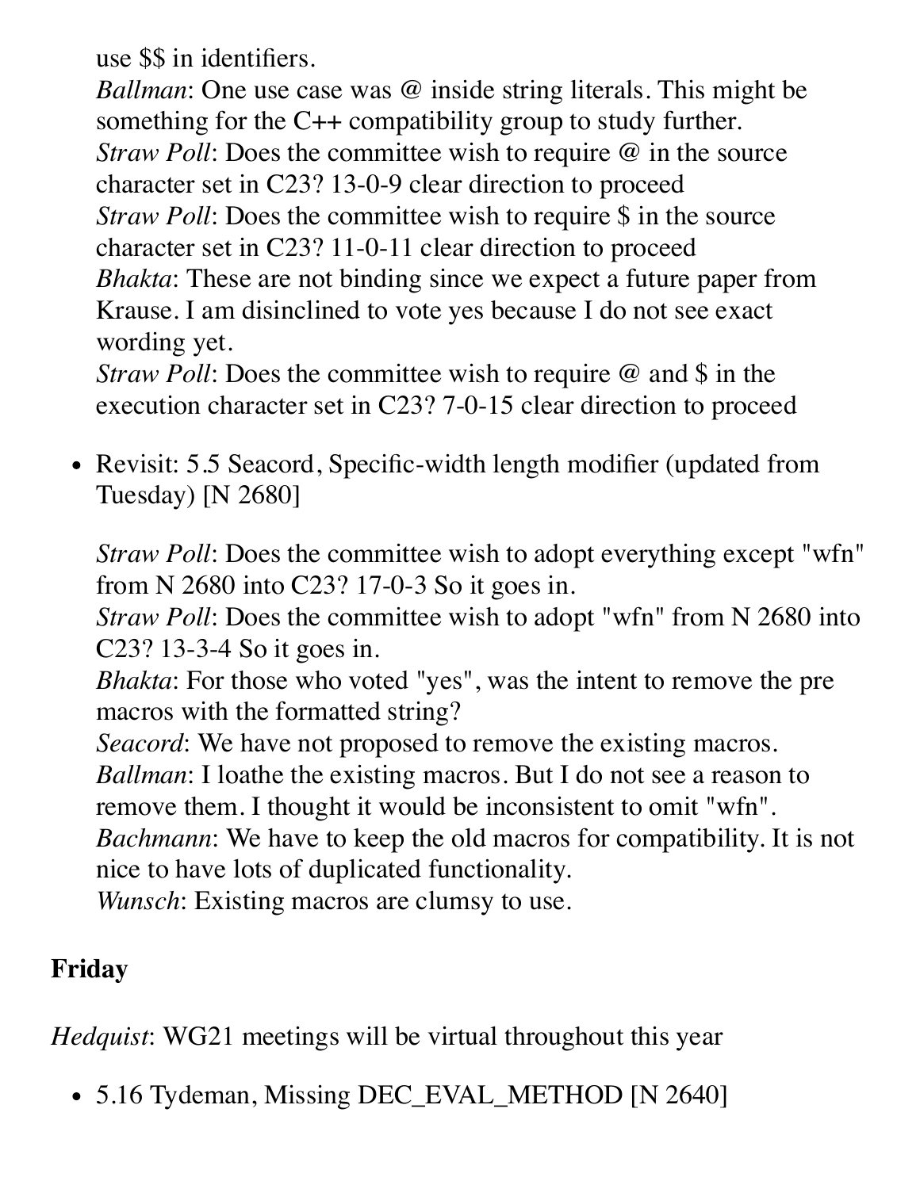use $$ in identifiers.
*Ballman*: One use case was @ inside string literals. This might be something for the C++ compatibility group to study further.
*Straw Poll*: Does the committee wish to require @ in the source character set in C23? 13-0-9 clear direction to proceed
*Straw Poll*: Does the committee wish to require $ in the source character set in C23? 11-0-11 clear direction to proceed
*Bhakta*: These are not binding since we expect a future paper from Krause. I am disinclined to vote yes because I do not see exact wording yet.
*Straw Poll*: Does the committee wish to require @ and $ in the execution character set in C23? 7-0-15 clear direction to proceed

- Revisit: 5.5 Seacord, Specific-width length modifier (updated from Tuesday) [N 2680]

  *Straw Poll*: Does the committee wish to adopt everything except "wfn" from N 2680 into C23? 17-0-3 So it goes in.
  *Straw Poll*: Does the committee wish to adopt "wfn" from N 2680 into C23? 13-3-4 So it goes in.
  *Bhakta*: For those who voted "yes", was the intent to remove the pre macros with the formatted string?
  *Seacord*: We have not proposed to remove the existing macros.
  *Ballman*: I loathe the existing macros. But I do not see a reason to remove them. I thought it would be inconsistent to omit "wfn".
  *Bachmann*: We have to keep the old macros for compatibility. It is not nice to have lots of duplicated functionality.
  *Wunsch*: Existing macros are clumsy to use.

### Friday

*Hedquist*: WG21 meetings will be virtual throughout this year

- 5.16 Tydeman, Missing DEC_EVAL_METHOD [N 2640]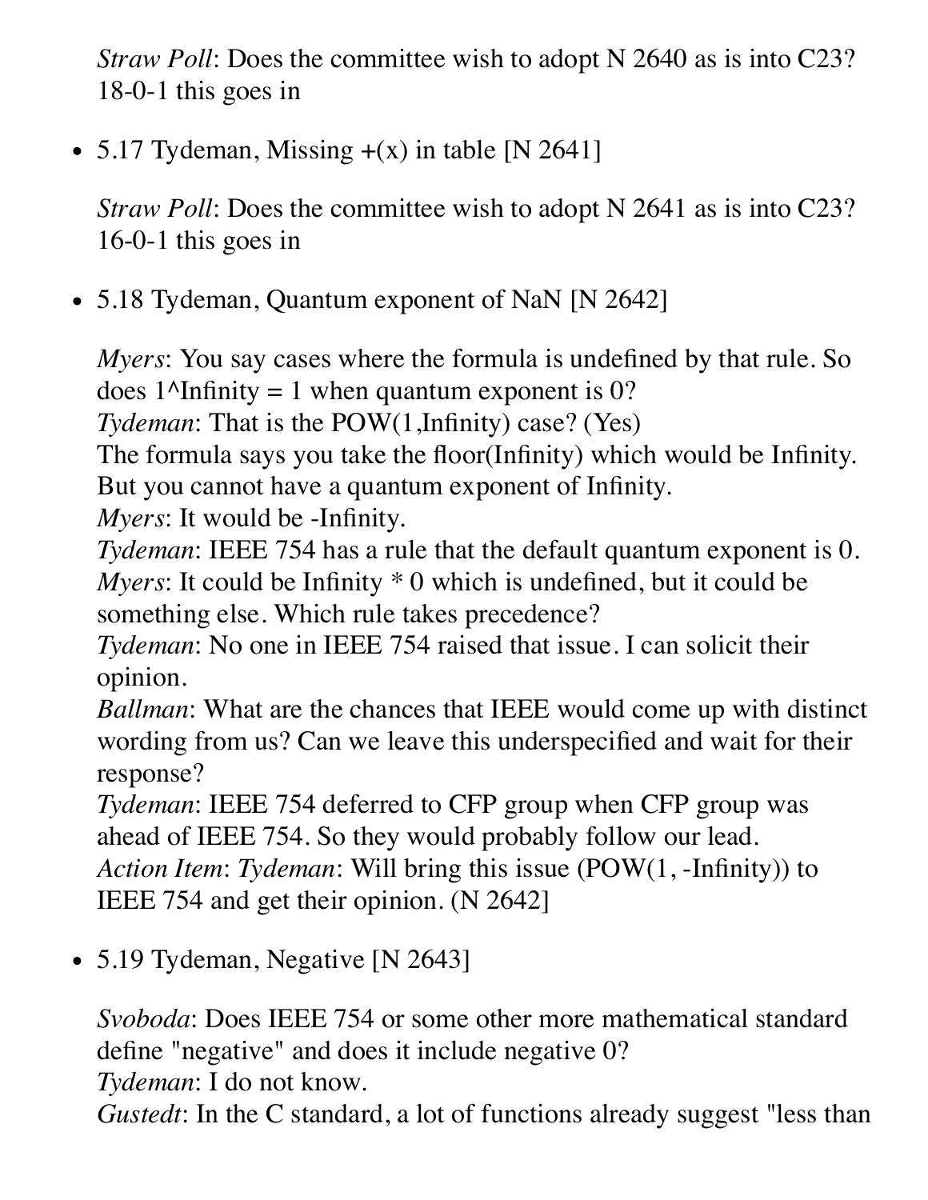*Straw Poll*: Does the committee wish to adopt N 2640 as is into C23? 18-0-1 this goes in

- 5.17 Tydeman, Missing +(x) in table [N 2641]

  *Straw Poll*: Does the committee wish to adopt N 2641 as is into C23? 16-0-1 this goes in

- 5.18 Tydeman, Quantum exponent of NaN [N 2642]

  *Myers*: You say cases where the formula is undefined by that rule. So does 1^Infinity = 1 when quantum exponent is 0?
  *Tydeman*: That is the POW(1,Infinity) case? (Yes)
  The formula says you take the floor(Infinity) which would be Infinity. But you cannot have a quantum exponent of Infinity.
  *Myers*: It would be -Infinity.
  *Tydeman*: IEEE 754 has a rule that the default quantum exponent is 0.
  *Myers*: It could be Infinity * 0 which is undefined, but it could be something else. Which rule takes precedence?
  *Tydeman*: No one in IEEE 754 raised that issue. I can solicit their opinion.
  *Ballman*: What are the chances that IEEE would come up with distinct wording from us? Can we leave this underspecified and wait for their response?
  *Tydeman*: IEEE 754 deferred to CFP group when CFP group was ahead of IEEE 754. So they would probably follow our lead.
  *Action Item*: *Tydeman*: Will bring this issue (POW(1, -Infinity)) to IEEE 754 and get their opinion. (N 2642]

- 5.19 Tydeman, Negative [N 2643]

  *Svoboda*: Does IEEE 754 or some other more mathematical standard define "negative" and does it include negative 0?
  *Tydeman*: I do not know.
  *Gustedt*: In the C standard, a lot of functions already suggest "less than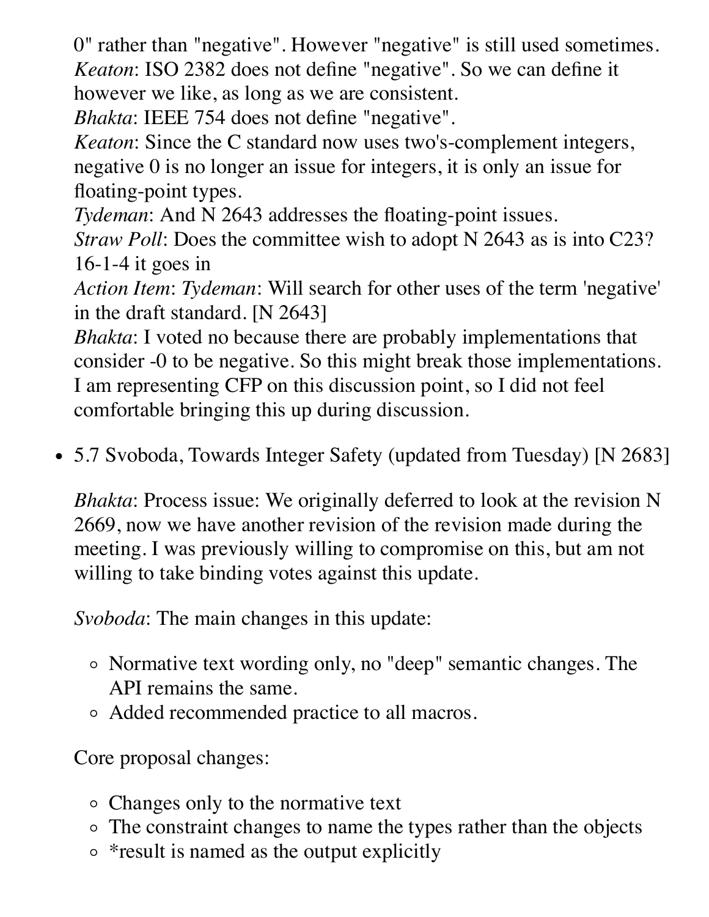0" rather than "negative". However "negative" is still used sometimes.
*Keaton*: ISO 2382 does not define "negative". So we can define it however we like, as long as we are consistent.
*Bhakta*: IEEE 754 does not define "negative".
*Keaton*: Since the C standard now uses two's-complement integers, negative 0 is no longer an issue for integers, it is only an issue for floating-point types.
*Tydeman*: And N 2643 addresses the floating-point issues.
*Straw Poll*: Does the committee wish to adopt N 2643 as is into C23? 16-1-4 it goes in
*Action Item*: *Tydeman*: Will search for other uses of the term 'negative' in the draft standard. [N 2643]
*Bhakta*: I voted no because there are probably implementations that consider -0 to be negative. So this might break those implementations. I am representing CFP on this discussion point, so I did not feel comfortable bringing this up during discussion.

- 5.7 Svoboda, Towards Integer Safety (updated from Tuesday) [N 2683]

  *Bhakta*: Process issue: We originally deferred to look at the revision N 2669, now we have another revision of the revision made during the meeting. I was previously willing to compromise on this, but am not willing to take binding votes against this update.

  *Svoboda*: The main changes in this update:

  - Normative text wording only, no "deep" semantic changes. The API remains the same.
  - Added recommended practice to all macros.

  Core proposal changes:

  - Changes only to the normative text
  - The constraint changes to name the types rather than the objects
  - *result is named as the output explicitly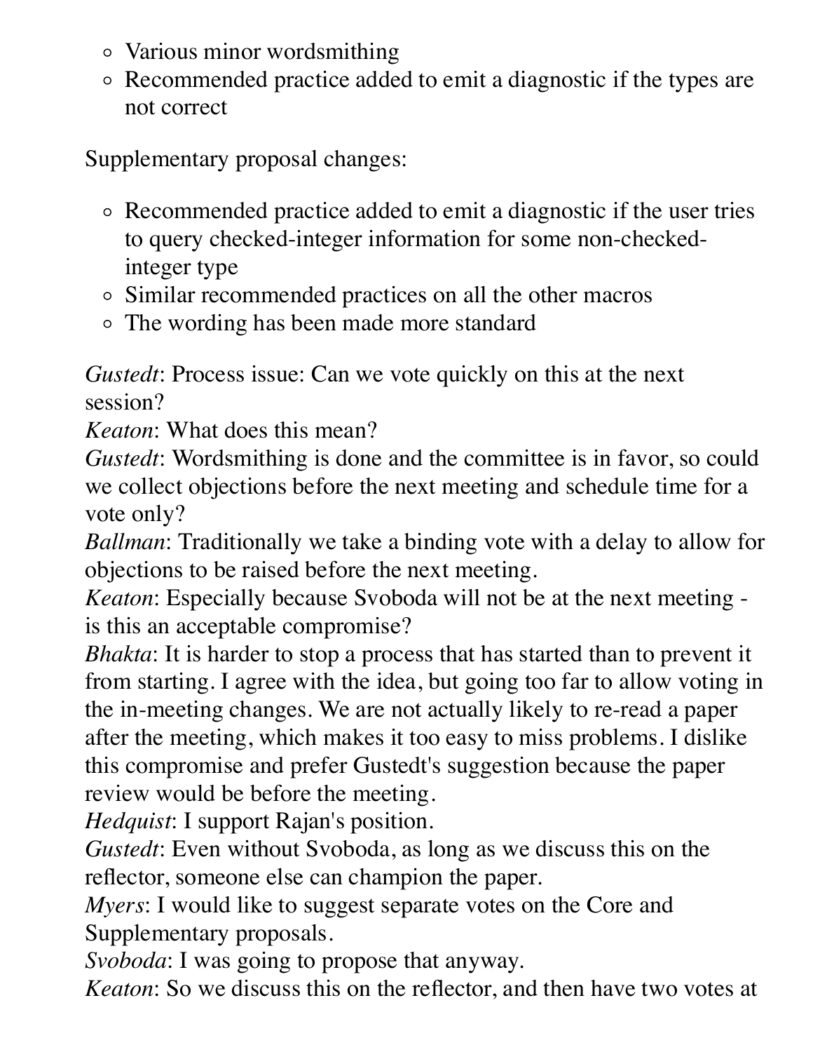- Various minor wordsmithing
  - Recommended practice added to emit a diagnostic if the types are not correct

Supplementary proposal changes:

  - Recommended practice added to emit a diagnostic if the user tries to query checked-integer information for some non-checked-integer type
  - Similar recommended practices on all the other macros
  - The wording has been made more standard

*Gustedt*: Process issue: Can we vote quickly on this at the next session?
*Keaton*: What does this mean?
*Gustedt*: Wordsmithing is done and the committee is in favor, so could we collect objections before the next meeting and schedule time for a vote only?
*Ballman*: Traditionally we take a binding vote with a delay to allow for objections to be raised before the next meeting.
*Keaton*: Especially because Svoboda will not be at the next meeting - is this an acceptable compromise?
*Bhakta*: It is harder to stop a process that has started than to prevent it from starting. I agree with the idea, but going too far to allow voting in the in-meeting changes. We are not actually likely to re-read a paper after the meeting, which makes it too easy to miss problems. I dislike this compromise and prefer Gustedt's suggestion because the paper review would be before the meeting.
*Hedquist*: I support Rajan's position.
*Gustedt*: Even without Svoboda, as long as we discuss this on the reflector, someone else can champion the paper.
*Myers*: I would like to suggest separate votes on the Core and Supplementary proposals.
*Svoboda*: I was going to propose that anyway.
*Keaton*: So we discuss this on the reflector, and then have two votes at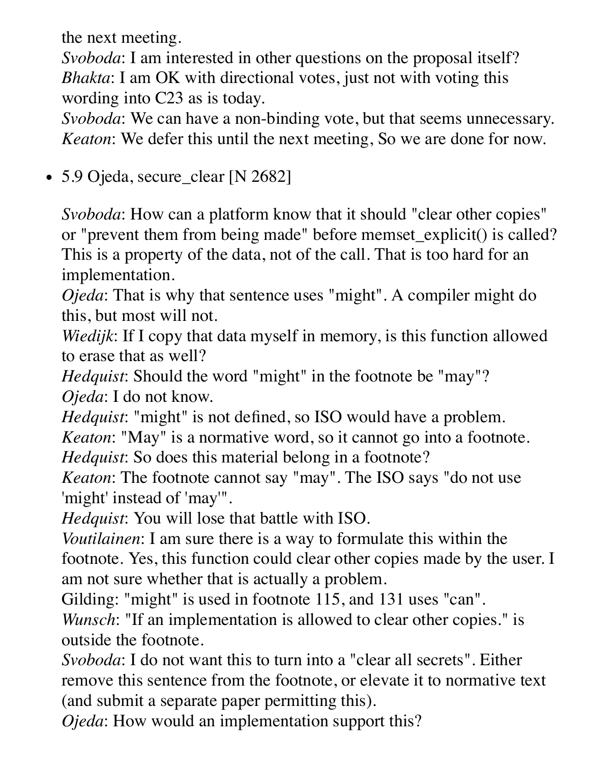the next meeting.
*Svoboda*: I am interested in other questions on the proposal itself?
*Bhakta*: I am OK with directional votes, just not with voting this wording into C23 as is today.
*Svoboda*: We can have a non-binding vote, but that seems unnecessary.
*Keaton*: We defer this until the next meeting, So we are done for now.

- 5.9 Ojeda, secure_clear [N 2682]

  *Svoboda*: How can a platform know that it should "clear other copies" or "prevent them from being made" before memset_explicit() is called? This is a property of the data, not of the call. That is too hard for an implementation.
  *Ojeda*: That is why that sentence uses "might". A compiler might do this, but most will not.
  *Wiedijk*: If I copy that data myself in memory, is this function allowed to erase that as well?
  *Hedquist*: Should the word "might" in the footnote be "may"?
  *Ojeda*: I do not know.
  *Hedquist*: "might" is not defined, so ISO would have a problem.
  *Keaton*: "May" is a normative word, so it cannot go into a footnote.
  *Hedquist*: So does this material belong in a footnote?
  *Keaton*: The footnote cannot say "may". The ISO says "do not use 'might' instead of 'may'".
  *Hedquist*: You will lose that battle with ISO.
  *Voutilainen*: I am sure there is a way to formulate this within the footnote. Yes, this function could clear other copies made by the user. I am not sure whether that is actually a problem.
  Gilding: "might" is used in footnote 115, and 131 uses "can".
  *Wunsch*: "If an implementation is allowed to clear other copies." is outside the footnote.
  *Svoboda*: I do not want this to turn into a "clear all secrets". Either remove this sentence from the footnote, or elevate it to normative text (and submit a separate paper permitting this).
  *Ojeda*: How would an implementation support this?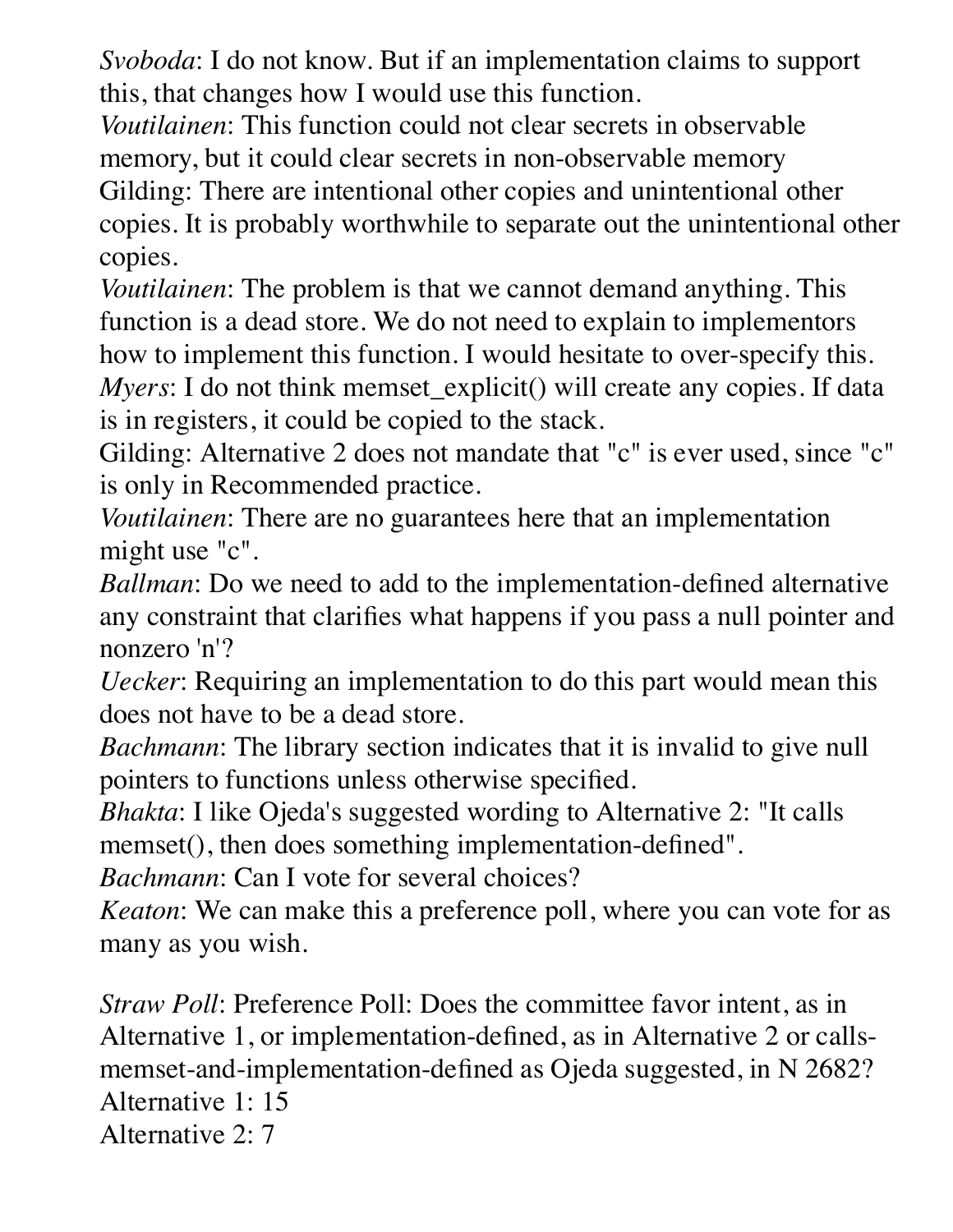*Svoboda*: I do not know. But if an implementation claims to support this, that changes how I would use this function.
*Voutilainen*: This function could not clear secrets in observable memory, but it could clear secrets in non-observable memory
Gilding: There are intentional other copies and unintentional other copies. It is probably worthwhile to separate out the unintentional other copies.
*Voutilainen*: The problem is that we cannot demand anything. This function is a dead store. We do not need to explain to implementors how to implement this function. I would hesitate to over-specify this.
*Myers*: I do not think memset_explicit() will create any copies. If data is in registers, it could be copied to the stack.
Gilding: Alternative 2 does not mandate that "c" is ever used, since "c" is only in Recommended practice.
*Voutilainen*: There are no guarantees here that an implementation might use "c".
*Ballman*: Do we need to add to the implementation-defined alternative any constraint that clarifies what happens if you pass a null pointer and nonzero 'n'?
*Uecker*: Requiring an implementation to do this part would mean this does not have to be a dead store.
*Bachmann*: The library section indicates that it is invalid to give null pointers to functions unless otherwise specified.
*Bhakta*: I like Ojeda's suggested wording to Alternative 2: "It calls memset(), then does something implementation-defined".
*Bachmann*: Can I vote for several choices?
*Keaton*: We can make this a preference poll, where you can vote for as many as you wish.

*Straw Poll*: Preference Poll: Does the committee favor intent, as in Alternative 1, or implementation-defined, as in Alternative 2 or calls-memset-and-implementation-defined as Ojeda suggested, in N 2682?
Alternative 1: 15
Alternative 2: 7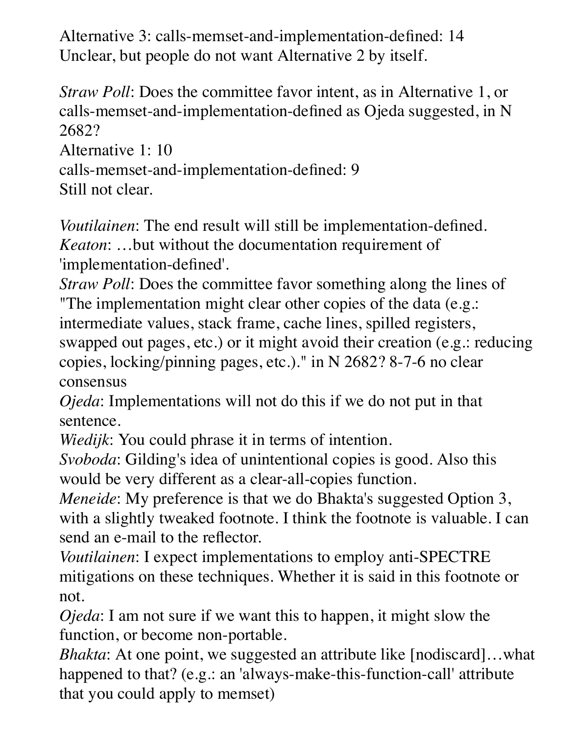Alternative 3: calls-memset-and-implementation-defined: 14
Unclear, but people do not want Alternative 2 by itself.

*Straw Poll*: Does the committee favor intent, as in Alternative 1, or calls-memset-and-implementation-defined as Ojeda suggested, in N 2682?
Alternative 1: 10
calls-memset-and-implementation-defined: 9
Still not clear.

*Voutilainen*: The end result will still be implementation-defined.
*Keaton*: …but without the documentation requirement of 'implementation-defined'.
*Straw Poll*: Does the committee favor something along the lines of "The implementation might clear other copies of the data (e.g.: intermediate values, stack frame, cache lines, spilled registers, swapped out pages, etc.) or it might avoid their creation (e.g.: reducing copies, locking/pinning pages, etc.)." in N 2682? 8-7-6 no clear consensus
*Ojeda*: Implementations will not do this if we do not put in that sentence.
*Wiedijk*: You could phrase it in terms of intention.
*Svoboda*: Gilding's idea of unintentional copies is good. Also this would be very different as a clear-all-copies function.
*Meneide*: My preference is that we do Bhakta's suggested Option 3, with a slightly tweaked footnote. I think the footnote is valuable. I can send an e-mail to the reflector.
*Voutilainen*: I expect implementations to employ anti-SPECTRE mitigations on these techniques. Whether it is said in this footnote or not.
*Ojeda*: I am not sure if we want this to happen, it might slow the function, or become non-portable.
*Bhakta*: At one point, we suggested an attribute like [nodiscard]…what happened to that? (e.g.: an 'always-make-this-function-call' attribute that you could apply to memset)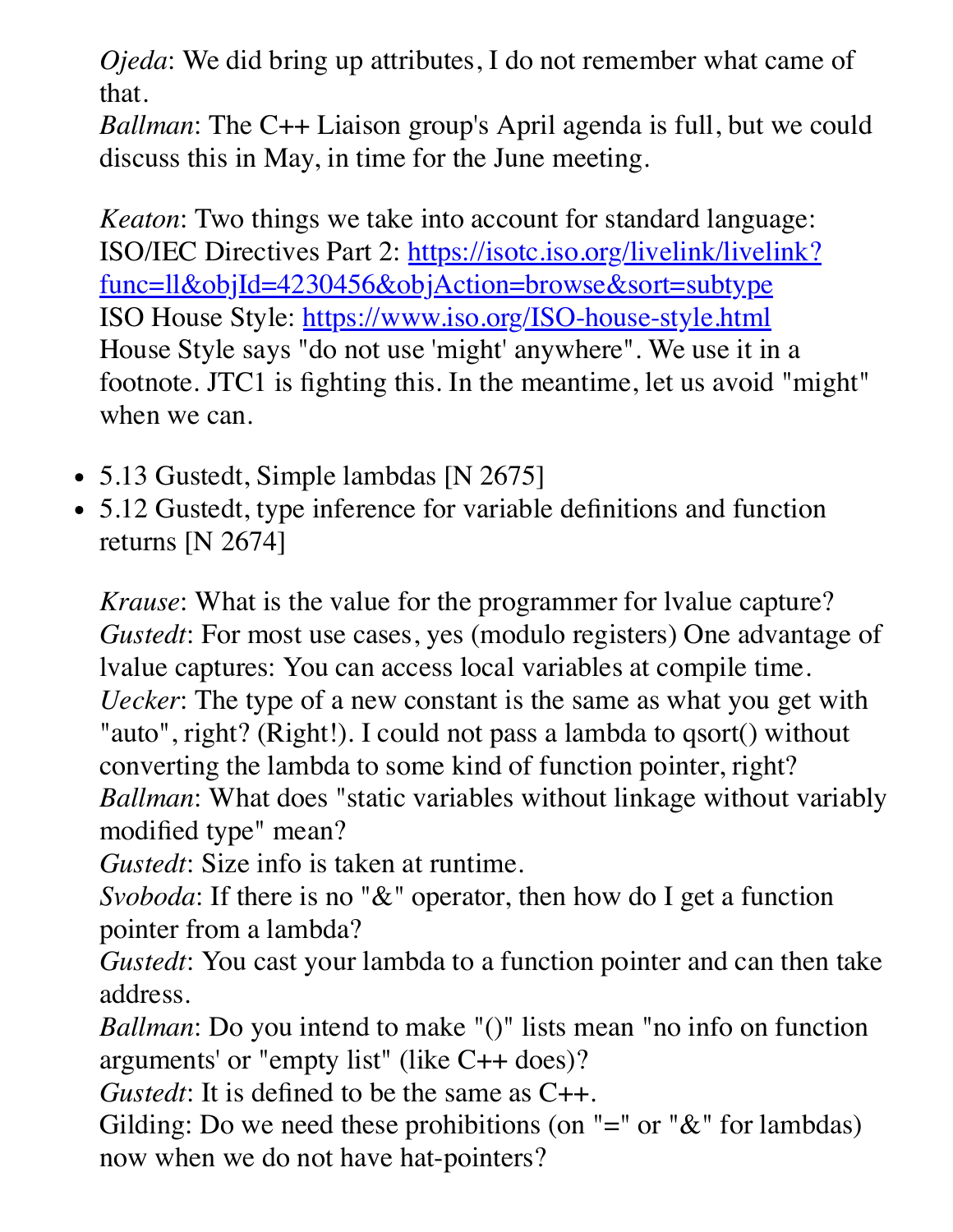*Ojeda*: We did bring up attributes, I do not remember what came of that.
*Ballman*: The C++ Liaison group's April agenda is full, but we could discuss this in May, in time for the June meeting.

*Keaton*: Two things we take into account for standard language:
ISO/IEC Directives Part 2: [https://isotc.iso.org/livelink/livelink?func=ll&objId=4230456&objAction=browse&sort=subtype](https://isotc.iso.org/livelink/livelink?func=ll&objId=4230456&objAction=browse&sort=subtype)
ISO House Style: [https://www.iso.org/ISO-house-style.html](https://www.iso.org/ISO-house-style.html)
House Style says "do not use 'might' anywhere". We use it in a footnote. JTC1 is fighting this. In the meantime, let us avoid "might" when we can.

- 5.13 Gustedt, Simple lambdas [N 2675]
- 5.12 Gustedt, type inference for variable definitions and function returns [N 2674]

*Krause*: What is the value for the programmer for lvalue capture?
*Gustedt*: For most use cases, yes (modulo registers) One advantage of lvalue captures: You can access local variables at compile time.
*Uecker*: The type of a new constant is the same as what you get with "auto", right? (Right!). I could not pass a lambda to qsort() without converting the lambda to some kind of function pointer, right?
*Ballman*: What does "static variables without linkage without variably modified type" mean?
*Gustedt*: Size info is taken at runtime.
*Svoboda*: If there is no "&" operator, then how do I get a function pointer from a lambda?
*Gustedt*: You cast your lambda to a function pointer and can then take address.
*Ballman*: Do you intend to make "()" lists mean "no info on function arguments' or "empty list" (like C++ does)?
*Gustedt*: It is defined to be the same as C++.
Gilding: Do we need these prohibitions (on "=" or "&" for lambdas) now when we do not have hat-pointers?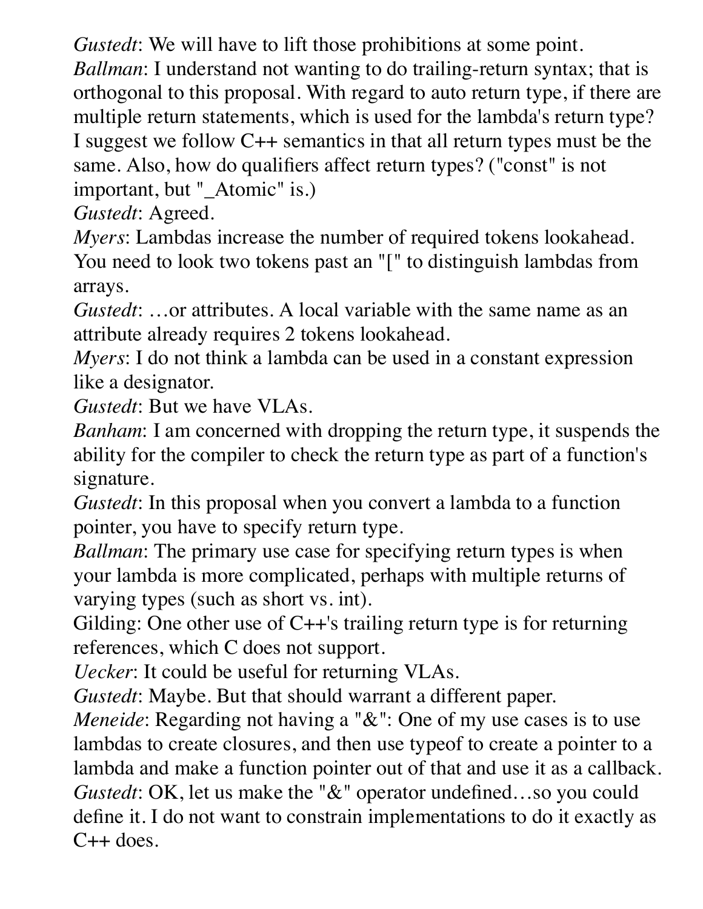*Gustedt*: We will have to lift those prohibitions at some point.
*Ballman*: I understand not wanting to do trailing-return syntax; that is orthogonal to this proposal. With regard to auto return type, if there are multiple return statements, which is used for the lambda's return type? I suggest we follow C++ semantics in that all return types must be the same. Also, how do qualifiers affect return types? ("const" is not important, but "_Atomic" is.)
*Gustedt*: Agreed.
*Myers*: Lambdas increase the number of required tokens lookahead. You need to look two tokens past an "[" to distinguish lambdas from arrays.
*Gustedt*: …or attributes. A local variable with the same name as an attribute already requires 2 tokens lookahead.
*Myers*: I do not think a lambda can be used in a constant expression like a designator.
*Gustedt*: But we have VLAs.
*Banham*: I am concerned with dropping the return type, it suspends the ability for the compiler to check the return type as part of a function's signature.
*Gustedt*: In this proposal when you convert a lambda to a function pointer, you have to specify return type.
*Ballman*: The primary use case for specifying return types is when your lambda is more complicated, perhaps with multiple returns of varying types (such as short vs. int).
Gilding: One other use of C++'s trailing return type is for returning references, which C does not support.
*Uecker*: It could be useful for returning VLAs.
*Gustedt*: Maybe. But that should warrant a different paper.
*Meneide*: Regarding not having a "&": One of my use cases is to use lambdas to create closures, and then use typeof to create a pointer to a lambda and make a function pointer out of that and use it as a callback.
*Gustedt*: OK, let us make the "&" operator undefined…so you could define it. I do not want to constrain implementations to do it exactly as C++ does.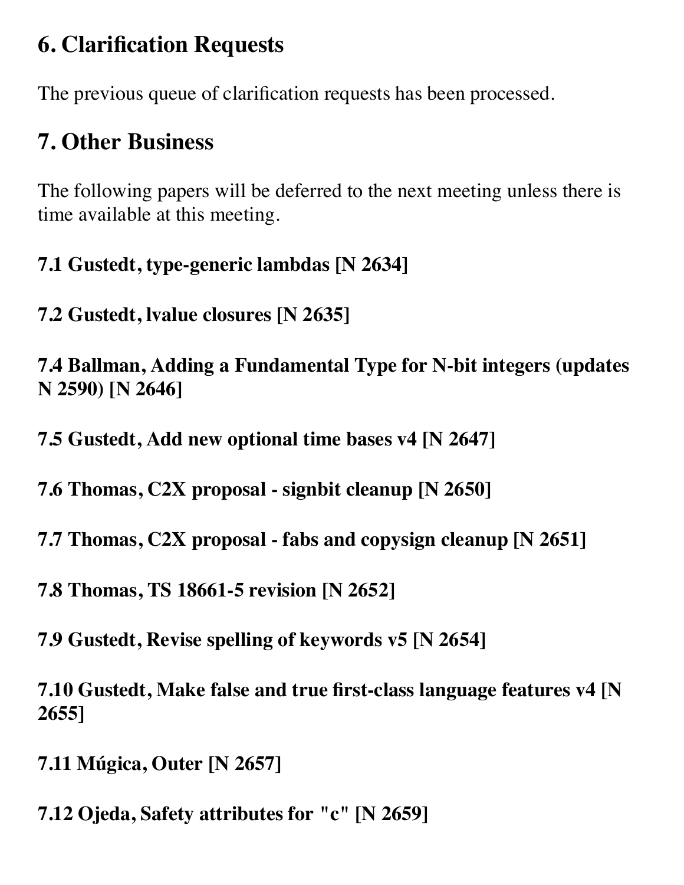## 6. Clarification Requests

The previous queue of clarification requests has been processed.

## 7. Other Business

The following papers will be deferred to the next meeting unless there is time available at this meeting.

#### 7.1 Gustedt, type-generic lambdas [N 2634]

#### 7.2 Gustedt, lvalue closures [N 2635]

#### 7.4 Ballman, Adding a Fundamental Type for N-bit integers (updates N 2590) [N 2646]

#### 7.5 Gustedt, Add new optional time bases v4 [N 2647]

#### 7.6 Thomas, C2X proposal - signbit cleanup [N 2650]

#### 7.7 Thomas, C2X proposal - fabs and copysign cleanup [N 2651]

#### 7.8 Thomas, TS 18661-5 revision [N 2652]

#### 7.9 Gustedt, Revise spelling of keywords v5 [N 2654]

#### 7.10 Gustedt, Make false and true first-class language features v4 [N 2655]

#### 7.11 Múgica, Outer [N 2657]

#### 7.12 Ojeda, Safety attributes for "c" [N 2659]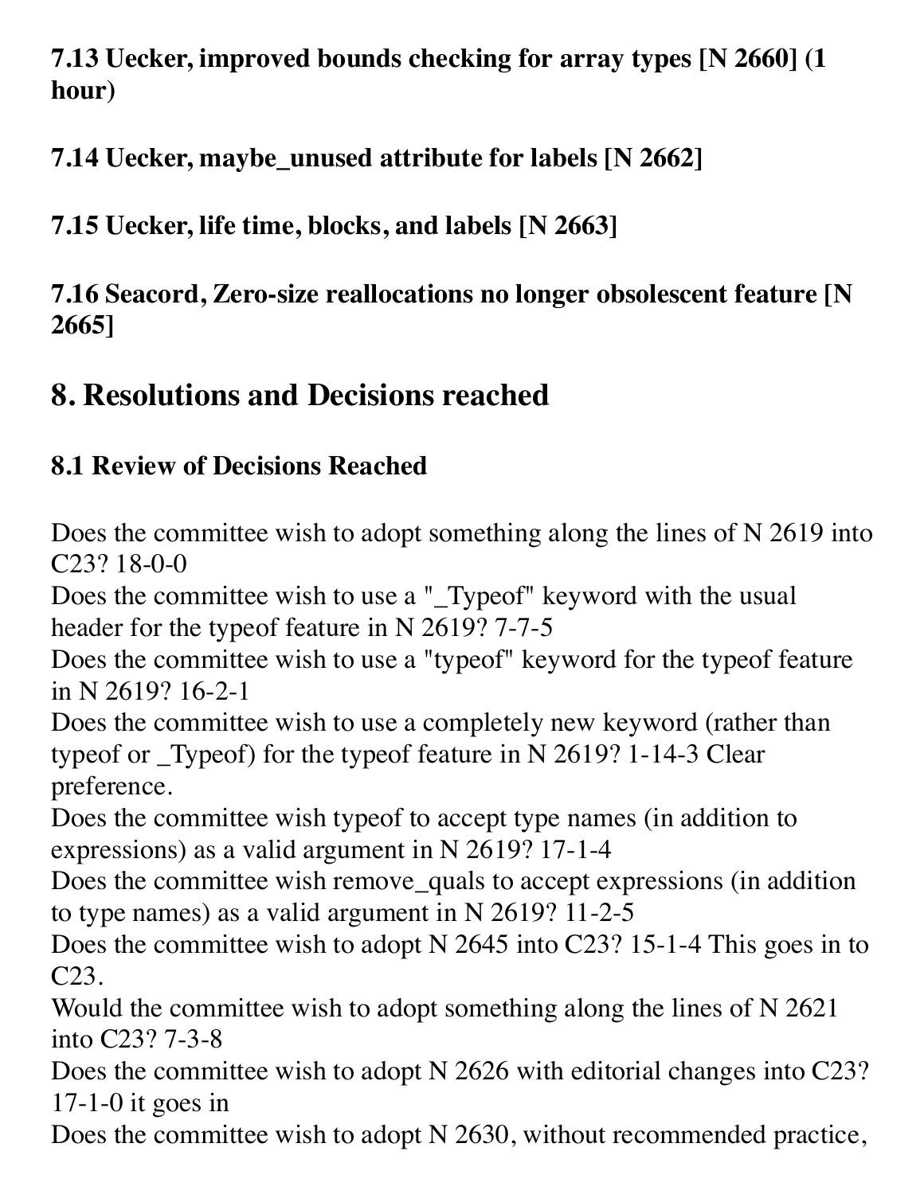### 7.13 Uecker, improved bounds checking for array types [N 2660] (1 hour)

### 7.14 Uecker, maybe_unused attribute for labels [N 2662]

### 7.15 Uecker, life time, blocks, and labels [N 2663]

### 7.16 Seacord, Zero-size reallocations no longer obsolescent feature [N 2665]

## 8. Resolutions and Decisions reached

### 8.1 Review of Decisions Reached

Does the committee wish to adopt something along the lines of N 2619 into C23? 18-0-0
Does the committee wish to use a "_Typeof" keyword with the usual header for the typeof feature in N 2619? 7-7-5
Does the committee wish to use a "typeof" keyword for the typeof feature in N 2619? 16-2-1
Does the committee wish to use a completely new keyword (rather than typeof or _Typeof) for the typeof feature in N 2619? 1-14-3 Clear preference.
Does the committee wish typeof to accept type names (in addition to expressions) as a valid argument in N 2619? 17-1-4
Does the committee wish remove_quals to accept expressions (in addition to type names) as a valid argument in N 2619? 11-2-5
Does the committee wish to adopt N 2645 into C23? 15-1-4 This goes in to C23.
Would the committee wish to adopt something along the lines of N 2621 into C23? 7-3-8
Does the committee wish to adopt N 2626 with editorial changes into C23? 17-1-0 it goes in
Does the committee wish to adopt N 2630, without recommended practice,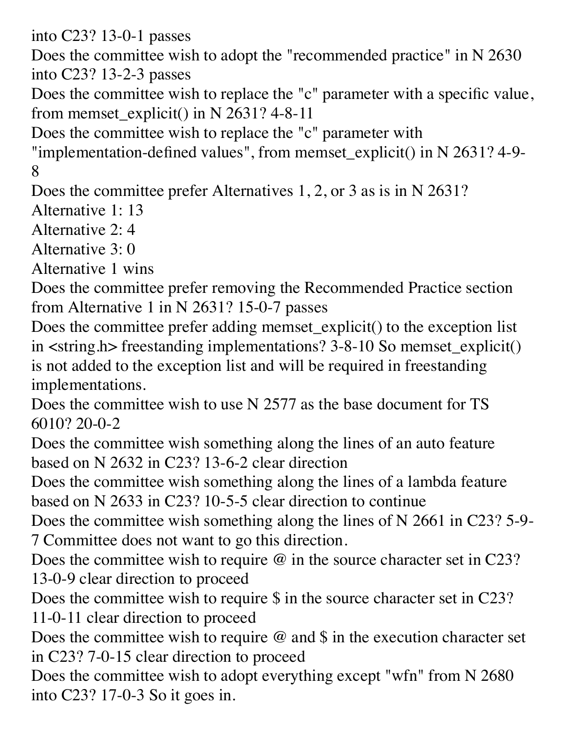into C23? 13-0-1 passes

Does the committee wish to adopt the "recommended practice" in N 2630 into C23? 13-2-3 passes

Does the committee wish to replace the "c" parameter with a specific value, from memset_explicit() in N 2631? 4-8-11

Does the committee wish to replace the "c" parameter with "implementation-defined values", from memset_explicit() in N 2631? 4-9-8

Does the committee prefer Alternatives 1, 2, or 3 as is in N 2631?

Alternative 1: 13

Alternative 2: 4

Alternative 3: 0

Alternative 1 wins

Does the committee prefer removing the Recommended Practice section from Alternative 1 in N 2631? 15-0-7 passes

Does the committee prefer adding memset_explicit() to the exception list in <string.h> freestanding implementations? 3-8-10 So memset_explicit() is not added to the exception list and will be required in freestanding implementations.

Does the committee wish to use N 2577 as the base document for TS 6010? 20-0-2

Does the committee wish something along the lines of an auto feature based on N 2632 in C23? 13-6-2 clear direction

Does the committee wish something along the lines of a lambda feature based on N 2633 in C23? 10-5-5 clear direction to continue

Does the committee wish something along the lines of N 2661 in C23? 5-9-7 Committee does not want to go this direction.

Does the committee wish to require @ in the source character set in C23? 13-0-9 clear direction to proceed

Does the committee wish to require $ in the source character set in C23? 11-0-11 clear direction to proceed

Does the committee wish to require @ and $ in the execution character set in C23? 7-0-15 clear direction to proceed

Does the committee wish to adopt everything except "wfn" from N 2680 into C23? 17-0-3 So it goes in.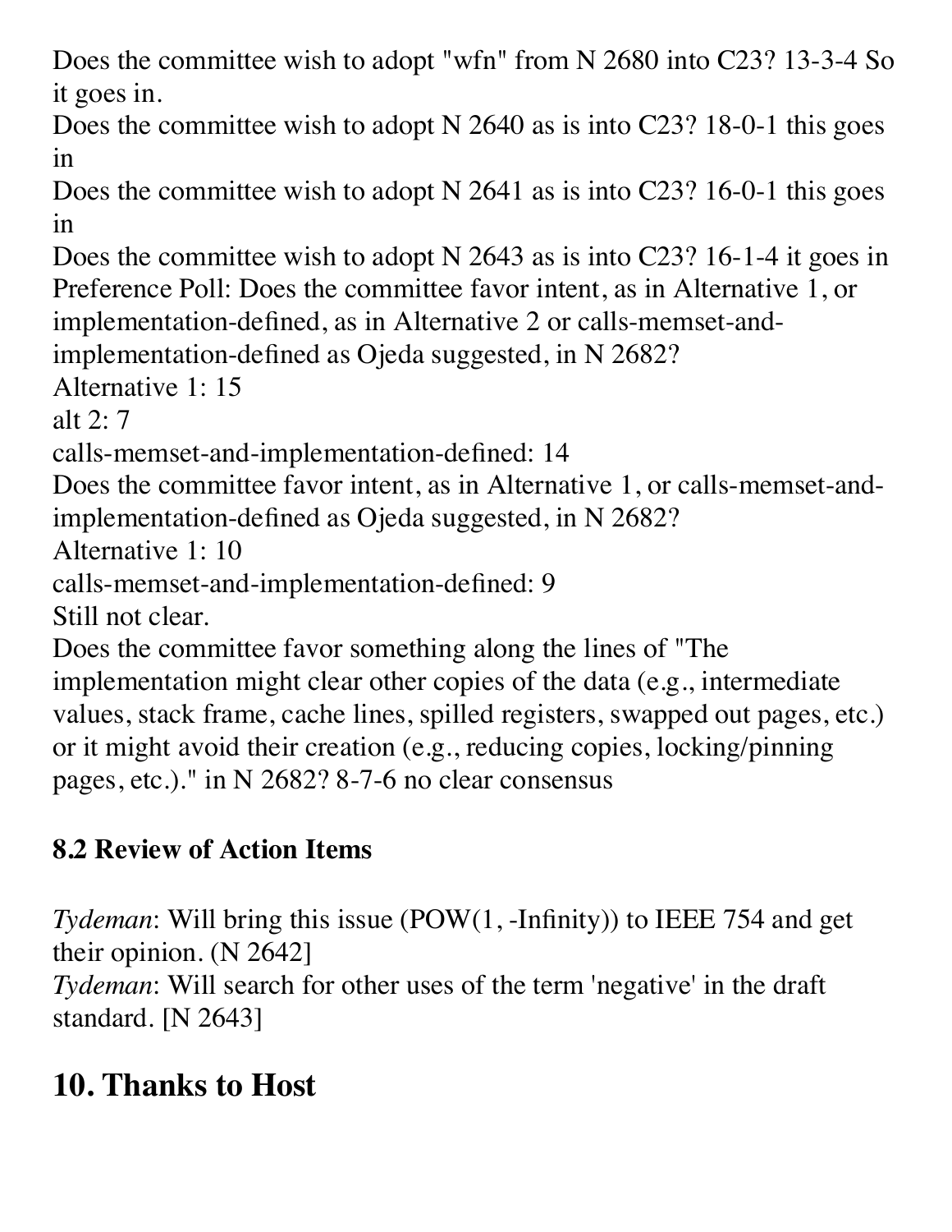Does the committee wish to adopt "wfn" from N 2680 into C23? 13-3-4 So it goes in.
Does the committee wish to adopt N 2640 as is into C23? 18-0-1 this goes in
Does the committee wish to adopt N 2641 as is into C23? 16-0-1 this goes in
Does the committee wish to adopt N 2643 as is into C23? 16-1-4 it goes in
Preference Poll: Does the committee favor intent, as in Alternative 1, or implementation-defined, as in Alternative 2 or calls-memset-and-implementation-defined as Ojeda suggested, in N 2682?
Alternative 1: 15
alt 2: 7
calls-memset-and-implementation-defined: 14
Does the committee favor intent, as in Alternative 1, or calls-memset-and-implementation-defined as Ojeda suggested, in N 2682?
Alternative 1: 10
calls-memset-and-implementation-defined: 9
Still not clear.
Does the committee favor something along the lines of "The implementation might clear other copies of the data (e.g., intermediate values, stack frame, cache lines, spilled registers, swapped out pages, etc.) or it might avoid their creation (e.g., reducing copies, locking/pinning pages, etc.)." in N 2682? 8-7-6 no clear consensus

### 8.2 Review of Action Items

*Tydeman*: Will bring this issue (POW(1, -Infinity)) to IEEE 754 and get their opinion. (N 2642]
*Tydeman*: Will search for other uses of the term 'negative' in the draft standard. [N 2643]

## 10. Thanks to Host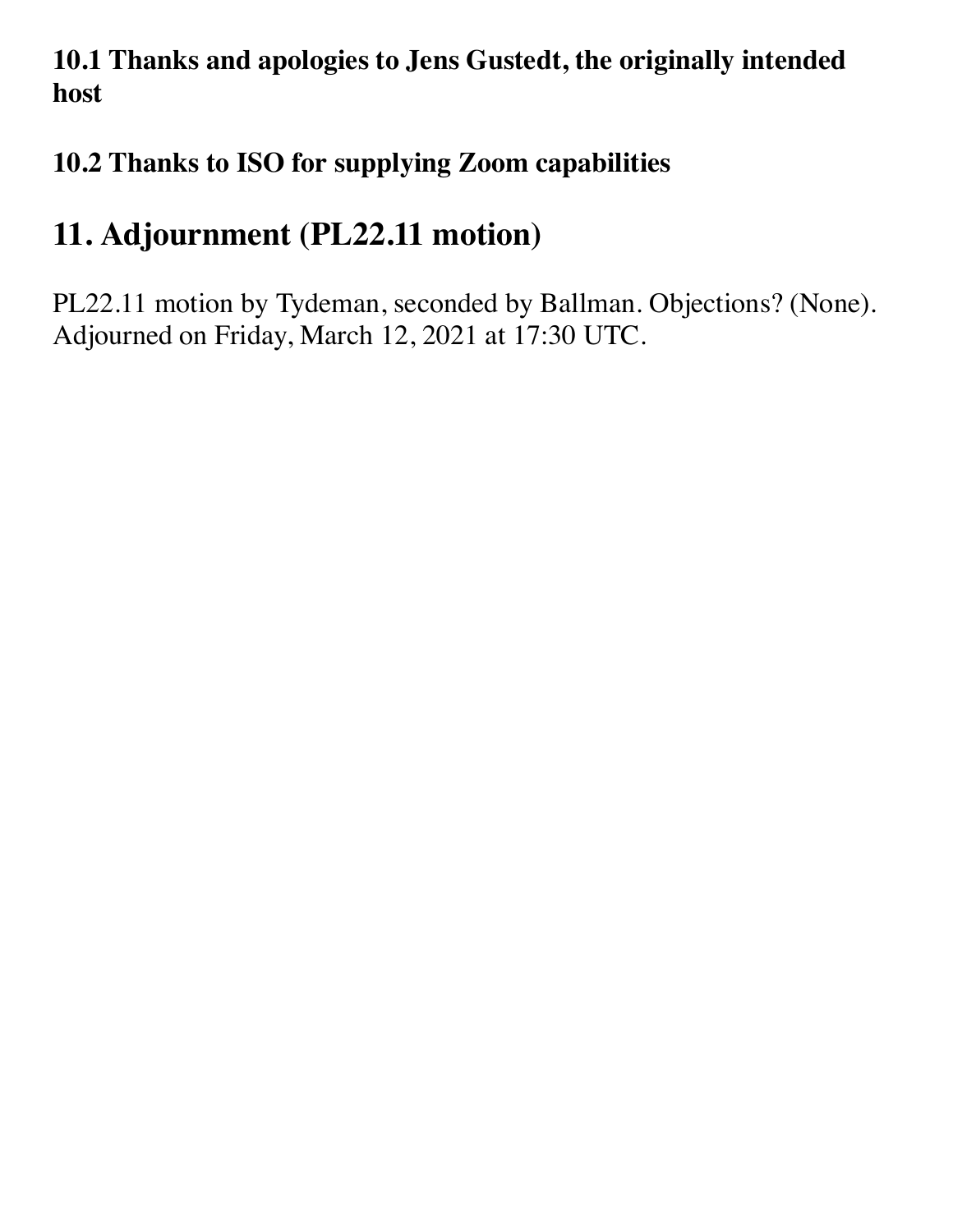### 10.1 Thanks and apologies to Jens Gustedt, the originally intended host

### 10.2 Thanks to ISO for supplying Zoom capabilities

## 11. Adjournment (PL22.11 motion)

PL22.11 motion by Tydeman, seconded by Ballman. Objections? (None). Adjourned on Friday, March 12, 2021 at 17:30 UTC.